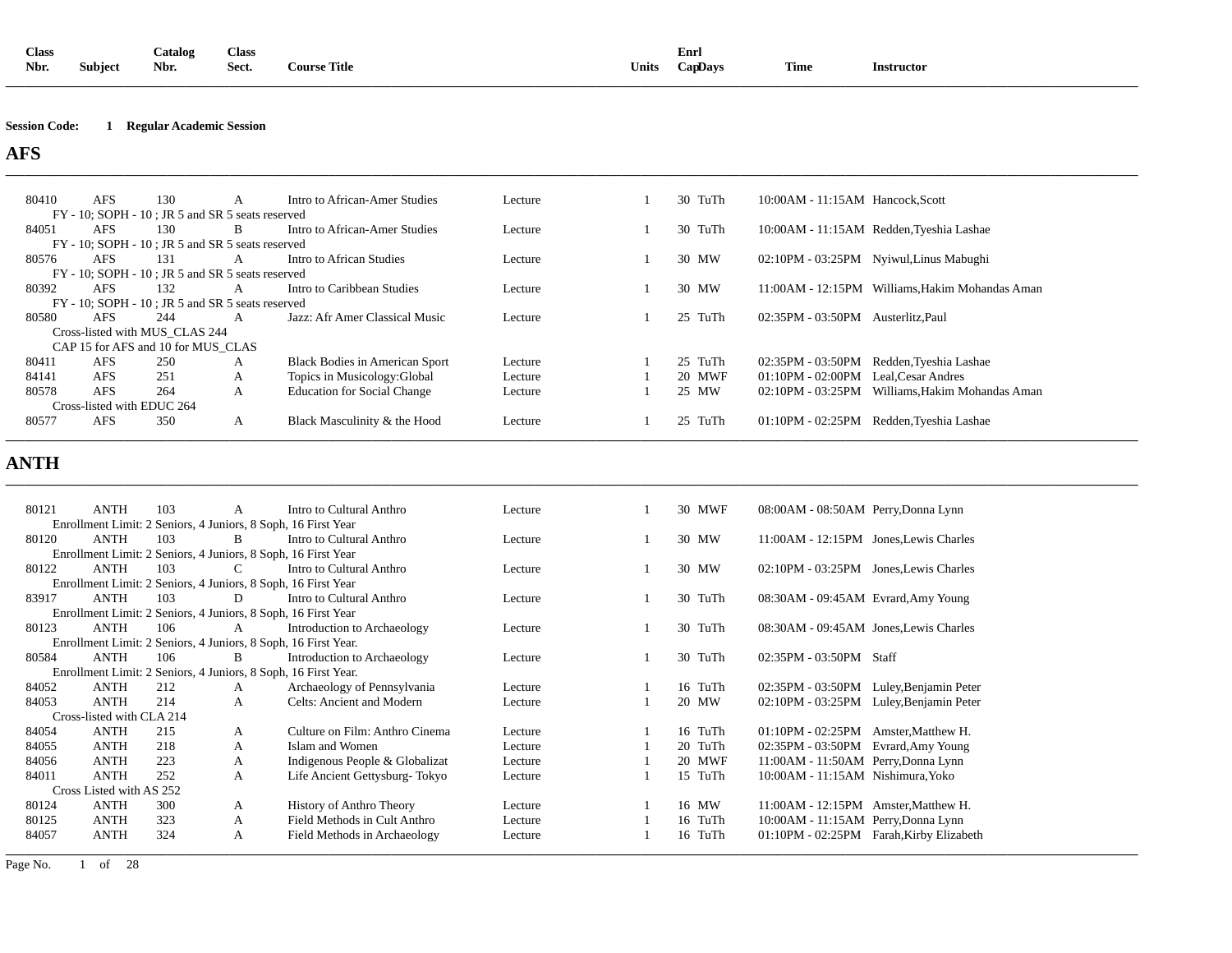**Session Code: 1 Regular Academic Session**

## AFS

| Class Nbr. | Subject | Catalog Nbr. | Class Sect. | Course Title | | Units | Enrl Cap | Days | Time | Instructor |
|---|---|---|---|---|---|---|---|---|---|---|
| 80410 | AFS | 130 | A | Intro to African-Amer Studies | Lecture | 1 | 30 | TuTh | 10:00AM - 11:15AM | Hancock,Scott |
| | FY - 10; SOPH - 10 ; JR 5 and SR 5 seats reserved | | | | | | | | | |
| 84051 | AFS | 130 | B | Intro to African-Amer Studies | Lecture | 1 | 30 | TuTh | 10:00AM - 11:15AM | Redden,Tyeshia Lashae |
| | FY - 10; SOPH - 10 ; JR 5 and SR 5 seats reserved | | | | | | | | | |
| 80576 | AFS | 131 | A | Intro to African Studies | Lecture | 1 | 30 | MW | 02:10PM - 03:25PM | Nyiwul,Linus Mabughi |
| | FY - 10; SOPH - 10 ; JR 5 and SR 5 seats reserved | | | | | | | | | |
| 80392 | AFS | 132 | A | Intro to Caribbean Studies | Lecture | 1 | 30 | MW | 11:00AM - 12:15PM | Williams,Hakim Mohandas Aman |
| | FY - 10; SOPH - 10 ; JR 5 and SR 5 seats reserved | | | | | | | | | |
| 80580 | AFS | 244 | A | Jazz: Afr Amer Classical Music | Lecture | 1 | 25 | TuTh | 02:35PM - 03:50PM | Austerlitz,Paul |
| | Cross-listed with MUS_CLAS 244 | | | | | | | | | |
| | CAP 15 for AFS and 10 for MUS_CLAS | | | | | | | | | |
| 80411 | AFS | 250 | A | Black Bodies in American Sport | Lecture | 1 | 25 | TuTh | 02:35PM - 03:50PM | Redden,Tyeshia Lashae |
| 84141 | AFS | 251 | A | Topics in Musicology:Global | Lecture | 1 | 20 | MWF | 01:10PM - 02:00PM | Leal,Cesar Andres |
| 80578 | AFS | 264 | A | Education for Social Change | Lecture | 1 | 25 | MW | 02:10PM - 03:25PM | Williams,Hakim Mohandas Aman |
| | Cross-listed with EDUC 264 | | | | | | | | | |
| 80577 | AFS | 350 | A | Black Masculinity & the Hood | Lecture | 1 | 25 | TuTh | 01:10PM - 02:25PM | Redden,Tyeshia Lashae |

## ANTH

| Class Nbr. | Subject | Catalog Nbr. | Class Sect. | Course Title | | Units | Enrl Cap | Days | Time | Instructor |
|---|---|---|---|---|---|---|---|---|---|---|
| 80121 | ANTH | 103 | A | Intro to Cultural Anthro | Lecture | 1 | 30 | MWF | 08:00AM - 08:50AM | Perry,Donna Lynn |
| | Enrollment Limit: 2 Seniors, 4 Juniors, 8 Soph, 16 First Year | | | | | | | | | |
| 80120 | ANTH | 103 | B | Intro to Cultural Anthro | Lecture | 1 | 30 | MW | 11:00AM - 12:15PM | Jones,Lewis Charles |
| | Enrollment Limit: 2 Seniors, 4 Juniors, 8 Soph, 16 First Year | | | | | | | | | |
| 80122 | ANTH | 103 | C | Intro to Cultural Anthro | Lecture | 1 | 30 | MW | 02:10PM - 03:25PM | Jones,Lewis Charles |
| | Enrollment Limit: 2 Seniors, 4 Juniors, 8 Soph, 16 First Year | | | | | | | | | |
| 83917 | ANTH | 103 | D | Intro to Cultural Anthro | Lecture | 1 | 30 | TuTh | 08:30AM - 09:45AM | Evrard,Amy Young |
| | Enrollment Limit: 2 Seniors, 4 Juniors, 8 Soph, 16 First Year | | | | | | | | | |
| 80123 | ANTH | 106 | A | Introduction to Archaeology | Lecture | 1 | 30 | TuTh | 08:30AM - 09:45AM | Jones,Lewis Charles |
| | Enrollment Limit: 2 Seniors, 4 Juniors, 8 Soph, 16 First Year. | | | | | | | | | |
| 80584 | ANTH | 106 | B | Introduction to Archaeology | Lecture | 1 | 30 | TuTh | 02:35PM - 03:50PM | Staff |
| | Enrollment Limit: 2 Seniors, 4 Juniors, 8 Soph, 16 First Year. | | | | | | | | | |
| 84052 | ANTH | 212 | A | Archaeology of Pennsylvania | Lecture | 1 | 16 | TuTh | 02:35PM - 03:50PM | Luley,Benjamin Peter |
| 84053 | ANTH | 214 | A | Celts: Ancient and Modern | Lecture | 1 | 20 | MW | 02:10PM - 03:25PM | Luley,Benjamin Peter |
| | Cross-listed with CLA 214 | | | | | | | | | |
| 84054 | ANTH | 215 | A | Culture on Film: Anthro Cinema | Lecture | 1 | 16 | TuTh | 01:10PM - 02:25PM | Amster,Matthew H. |
| 84055 | ANTH | 218 | A | Islam and Women | Lecture | 1 | 20 | TuTh | 02:35PM - 03:50PM | Evrard,Amy Young |
| 84056 | ANTH | 223 | A | Indigenous People & Globalizat | Lecture | 1 | 20 | MWF | 11:00AM - 11:50AM | Perry,Donna Lynn |
| 84011 | ANTH | 252 | A | Life Ancient Gettysburg- Tokyo | Lecture | 1 | 15 | TuTh | 10:00AM - 11:15AM | Nishimura,Yoko |
| | Cross Listed with AS 252 | | | | | | | | | |
| 80124 | ANTH | 300 | A | History of Anthro Theory | Lecture | 1 | 16 | MW | 11:00AM - 12:15PM | Amster,Matthew H. |
| 80125 | ANTH | 323 | A | Field Methods in Cult Anthro | Lecture | 1 | 16 | TuTh | 10:00AM - 11:15AM | Perry,Donna Lynn |
| 84057 | ANTH | 324 | A | Field Methods in Archaeology | Lecture | 1 | 16 | TuTh | 01:10PM - 02:25PM | Farah,Kirby Elizabeth |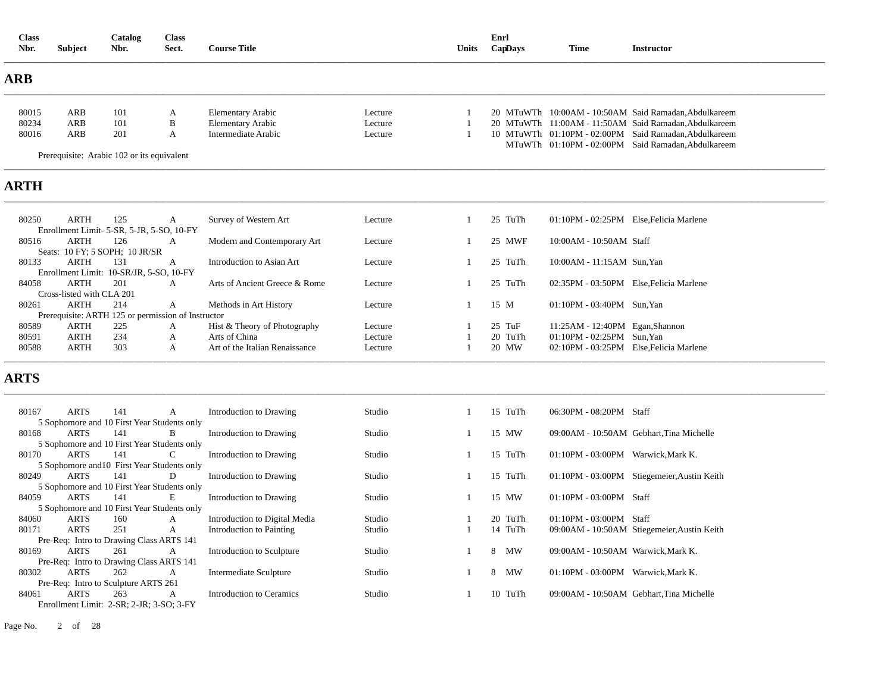| Class Nbr. | Subject | Catalog Nbr. | Class Sect. | Course Title | | Units | Enrl Cap | Days | Time | Instructor |
|---|---|---|---|---|---|---|---|---|---|---|

## ARB

| Class Nbr. | Subject | Catalog Nbr. | Class Sect. | Course Title | | Units | Enrl Cap | Days | Time | Instructor |
|---|---|---|---|---|---|---|---|---|---|---|
| 80015 | ARB | 101 | A | Elementary Arabic | Lecture | 1 | 20 | MTuWTh | 10:00AM - 10:50AM | Said Ramadan,Abdulkareem |
| 80234 | ARB | 101 | B | Elementary Arabic | Lecture | 1 | 20 | MTuWTh | 11:00AM - 11:50AM | Said Ramadan,Abdulkareem |
| 80016 | ARB | 201 | A | Intermediate Arabic | Lecture | 1 | 10 | MTuWTh | 01:10PM - 02:00PM | Said Ramadan,Abdulkareem |
| | | | | | | | | MTuWTh | 01:10PM - 02:00PM | Said Ramadan,Abdulkareem |
| Prerequisite: Arabic 102 or its equivalent | | | | | | | | | | |

## ARTH

| Class Nbr. | Subject | Catalog Nbr. | Class Sect. | Course Title | | Units | Enrl Cap | Days | Time | Instructor |
|---|---|---|---|---|---|---|---|---|---|---|
| 80250 | ARTH | 125 | A | Survey of Western Art | Lecture | 1 | 25 | TuTh | 01:10PM - 02:25PM | Else,Felicia Marlene |
| Enrollment Limit- 5-SR, 5-JR, 5-SO, 10-FY | | | | | | | | | | |
| 80516 | ARTH | 126 | A | Modern and Contemporary Art | Lecture | 1 | 25 | MWF | 10:00AM - 10:50AM | Staff |
| Seats: 10 FY; 5 SOPH; 10 JR/SR | | | | | | | | | | |
| 80133 | ARTH | 131 | A | Introduction to Asian Art | Lecture | 1 | 25 | TuTh | 10:00AM - 11:15AM | Sun,Yan |
| Enrollment Limit: 10-SR/JR, 5-SO, 10-FY | | | | | | | | | | |
| 84058 | ARTH | 201 | A | Arts of Ancient Greece & Rome | Lecture | 1 | 25 | TuTh | 02:35PM - 03:50PM | Else,Felicia Marlene |
| Cross-listed with CLA 201 | | | | | | | | | | |
| 80261 | ARTH | 214 | A | Methods in Art History | Lecture | 1 | 15 | M | 01:10PM - 03:40PM | Sun,Yan |
| Prerequisite: ARTH 125 or permission of Instructor | | | | | | | | | | |
| 80589 | ARTH | 225 | A | Hist & Theory of Photography | Lecture | 1 | 25 | TuF | 11:25AM - 12:40PM | Egan,Shannon |
| 80591 | ARTH | 234 | A | Arts of China | Lecture | 1 | 20 | TuTh | 01:10PM - 02:25PM | Sun,Yan |
| 80588 | ARTH | 303 | A | Art of the Italian Renaissance | Lecture | 1 | 20 | MW | 02:10PM - 03:25PM | Else,Felicia Marlene |

## ARTS

| Class Nbr. | Subject | Catalog Nbr. | Class Sect. | Course Title | | Units | Enrl Cap | Days | Time | Instructor |
|---|---|---|---|---|---|---|---|---|---|---|
| 80167 | ARTS | 141 | A | Introduction to Drawing | Studio | 1 | 15 | TuTh | 06:30PM - 08:20PM | Staff |
| 5 Sophomore and 10 First Year Students only | | | | | | | | | | |
| 80168 | ARTS | 141 | B | Introduction to Drawing | Studio | 1 | 15 | MW | 09:00AM - 10:50AM | Gebhart,Tina Michelle |
| 5 Sophomore and 10 First Year Students only | | | | | | | | | | |
| 80170 | ARTS | 141 | C | Introduction to Drawing | Studio | 1 | 15 | TuTh | 01:10PM - 03:00PM | Warwick,Mark K. |
| 5 Sophomore and10 First Year Students only | | | | | | | | | | |
| 80249 | ARTS | 141 | D | Introduction to Drawing | Studio | 1 | 15 | TuTh | 01:10PM - 03:00PM | Stiegemeier,Austin Keith |
| 5 Sophomore and 10 First Year Students only | | | | | | | | | | |
| 84059 | ARTS | 141 | E | Introduction to Drawing | Studio | 1 | 15 | MW | 01:10PM - 03:00PM | Staff |
| 5 Sophomore and 10 First Year Students only | | | | | | | | | | |
| 84060 | ARTS | 160 | A | Introduction to Digital Media | Studio | 1 | 20 | TuTh | 01:10PM - 03:00PM | Staff |
| 80171 | ARTS | 251 | A | Introduction to Painting | Studio | 1 | 14 | TuTh | 09:00AM - 10:50AM | Stiegemeier,Austin Keith |
| Pre-Req: Intro to Drawing Class ARTS 141 | | | | | | | | | | |
| 80169 | ARTS | 261 | A | Introduction to Sculpture | Studio | 1 | 8 | MW | 09:00AM - 10:50AM | Warwick,Mark K. |
| Pre-Req: Intro to Drawing Class ARTS 141 | | | | | | | | | | |
| 80302 | ARTS | 262 | A | Intermediate Sculpture | Studio | 1 | 8 | MW | 01:10PM - 03:00PM | Warwick,Mark K. |
| Pre-Req: Intro to Sculpture ARTS 261 | | | | | | | | | | |
| 84061 | ARTS | 263 | A | Introduction to Ceramics | Studio | 1 | 10 | TuTh | 09:00AM - 10:50AM | Gebhart,Tina Michelle |
| Enrollment Limit: 2-SR; 2-JR; 3-SO; 3-FY | | | | | | | | | | |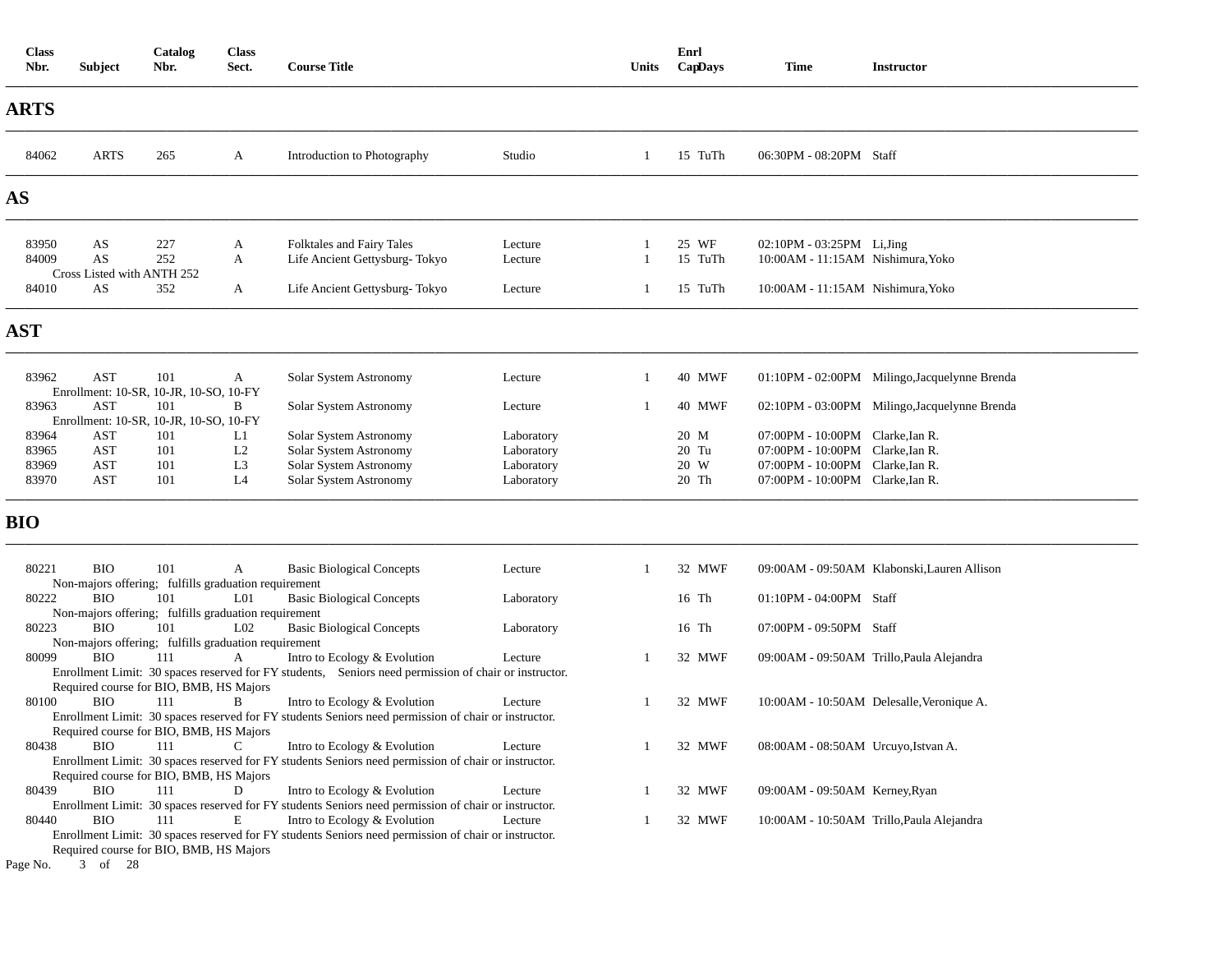| Class Nbr. | Subject | Catalog Nbr. | Class Sect. | Course Title | | Units | Enrl Cap | Days | Time | Instructor |
|---|---|---|---|---|---|---|---|---|---|---|

## ARTS

| Class Nbr. | Subject | Catalog Nbr. | Class Sect. | Course Title | | Units | Enrl Cap | Days | Time | Instructor |
|---|---|---|---|---|---|---|---|---|---|---|
| 84062 | ARTS | 265 | A | Introduction to Photography | Studio | 1 | 15 | TuTh | 06:30PM - 08:20PM | Staff |

## AS

| Class Nbr. | Subject | Catalog Nbr. | Class Sect. | Course Title | | Units | Enrl Cap | Days | Time | Instructor |
|---|---|---|---|---|---|---|---|---|---|---|
| 83950 | AS | 227 | A | Folktales and Fairy Tales | Lecture | 1 | 25 | WF | 02:10PM - 03:25PM | Li,Jing |
| 84009 | AS | 252 | A | Life Ancient Gettysburg- Tokyo | Lecture | 1 | 15 | TuTh | 10:00AM - 11:15AM | Nishimura,Yoko |
| Cross Listed with ANTH 252 | | | | | | | | | | |
| 84010 | AS | 352 | A | Life Ancient Gettysburg- Tokyo | Lecture | 1 | 15 | TuTh | 10:00AM - 11:15AM | Nishimura,Yoko |

## AST

| Class Nbr. | Subject | Catalog Nbr. | Class Sect. | Course Title | | Units | Enrl Cap | Days | Time | Instructor |
|---|---|---|---|---|---|---|---|---|---|---|
| 83962 | AST | 101 | A | Solar System Astronomy | Lecture | 1 | 40 | MWF | 01:10PM - 02:00PM | Milingo,Jacquelynne Brenda |
| Enrollment: 10-SR, 10-JR, 10-SO, 10-FY | | | | | | | | | | |
| 83963 | AST | 101 | B | Solar System Astronomy | Lecture | 1 | 40 | MWF | 02:10PM - 03:00PM | Milingo,Jacquelynne Brenda |
| Enrollment: 10-SR, 10-JR, 10-SO, 10-FY | | | | | | | | | | |
| 83964 | AST | 101 | L1 | Solar System Astronomy | Laboratory | | 20 | M | 07:00PM - 10:00PM | Clarke,Ian R. |
| 83965 | AST | 101 | L2 | Solar System Astronomy | Laboratory | | 20 | Tu | 07:00PM - 10:00PM | Clarke,Ian R. |
| 83969 | AST | 101 | L3 | Solar System Astronomy | Laboratory | | 20 | W | 07:00PM - 10:00PM | Clarke,Ian R. |
| 83970 | AST | 101 | L4 | Solar System Astronomy | Laboratory | | 20 | Th | 07:00PM - 10:00PM | Clarke,Ian R. |

## BIO

| Class Nbr. | Subject | Catalog Nbr. | Class Sect. | Course Title | | Units | Enrl Cap | Days | Time | Instructor |
|---|---|---|---|---|---|---|---|---|---|---|
| 80221 | BIO | 101 | A | Basic Biological Concepts | Lecture | 1 | 32 | MWF | 09:00AM - 09:50AM | Klabonski,Lauren Allison |
| Non-majors offering; fulfills graduation requirement | | | | | | | | | | |
| 80222 | BIO | 101 | L01 | Basic Biological Concepts | Laboratory | | 16 | Th | 01:10PM - 04:00PM | Staff |
| Non-majors offering; fulfills graduation requirement | | | | | | | | | | |
| 80223 | BIO | 101 | L02 | Basic Biological Concepts | Laboratory | | 16 | Th | 07:00PM - 09:50PM | Staff |
| Non-majors offering; fulfills graduation requirement | | | | | | | | | | |
| 80099 | BIO | 111 | A | Intro to Ecology & Evolution | Lecture | 1 | 32 | MWF | 09:00AM - 09:50AM | Trillo,Paula Alejandra |
| Enrollment Limit: 30 spaces reserved for FY students, Seniors need permission of chair or instructor. Required course for BIO, BMB, HS Majors | | | | | | | | | | |
| 80100 | BIO | 111 | B | Intro to Ecology & Evolution | Lecture | 1 | 32 | MWF | 10:00AM - 10:50AM | Delesalle,Veronique A. |
| Enrollment Limit: 30 spaces reserved for FY students Seniors need permission of chair or instructor. Required course for BIO, BMB, HS Majors | | | | | | | | | | |
| 80438 | BIO | 111 | C | Intro to Ecology & Evolution | Lecture | 1 | 32 | MWF | 08:00AM - 08:50AM | Urcuyo,Istvan A. |
| Enrollment Limit: 30 spaces reserved for FY students Seniors need permission of chair or instructor. Required course for BIO, BMB, HS Majors | | | | | | | | | | |
| 80439 | BIO | 111 | D | Intro to Ecology & Evolution | Lecture | 1 | 32 | MWF | 09:00AM - 09:50AM | Kerney,Ryan |
| Enrollment Limit: 30 spaces reserved for FY students Seniors need permission of chair or instructor. | | | | | | | | | | |
| 80440 | BIO | 111 | E | Intro to Ecology & Evolution | Lecture | 1 | 32 | MWF | 10:00AM - 10:50AM | Trillo,Paula Alejandra |
| Enrollment Limit: 30 spaces reserved for FY students Seniors need permission of chair or instructor. Required course for BIO, BMB, HS Majors | | | | | | | | | | |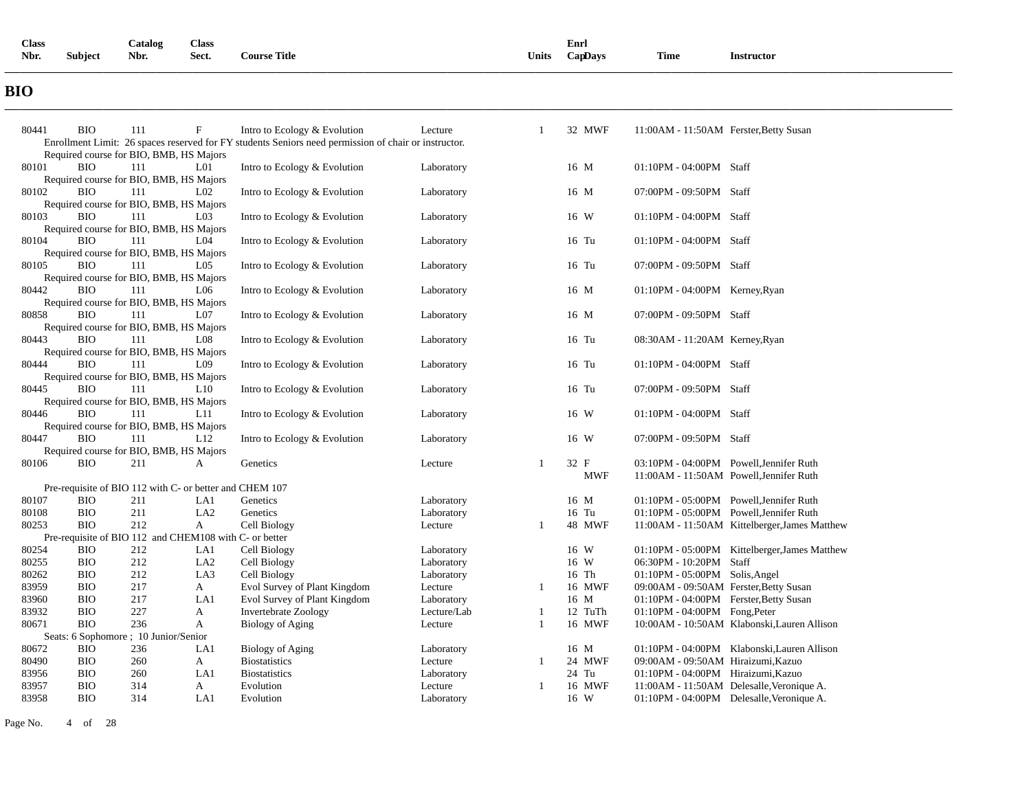# BIO

| Class Nbr. | Subject | Catalog Nbr. | Class Sect. | Course Title | | Units | Enrl Cap | Days | Time | Instructor |
|---|---|---|---|---|---|---|---|---|---|---|
| 80441 | BIO | 111 | F | Intro to Ecology & Evolution | Lecture | 1 | 32 | MWF | 11:00AM - 11:50AM | Ferster,Betty Susan |
| Enrollment Limit: 26 spaces reserved for FY students Seniors need permission of chair or instructor. | | | | | | | | | | |
| Required course for BIO, BMB, HS Majors | | | | | | | | | | |
| 80101 | BIO | 111 | L01 | Intro to Ecology & Evolution | Laboratory | | 16 | M | 01:10PM - 04:00PM | Staff |
| Required course for BIO, BMB, HS Majors | | | | | | | | | | |
| 80102 | BIO | 111 | L02 | Intro to Ecology & Evolution | Laboratory | | 16 | M | 07:00PM - 09:50PM | Staff |
| Required course for BIO, BMB, HS Majors | | | | | | | | | | |
| 80103 | BIO | 111 | L03 | Intro to Ecology & Evolution | Laboratory | | 16 | W | 01:10PM - 04:00PM | Staff |
| Required course for BIO, BMB, HS Majors | | | | | | | | | | |
| 80104 | BIO | 111 | L04 | Intro to Ecology & Evolution | Laboratory | | 16 | Tu | 01:10PM - 04:00PM | Staff |
| Required course for BIO, BMB, HS Majors | | | | | | | | | | |
| 80105 | BIO | 111 | L05 | Intro to Ecology & Evolution | Laboratory | | 16 | Tu | 07:00PM - 09:50PM | Staff |
| Required course for BIO, BMB, HS Majors | | | | | | | | | | |
| 80442 | BIO | 111 | L06 | Intro to Ecology & Evolution | Laboratory | | 16 | M | 01:10PM - 04:00PM | Kerney,Ryan |
| Required course for BIO, BMB, HS Majors | | | | | | | | | | |
| 80858 | BIO | 111 | L07 | Intro to Ecology & Evolution | Laboratory | | 16 | M | 07:00PM - 09:50PM | Staff |
| Required course for BIO, BMB, HS Majors | | | | | | | | | | |
| 80443 | BIO | 111 | L08 | Intro to Ecology & Evolution | Laboratory | | 16 | Tu | 08:30AM - 11:20AM | Kerney,Ryan |
| Required course for BIO, BMB, HS Majors | | | | | | | | | | |
| 80444 | BIO | 111 | L09 | Intro to Ecology & Evolution | Laboratory | | 16 | Tu | 01:10PM - 04:00PM | Staff |
| Required course for BIO, BMB, HS Majors | | | | | | | | | | |
| 80445 | BIO | 111 | L10 | Intro to Ecology & Evolution | Laboratory | | 16 | Tu | 07:00PM - 09:50PM | Staff |
| Required course for BIO, BMB, HS Majors | | | | | | | | | | |
| 80446 | BIO | 111 | L11 | Intro to Ecology & Evolution | Laboratory | | 16 | W | 01:10PM - 04:00PM | Staff |
| Required course for BIO, BMB, HS Majors | | | | | | | | | | |
| 80447 | BIO | 111 | L12 | Intro to Ecology & Evolution | Laboratory | | 16 | W | 07:00PM - 09:50PM | Staff |
| Required course for BIO, BMB, HS Majors | | | | | | | | | | |
| 80106 | BIO | 211 | A | Genetics | Lecture | 1 | 32 | F | 03:10PM - 04:00PM | Powell,Jennifer Ruth |
| | | | | | | | | MWF | 11:00AM - 11:50AM | Powell,Jennifer Ruth |
| Pre-requisite of BIO 112 with C- or better and CHEM 107 | | | | | | | | | | |
| 80107 | BIO | 211 | LA1 | Genetics | Laboratory | | 16 | M | 01:10PM - 05:00PM | Powell,Jennifer Ruth |
| 80108 | BIO | 211 | LA2 | Genetics | Laboratory | | 16 | Tu | 01:10PM - 05:00PM | Powell,Jennifer Ruth |
| 80253 | BIO | 212 | A | Cell Biology | Lecture | 1 | 48 | MWF | 11:00AM - 11:50AM | Kittelberger,James Matthew |
| Pre-requisite of BIO 112 and CHEM108 with C- or better | | | | | | | | | | |
| 80254 | BIO | 212 | LA1 | Cell Biology | Laboratory | | 16 | W | 01:10PM - 05:00PM | Kittelberger,James Matthew |
| 80255 | BIO | 212 | LA2 | Cell Biology | Laboratory | | 16 | W | 06:30PM - 10:20PM | Staff |
| 80262 | BIO | 212 | LA3 | Cell Biology | Laboratory | | 16 | Th | 01:10PM - 05:00PM | Solis,Angel |
| 83959 | BIO | 217 | A | Evol Survey of Plant Kingdom | Lecture | 1 | 16 | MWF | 09:00AM - 09:50AM | Ferster,Betty Susan |
| 83960 | BIO | 217 | LA1 | Evol Survey of Plant Kingdom | Laboratory | | 16 | M | 01:10PM - 04:00PM | Ferster,Betty Susan |
| 83932 | BIO | 227 | A | Invertebrate Zoology | Lecture/Lab | 1 | 12 | TuTh | 01:10PM - 04:00PM | Fong,Peter |
| 80671 | BIO | 236 | A | Biology of Aging | Lecture | 1 | 16 | MWF | 10:00AM - 10:50AM | Klabonski,Lauren Allison |
| Seats: 6 Sophomore ; 10 Junior/Senior | | | | | | | | | | |
| 80672 | BIO | 236 | LA1 | Biology of Aging | Laboratory | | 16 | M | 01:10PM - 04:00PM | Klabonski,Lauren Allison |
| 80490 | BIO | 260 | A | Biostatistics | Lecture | 1 | 24 | MWF | 09:00AM - 09:50AM | Hiraizumi,Kazuo |
| 83956 | BIO | 260 | LA1 | Biostatistics | Laboratory | | 24 | Tu | 01:10PM - 04:00PM | Hiraizumi,Kazuo |
| 83957 | BIO | 314 | A | Evolution | Lecture | 1 | 16 | MWF | 11:00AM - 11:50AM | Delesalle,Veronique A. |
| 83958 | BIO | 314 | LA1 | Evolution | Laboratory | | 16 | W | 01:10PM - 04:00PM | Delesalle,Veronique A. |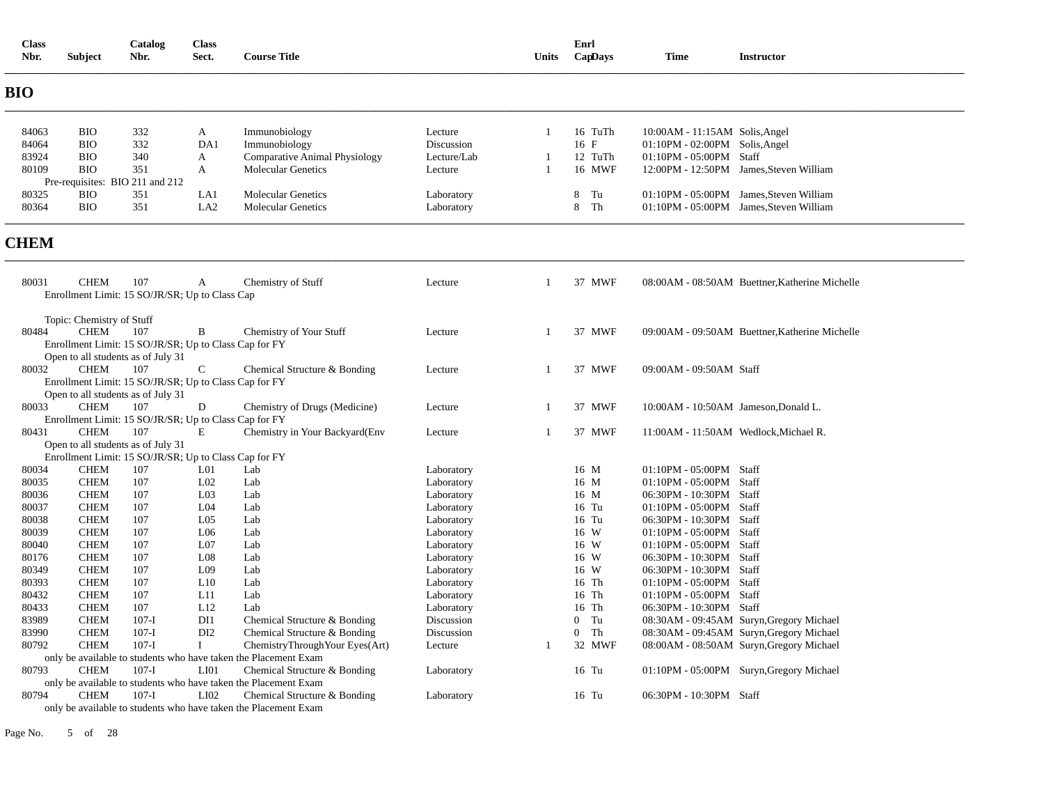| Class Nbr. | Subject | Catalog Nbr. | Class Sect. | Course Title | | Units | Enrl Cap | Days | Time | Instructor |
|---|---|---|---|---|---|---|---|---|---|---|

## BIO

| Class Nbr. | Subject | Catalog Nbr. | Class Sect. | Course Title | | Units | Enrl Cap | Days | Time | Instructor |
|---|---|---|---|---|---|---|---|---|---|---|
| 84063 | BIO | 332 | A | Immunobiology | Lecture | 1 | 16 | TuTh | 10:00AM - 11:15AM | Solis,Angel |
| 84064 | BIO | 332 | DA1 | Immunobiology | Discussion | | 16 | F | 01:10PM - 02:00PM | Solis,Angel |
| 83924 | BIO | 340 | A | Comparative Animal Physiology | Lecture/Lab | 1 | 12 | TuTh | 01:10PM - 05:00PM | Staff |
| 80109 | BIO | 351 | A | Molecular Genetics | Lecture | 1 | 16 | MWF | 12:00PM - 12:50PM | James,Steven William |
| Pre-requisites: BIO 211 and 212 | | | | | | | | | | |
| 80325 | BIO | 351 | LA1 | Molecular Genetics | Laboratory | | 8 | Tu | 01:10PM - 05:00PM | James,Steven William |
| 80364 | BIO | 351 | LA2 | Molecular Genetics | Laboratory | | 8 | Th | 01:10PM - 05:00PM | James,Steven William |

## CHEM

| Class Nbr. | Subject | Catalog Nbr. | Class Sect. | Course Title | | Units | Enrl Cap | Days | Time | Instructor |
|---|---|---|---|---|---|---|---|---|---|---|
| 80031 | CHEM | 107 | A | Chemistry of Stuff | Lecture | 1 | 37 | MWF | 08:00AM - 08:50AM | Buettner,Katherine Michelle |
| Enrollment Limit: 15 SO/JR/SR; Up to Class Cap | | | | | | | | | | |
| Topic: Chemistry of Stuff | | | | | | | | | | |
| 80484 | CHEM | 107 | B | Chemistry of Your Stuff | Lecture | 1 | 37 | MWF | 09:00AM - 09:50AM | Buettner,Katherine Michelle |
| Enrollment Limit: 15 SO/JR/SR; Up to Class Cap for FY | | | | | | | | | | |
| Open to all students as of July 31 | | | | | | | | | | |
| 80032 | CHEM | 107 | C | Chemical Structure & Bonding | Lecture | 1 | 37 | MWF | 09:00AM - 09:50AM | Staff |
| Enrollment Limit: 15 SO/JR/SR; Up to Class Cap for FY | | | | | | | | | | |
| Open to all students as of July 31 | | | | | | | | | | |
| 80033 | CHEM | 107 | D | Chemistry of Drugs (Medicine) | Lecture | 1 | 37 | MWF | 10:00AM - 10:50AM | Jameson,Donald L. |
| Enrollment Limit: 15 SO/JR/SR; Up to Class Cap for FY | | | | | | | | | | |
| 80431 | CHEM | 107 | E | Chemistry in Your Backyard(Env | Lecture | 1 | 37 | MWF | 11:00AM - 11:50AM | Wedlock,Michael R. |
| Open to all students as of July 31 | | | | | | | | | | |
| Enrollment Limit: 15 SO/JR/SR; Up to Class Cap for FY | | | | | | | | | | |
| 80034 | CHEM | 107 | L01 | Lab | Laboratory | | 16 | M | 01:10PM - 05:00PM | Staff |
| 80035 | CHEM | 107 | L02 | Lab | Laboratory | | 16 | M | 01:10PM - 05:00PM | Staff |
| 80036 | CHEM | 107 | L03 | Lab | Laboratory | | 16 | M | 06:30PM - 10:30PM | Staff |
| 80037 | CHEM | 107 | L04 | Lab | Laboratory | | 16 | Tu | 01:10PM - 05:00PM | Staff |
| 80038 | CHEM | 107 | L05 | Lab | Laboratory | | 16 | Tu | 06:30PM - 10:30PM | Staff |
| 80039 | CHEM | 107 | L06 | Lab | Laboratory | | 16 | W | 01:10PM - 05:00PM | Staff |
| 80040 | CHEM | 107 | L07 | Lab | Laboratory | | 16 | W | 01:10PM - 05:00PM | Staff |
| 80176 | CHEM | 107 | L08 | Lab | Laboratory | | 16 | W | 06:30PM - 10:30PM | Staff |
| 80349 | CHEM | 107 | L09 | Lab | Laboratory | | 16 | W | 06:30PM - 10:30PM | Staff |
| 80393 | CHEM | 107 | L10 | Lab | Laboratory | | 16 | Th | 01:10PM - 05:00PM | Staff |
| 80432 | CHEM | 107 | L11 | Lab | Laboratory | | 16 | Th | 01:10PM - 05:00PM | Staff |
| 80433 | CHEM | 107 | L12 | Lab | Laboratory | | 16 | Th | 06:30PM - 10:30PM | Staff |
| 83989 | CHEM | 107-I | DI1 | Chemical Structure & Bonding | Discussion | | 0 | Tu | 08:30AM - 09:45AM | Suryn,Gregory Michael |
| 83990 | CHEM | 107-I | DI2 | Chemical Structure & Bonding | Discussion | | 0 | Th | 08:30AM - 09:45AM | Suryn,Gregory Michael |
| 80792 | CHEM | 107-I | I | ChemistryThroughYour Eyes(Art) | Lecture | 1 | 32 | MWF | 08:00AM - 08:50AM | Suryn,Gregory Michael |
| only be available to students who have taken the Placement Exam | | | | | | | | | | |
| 80793 | CHEM | 107-I | LI01 | Chemical Structure & Bonding | Laboratory | | 16 | Tu | 01:10PM - 05:00PM | Suryn,Gregory Michael |
| only be available to students who have taken the Placement Exam | | | | | | | | | | |
| 80794 | CHEM | 107-I | LI02 | Chemical Structure & Bonding | Laboratory | | 16 | Tu | 06:30PM - 10:30PM | Staff |
| only be available to students who have taken the Placement Exam | | | | | | | | | | |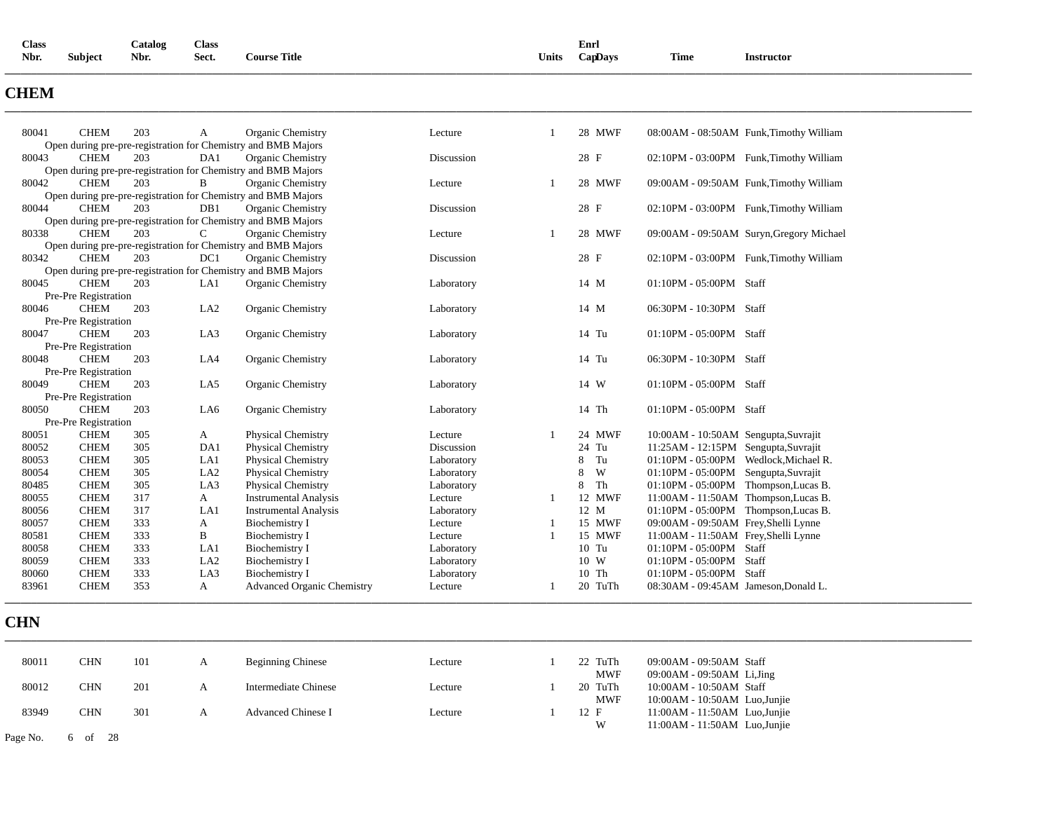| Class Nbr. | Subject | Catalog Nbr. | Class Sect. | Course Title | | Units | Enrl Cap | Days | Time | Instructor |
|---|---|---|---|---|---|---|---|---|---|---|

## CHEM

| Class Nbr. | Subject | Catalog Nbr. | Class Sect. | Course Title | | Units | Enrl Cap | Days | Time | Instructor |
|---|---|---|---|---|---|---|---|---|---|---|
| 80041 | CHEM | 203 | A | Organic Chemistry | Lecture | 1 | 28 | MWF | 08:00AM - 08:50AM | Funk,Timothy William |
| Open during pre-pre-registration for Chemistry and BMB Majors | | | | | | | | | | |
| 80043 | CHEM | 203 | DA1 | Organic Chemistry | Discussion | | 28 | F | 02:10PM - 03:00PM | Funk,Timothy William |
| Open during pre-pre-registration for Chemistry and BMB Majors | | | | | | | | | | |
| 80042 | CHEM | 203 | B | Organic Chemistry | Lecture | 1 | 28 | MWF | 09:00AM - 09:50AM | Funk,Timothy William |
| Open during pre-pre-registration for Chemistry and BMB Majors | | | | | | | | | | |
| 80044 | CHEM | 203 | DB1 | Organic Chemistry | Discussion | | 28 | F | 02:10PM - 03:00PM | Funk,Timothy William |
| Open during pre-pre-registration for Chemistry and BMB Majors | | | | | | | | | | |
| 80338 | CHEM | 203 | C | Organic Chemistry | Lecture | 1 | 28 | MWF | 09:00AM - 09:50AM | Suryn,Gregory Michael |
| Open during pre-pre-registration for Chemistry and BMB Majors | | | | | | | | | | |
| 80342 | CHEM | 203 | DC1 | Organic Chemistry | Discussion | | 28 | F | 02:10PM - 03:00PM | Funk,Timothy William |
| Open during pre-pre-registration for Chemistry and BMB Majors | | | | | | | | | | |
| 80045 | CHEM | 203 | LA1 | Organic Chemistry | Laboratory | | 14 | M | 01:10PM - 05:00PM | Staff |
| Pre-Pre Registration | | | | | | | | | | |
| 80046 | CHEM | 203 | LA2 | Organic Chemistry | Laboratory | | 14 | M | 06:30PM - 10:30PM | Staff |
| Pre-Pre Registration | | | | | | | | | | |
| 80047 | CHEM | 203 | LA3 | Organic Chemistry | Laboratory | | 14 | Tu | 01:10PM - 05:00PM | Staff |
| Pre-Pre Registration | | | | | | | | | | |
| 80048 | CHEM | 203 | LA4 | Organic Chemistry | Laboratory | | 14 | Tu | 06:30PM - 10:30PM | Staff |
| Pre-Pre Registration | | | | | | | | | | |
| 80049 | CHEM | 203 | LA5 | Organic Chemistry | Laboratory | | 14 | W | 01:10PM - 05:00PM | Staff |
| Pre-Pre Registration | | | | | | | | | | |
| 80050 | CHEM | 203 | LA6 | Organic Chemistry | Laboratory | | 14 | Th | 01:10PM - 05:00PM | Staff |
| Pre-Pre Registration | | | | | | | | | | |
| 80051 | CHEM | 305 | A | Physical Chemistry | Lecture | 1 | 24 | MWF | 10:00AM - 10:50AM | Sengupta,Suvrajit |
| 80052 | CHEM | 305 | DA1 | Physical Chemistry | Discussion | | 24 | Tu | 11:25AM - 12:15PM | Sengupta,Suvrajit |
| 80053 | CHEM | 305 | LA1 | Physical Chemistry | Laboratory | | 8 | Tu | 01:10PM - 05:00PM | Wedlock,Michael R. |
| 80054 | CHEM | 305 | LA2 | Physical Chemistry | Laboratory | | 8 | W | 01:10PM - 05:00PM | Sengupta,Suvrajit |
| 80485 | CHEM | 305 | LA3 | Physical Chemistry | Laboratory | | 8 | Th | 01:10PM - 05:00PM | Thompson,Lucas B. |
| 80055 | CHEM | 317 | A | Instrumental Analysis | Lecture | 1 | 12 | MWF | 11:00AM - 11:50AM | Thompson,Lucas B. |
| 80056 | CHEM | 317 | LA1 | Instrumental Analysis | Laboratory | | 12 | M | 01:10PM - 05:00PM | Thompson,Lucas B. |
| 80057 | CHEM | 333 | A | Biochemistry I | Lecture | 1 | 15 | MWF | 09:00AM - 09:50AM | Frey,Shelli Lynne |
| 80581 | CHEM | 333 | B | Biochemistry I | Lecture | 1 | 15 | MWF | 11:00AM - 11:50AM | Frey,Shelli Lynne |
| 80058 | CHEM | 333 | LA1 | Biochemistry I | Laboratory | | 10 | Tu | 01:10PM - 05:00PM | Staff |
| 80059 | CHEM | 333 | LA2 | Biochemistry I | Laboratory | | 10 | W | 01:10PM - 05:00PM | Staff |
| 80060 | CHEM | 333 | LA3 | Biochemistry I | Laboratory | | 10 | Th | 01:10PM - 05:00PM | Staff |
| 83961 | CHEM | 353 | A | Advanced Organic Chemistry | Lecture | 1 | 20 | TuTh | 08:30AM - 09:45AM | Jameson,Donald L. |

## CHN

| Class Nbr. | Subject | Catalog Nbr. | Class Sect. | Course Title | | Units | Enrl Cap | Days | Time | Instructor |
|---|---|---|---|---|---|---|---|---|---|---|
| 80011 | CHN | 101 | A | Beginning Chinese | Lecture | 1 | 22 | TuTh | 09:00AM - 09:50AM | Staff |
| | | | | | | | | MWF | 09:00AM - 09:50AM | Li,Jing |
| 80012 | CHN | 201 | A | Intermediate Chinese | Lecture | 1 | 20 | TuTh | 10:00AM - 10:50AM | Staff |
| | | | | | | | | MWF | 10:00AM - 10:50AM | Luo,Junjie |
| 83949 | CHN | 301 | A | Advanced Chinese I | Lecture | 1 | 12 | F | 11:00AM - 11:50AM | Luo,Junjie |
| | | | | | | | | W | 11:00AM - 11:50AM | Luo,Junjie |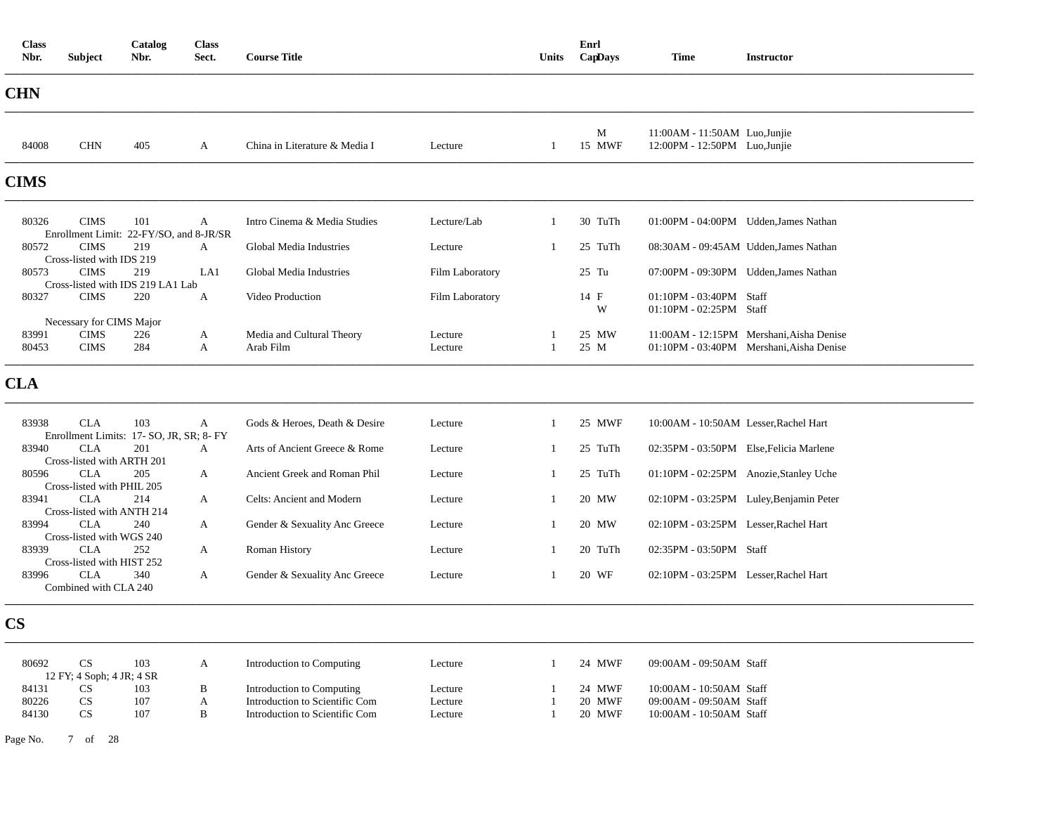| Class Nbr. | Subject | Catalog Nbr. | Class Sect. | Course Title | | Units | Enrl Cap | Days | Time | Instructor |
|---|---|---|---|---|---|---|---|---|---|---|

## CHN

| Class Nbr. | Subject | Catalog Nbr. | Class Sect. | Course Title | | Units | Enrl Cap | Days | Time | Instructor |
|---|---|---|---|---|---|---|---|---|---|---|
| | | | | | | | | M | 11:00AM - 11:50AM | Luo,Junjie |
| 84008 | CHN | 405 | A | China in Literature & Media I | Lecture | 1 | 15 | MWF | 12:00PM - 12:50PM | Luo,Junjie |

## CIMS

| Class Nbr. | Subject | Catalog Nbr. | Class Sect. | Course Title | | Units | Enrl Cap | Days | Time | Instructor |
|---|---|---|---|---|---|---|---|---|---|---|
| 80326 | CIMS | 101 | A | Intro Cinema & Media Studies | Lecture/Lab | 1 | 30 | TuTh | 01:00PM - 04:00PM | Udden,James Nathan |
| Enrollment Limit: 22-FY/SO, and 8-JR/SR | | | | | | | | | | |
| 80572 | CIMS | 219 | A | Global Media Industries | Lecture | 1 | 25 | TuTh | 08:30AM - 09:45AM | Udden,James Nathan |
| Cross-listed with IDS 219 | | | | | | | | | | |
| 80573 | CIMS | 219 | LA1 | Global Media Industries | Film Laboratory | | 25 | Tu | 07:00PM - 09:30PM | Udden,James Nathan |
| Cross-listed with IDS 219 LA1 Lab | | | | | | | | | | |
| 80327 | CIMS | 220 | A | Video Production | Film Laboratory | | 14 | F | 01:10PM - 03:40PM | Staff |
| | | | | | | | | W | 01:10PM - 02:25PM | Staff |
| Necessary for CIMS Major | | | | | | | | | | |
| 83991 | CIMS | 226 | A | Media and Cultural Theory | Lecture | 1 | 25 | MW | 11:00AM - 12:15PM | Mershani,Aisha Denise |
| 80453 | CIMS | 284 | A | Arab Film | Lecture | 1 | 25 | M | 01:10PM - 03:40PM | Mershani,Aisha Denise |

## CLA

| Class Nbr. | Subject | Catalog Nbr. | Class Sect. | Course Title | | Units | Enrl Cap | Days | Time | Instructor |
|---|---|---|---|---|---|---|---|---|---|---|
| 83938 | CLA | 103 | A | Gods & Heroes, Death & Desire | Lecture | 1 | 25 | MWF | 10:00AM - 10:50AM | Lesser,Rachel Hart |
| Enrollment Limits: 17- SO, JR, SR; 8- FY | | | | | | | | | | |
| 83940 | CLA | 201 | A | Arts of Ancient Greece & Rome | Lecture | 1 | 25 | TuTh | 02:35PM - 03:50PM | Else,Felicia Marlene |
| Cross-listed with ARTH 201 | | | | | | | | | | |
| 80596 | CLA | 205 | A | Ancient Greek and Roman Phil | Lecture | 1 | 25 | TuTh | 01:10PM - 02:25PM | Anozie,Stanley Uche |
| Cross-listed with PHIL 205 | | | | | | | | | | |
| 83941 | CLA | 214 | A | Celts: Ancient and Modern | Lecture | 1 | 20 | MW | 02:10PM - 03:25PM | Luley,Benjamin Peter |
| Cross-listed with ANTH 214 | | | | | | | | | | |
| 83994 | CLA | 240 | A | Gender & Sexuality Anc Greece | Lecture | 1 | 20 | MW | 02:10PM - 03:25PM | Lesser,Rachel Hart |
| Cross-listed with WGS 240 | | | | | | | | | | |
| 83939 | CLA | 252 | A | Roman History | Lecture | 1 | 20 | TuTh | 02:35PM - 03:50PM | Staff |
| Cross-listed with HIST 252 | | | | | | | | | | |
| 83996 | CLA | 340 | A | Gender & Sexuality Anc Greece | Lecture | 1 | 20 | WF | 02:10PM - 03:25PM | Lesser,Rachel Hart |
| Combined with CLA 240 | | | | | | | | | | |

## CS

| Class Nbr. | Subject | Catalog Nbr. | Class Sect. | Course Title | | Units | Enrl Cap | Days | Time | Instructor |
|---|---|---|---|---|---|---|---|---|---|---|
| 80692 | CS | 103 | A | Introduction to Computing | Lecture | 1 | 24 | MWF | 09:00AM - 09:50AM | Staff |
| 12 FY; 4 Soph; 4 JR; 4 SR | | | | | | | | | | |
| 84131 | CS | 103 | B | Introduction to Computing | Lecture | 1 | 24 | MWF | 10:00AM - 10:50AM | Staff |
| 80226 | CS | 107 | A | Introduction to Scientific Com | Lecture | 1 | 20 | MWF | 09:00AM - 09:50AM | Staff |
| 84130 | CS | 107 | B | Introduction to Scientific Com | Lecture | 1 | 20 | MWF | 10:00AM - 10:50AM | Staff |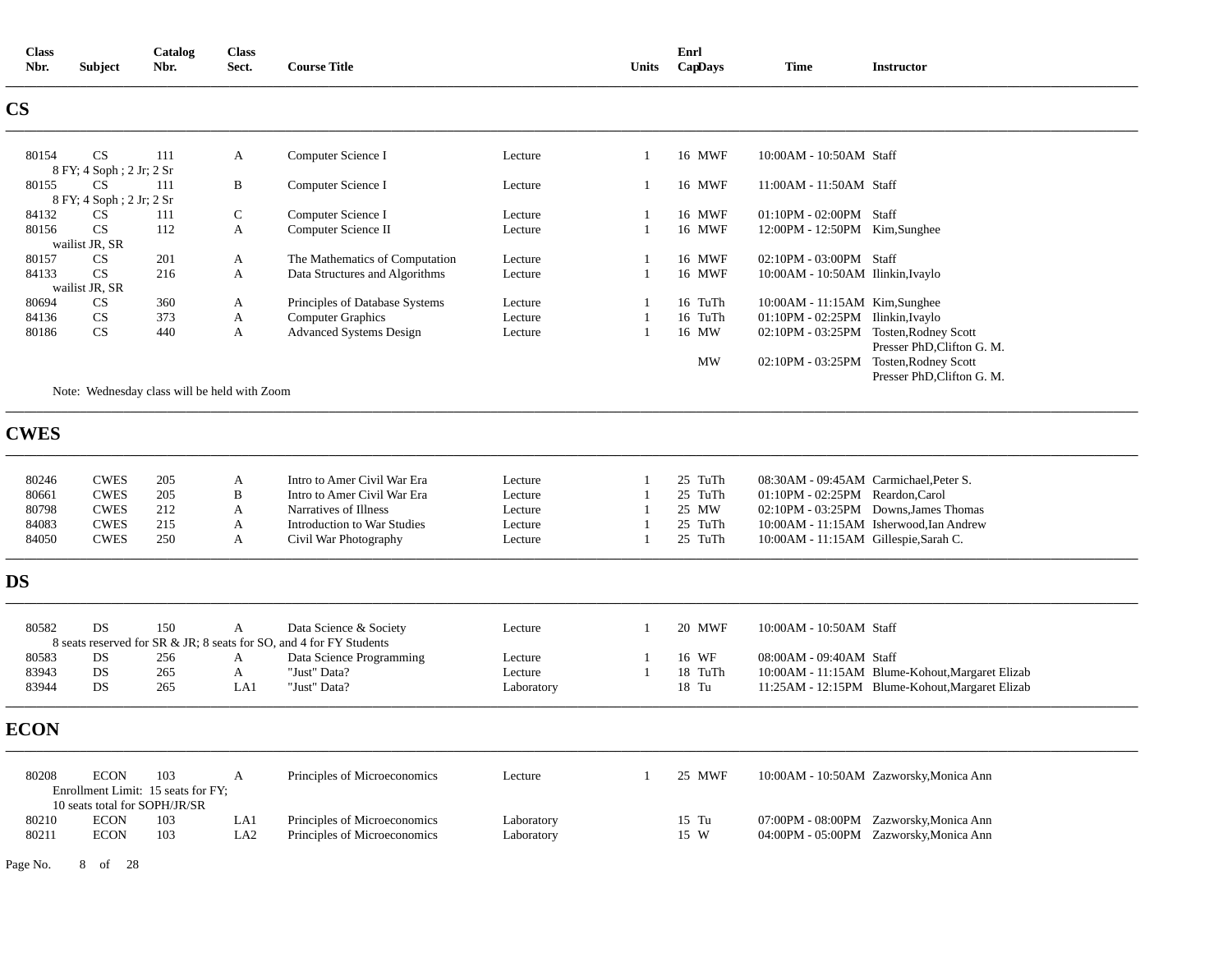| Class Nbr. | Subject | Catalog Nbr. | Class Sect. | Course Title | | Units | Enrl Cap | Days | Time | Instructor |
|---|---|---|---|---|---|---|---|---|---|---|

## CS

| Class Nbr. | Subject | Catalog Nbr. | Class Sect. | Course Title | | Units | Enrl Cap | Days | Time | Instructor |
|---|---|---|---|---|---|---|---|---|---|---|
| 80154 | CS | 111 | A | Computer Science I | Lecture | 1 | 16 | MWF | 10:00AM - 10:50AM | Staff |
| 8 FY; 4 Soph ; 2 Jr; 2 Sr | | | | | | | | | | |
| 80155 | CS | 111 | B | Computer Science I | Lecture | 1 | 16 | MWF | 11:00AM - 11:50AM | Staff |
| 8 FY; 4 Soph ; 2 Jr; 2 Sr | | | | | | | | | | |
| 84132 | CS | 111 | C | Computer Science I | Lecture | 1 | 16 | MWF | 01:10PM - 02:00PM | Staff |
| 80156 | CS | 112 | A | Computer Science II | Lecture | 1 | 16 | MWF | 12:00PM - 12:50PM | Kim,Sunghee |
| wailist JR, SR | | | | | | | | | | |
| 80157 | CS | 201 | A | The Mathematics of Computation | Lecture | 1 | 16 | MWF | 02:10PM - 03:00PM | Staff |
| 84133 | CS | 216 | A | Data Structures and Algorithms | Lecture | 1 | 16 | MWF | 10:00AM - 10:50AM | Ilinkin,Ivaylo |
| wailist JR, SR | | | | | | | | | | |
| 80694 | CS | 360 | A | Principles of Database Systems | Lecture | 1 | 16 | TuTh | 10:00AM - 11:15AM | Kim,Sunghee |
| 84136 | CS | 373 | A | Computer Graphics | Lecture | 1 | 16 | TuTh | 01:10PM - 02:25PM | Ilinkin,Ivaylo |
| 80186 | CS | 440 | A | Advanced Systems Design | Lecture | 1 | 16 | MW | 02:10PM - 03:25PM | Tosten,Rodney Scott; Presser PhD,Clifton G. M. |
| | | | | | | | | MW | 02:10PM - 03:25PM | Tosten,Rodney Scott; Presser PhD,Clifton G. M. |
| Note: Wednesday class will be held with Zoom | | | | | | | | | | |

## CWES

| Class Nbr. | Subject | Catalog Nbr. | Class Sect. | Course Title | | Units | Enrl Cap | Days | Time | Instructor |
|---|---|---|---|---|---|---|---|---|---|---|
| 80246 | CWES | 205 | A | Intro to Amer Civil War Era | Lecture | 1 | 25 | TuTh | 08:30AM - 09:45AM | Carmichael,Peter S. |
| 80661 | CWES | 205 | B | Intro to Amer Civil War Era | Lecture | 1 | 25 | TuTh | 01:10PM - 02:25PM | Reardon,Carol |
| 80798 | CWES | 212 | A | Narratives of Illness | Lecture | 1 | 25 | MW | 02:10PM - 03:25PM | Downs,James Thomas |
| 84083 | CWES | 215 | A | Introduction to War Studies | Lecture | 1 | 25 | TuTh | 10:00AM - 11:15AM | Isherwood,Ian Andrew |
| 84050 | CWES | 250 | A | Civil War Photography | Lecture | 1 | 25 | TuTh | 10:00AM - 11:15AM | Gillespie,Sarah C. |

## DS

| Class Nbr. | Subject | Catalog Nbr. | Class Sect. | Course Title | | Units | Enrl Cap | Days | Time | Instructor |
|---|---|---|---|---|---|---|---|---|---|---|
| 80582 | DS | 150 | A | Data Science & Society | Lecture | 1 | 20 | MWF | 10:00AM - 10:50AM | Staff |
| 8 seats reserved for SR & JR; 8 seats for SO, and 4 for FY Students | | | | | | | | | | |
| 80583 | DS | 256 | A | Data Science Programming | Lecture | 1 | 16 | WF | 08:00AM - 09:40AM | Staff |
| 83943 | DS | 265 | A | "Just" Data? | Lecture | 1 | 18 | TuTh | 10:00AM - 11:15AM | Blume-Kohout,Margaret Elizab |
| 83944 | DS | 265 | LA1 | "Just" Data? | Laboratory | | 18 | Tu | 11:25AM - 12:15PM | Blume-Kohout,Margaret Elizab |

## ECON

| Class Nbr. | Subject | Catalog Nbr. | Class Sect. | Course Title | | Units | Enrl Cap | Days | Time | Instructor |
|---|---|---|---|---|---|---|---|---|---|---|
| 80208 | ECON | 103 | A | Principles of Microeconomics | Lecture | 1 | 25 | MWF | 10:00AM - 10:50AM | Zazworsky,Monica Ann |
| Enrollment Limit: 15 seats for FY; 10 seats total for SOPH/JR/SR | | | | | | | | | | |
| 80210 | ECON | 103 | LA1 | Principles of Microeconomics | Laboratory | | 15 | Tu | 07:00PM - 08:00PM | Zazworsky,Monica Ann |
| 80211 | ECON | 103 | LA2 | Principles of Microeconomics | Laboratory | | 15 | W | 04:00PM - 05:00PM | Zazworsky,Monica Ann |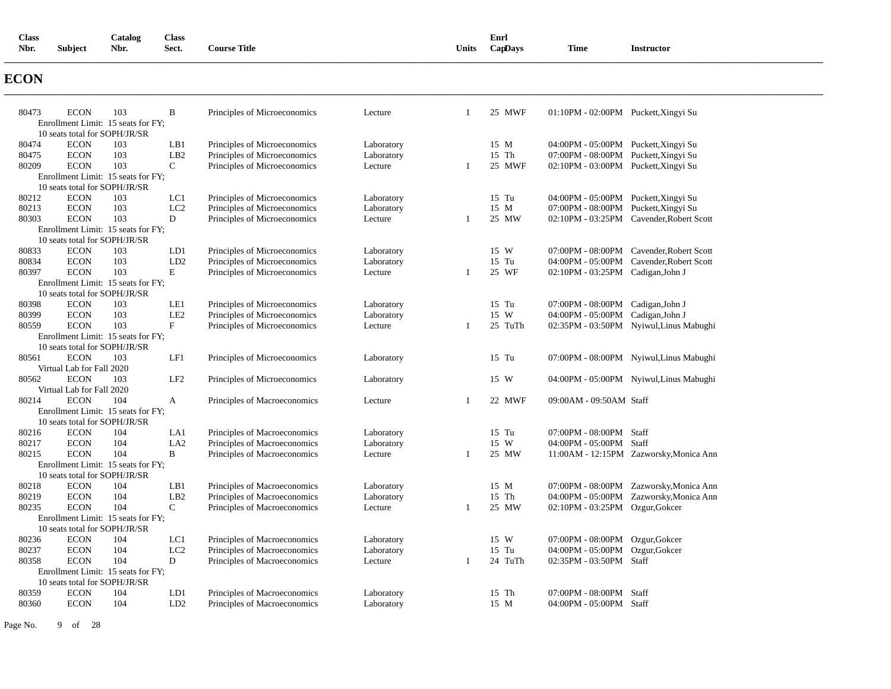| Class Nbr. | Subject | Catalog Nbr. | Class Sect. | Course Title | | Units | Enrl Cap | Days | Time | Instructor |
|---|---|---|---|---|---|---|---|---|---|---|

## ECON

| Class Nbr. | Subject | Catalog Nbr. | Class Sect. | Course Title | | Units | Enrl Cap | Days | Time | Instructor |
|---|---|---|---|---|---|---|---|---|---|---|
| 80473 | ECON | 103 | B | Principles of Microeconomics | Lecture | 1 | 25 | MWF | 01:10PM - 02:00PM | Puckett,Xingyi Su |
| Enrollment Limit: 15 seats for FY; 10 seats total for SOPH/JR/SR | | | | | | | | | | |
| 80474 | ECON | 103 | LB1 | Principles of Microeconomics | Laboratory | | 15 | M | 04:00PM - 05:00PM | Puckett,Xingyi Su |
| 80475 | ECON | 103 | LB2 | Principles of Microeconomics | Laboratory | | 15 | Th | 07:00PM - 08:00PM | Puckett,Xingyi Su |
| 80209 | ECON | 103 | C | Principles of Microeconomics | Lecture | 1 | 25 | MWF | 02:10PM - 03:00PM | Puckett,Xingyi Su |
| Enrollment Limit: 15 seats for FY; 10 seats total for SOPH/JR/SR | | | | | | | | | | |
| 80212 | ECON | 103 | LC1 | Principles of Microeconomics | Laboratory | | 15 | Tu | 04:00PM - 05:00PM | Puckett,Xingyi Su |
| 80213 | ECON | 103 | LC2 | Principles of Microeconomics | Laboratory | | 15 | M | 07:00PM - 08:00PM | Puckett,Xingyi Su |
| 80303 | ECON | 103 | D | Principles of Microeconomics | Lecture | 1 | 25 | MW | 02:10PM - 03:25PM | Cavender,Robert Scott |
| Enrollment Limit: 15 seats for FY; 10 seats total for SOPH/JR/SR | | | | | | | | | | |
| 80833 | ECON | 103 | LD1 | Principles of Microeconomics | Laboratory | | 15 | W | 07:00PM - 08:00PM | Cavender,Robert Scott |
| 80834 | ECON | 103 | LD2 | Principles of Microeconomics | Laboratory | | 15 | Tu | 04:00PM - 05:00PM | Cavender,Robert Scott |
| 80397 | ECON | 103 | E | Principles of Microeconomics | Lecture | 1 | 25 | WF | 02:10PM - 03:25PM | Cadigan,John J |
| Enrollment Limit: 15 seats for FY; 10 seats total for SOPH/JR/SR | | | | | | | | | | |
| 80398 | ECON | 103 | LE1 | Principles of Microeconomics | Laboratory | | 15 | Tu | 07:00PM - 08:00PM | Cadigan,John J |
| 80399 | ECON | 103 | LE2 | Principles of Microeconomics | Laboratory | | 15 | W | 04:00PM - 05:00PM | Cadigan,John J |
| 80559 | ECON | 103 | F | Principles of Microeconomics | Lecture | 1 | 25 | TuTh | 02:35PM - 03:50PM | Nyiwul,Linus Mabughi |
| Enrollment Limit: 15 seats for FY; 10 seats total for SOPH/JR/SR | | | | | | | | | | |
| 80561 | ECON | 103 | LF1 | Principles of Microeconomics | Laboratory | | 15 | Tu | 07:00PM - 08:00PM | Nyiwul,Linus Mabughi |
| Virtual Lab for Fall 2020 | | | | | | | | | | |
| 80562 | ECON | 103 | LF2 | Principles of Microeconomics | Laboratory | | 15 | W | 04:00PM - 05:00PM | Nyiwul,Linus Mabughi |
| Virtual Lab for Fall 2020 | | | | | | | | | | |
| 80214 | ECON | 104 | A | Principles of Macroeconomics | Lecture | 1 | 22 | MWF | 09:00AM - 09:50AM | Staff |
| Enrollment Limit: 15 seats for FY; 10 seats total for SOPH/JR/SR | | | | | | | | | | |
| 80216 | ECON | 104 | LA1 | Principles of Macroeconomics | Laboratory | | 15 | Tu | 07:00PM - 08:00PM | Staff |
| 80217 | ECON | 104 | LA2 | Principles of Macroeconomics | Laboratory | | 15 | W | 04:00PM - 05:00PM | Staff |
| 80215 | ECON | 104 | B | Principles of Macroeconomics | Lecture | 1 | 25 | MW | 11:00AM - 12:15PM | Zazworsky,Monica Ann |
| Enrollment Limit: 15 seats for FY; 10 seats total for SOPH/JR/SR | | | | | | | | | | |
| 80218 | ECON | 104 | LB1 | Principles of Macroeconomics | Laboratory | | 15 | M | 07:00PM - 08:00PM | Zazworsky,Monica Ann |
| 80219 | ECON | 104 | LB2 | Principles of Macroeconomics | Laboratory | | 15 | Th | 04:00PM - 05:00PM | Zazworsky,Monica Ann |
| 80235 | ECON | 104 | C | Principles of Macroeconomics | Lecture | 1 | 25 | MW | 02:10PM - 03:25PM | Ozgur,Gokcer |
| Enrollment Limit: 15 seats for FY; 10 seats total for SOPH/JR/SR | | | | | | | | | | |
| 80236 | ECON | 104 | LC1 | Principles of Macroeconomics | Laboratory | | 15 | W | 07:00PM - 08:00PM | Ozgur,Gokcer |
| 80237 | ECON | 104 | LC2 | Principles of Macroeconomics | Laboratory | | 15 | Tu | 04:00PM - 05:00PM | Ozgur,Gokcer |
| 80358 | ECON | 104 | D | Principles of Macroeconomics | Lecture | 1 | 24 | TuTh | 02:35PM - 03:50PM | Staff |
| Enrollment Limit: 15 seats for FY; 10 seats total for SOPH/JR/SR | | | | | | | | | | |
| 80359 | ECON | 104 | LD1 | Principles of Macroeconomics | Laboratory | | 15 | Th | 07:00PM - 08:00PM | Staff |
| 80360 | ECON | 104 | LD2 | Principles of Macroeconomics | Laboratory | | 15 | M | 04:00PM - 05:00PM | Staff |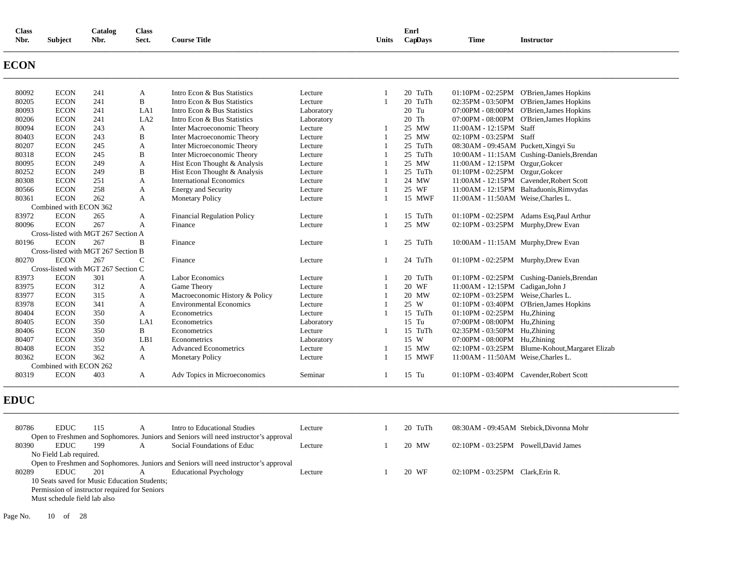| Class Nbr. | Subject | Catalog Nbr. | Class Sect. | Course Title | | Units | Enrl Cap | Days | Time | Instructor |
|---|---|---|---|---|---|---|---|---|---|---|

## ECON

| Class Nbr. | Subject | Catalog Nbr. | Class Sect. | Course Title | | Units | Enrl Cap | Days | Time | Instructor |
|---|---|---|---|---|---|---|---|---|---|---|
| 80092 | ECON | 241 | A | Intro Econ & Bus Statistics | Lecture | 1 | 20 | TuTh | 01:10PM - 02:25PM | O'Brien,James Hopkins |
| 80205 | ECON | 241 | B | Intro Econ & Bus Statistics | Lecture | 1 | 20 | TuTh | 02:35PM - 03:50PM | O'Brien,James Hopkins |
| 80093 | ECON | 241 | LA1 | Intro Econ & Bus Statistics | Laboratory | | 20 | Tu | 07:00PM - 08:00PM | O'Brien,James Hopkins |
| 80206 | ECON | 241 | LA2 | Intro Econ & Bus Statistics | Laboratory | | 20 | Th | 07:00PM - 08:00PM | O'Brien,James Hopkins |
| 80094 | ECON | 243 | A | Inter Macroeconomic Theory | Lecture | 1 | 25 | MW | 11:00AM - 12:15PM | Staff |
| 80403 | ECON | 243 | B | Inter Macroeconomic Theory | Lecture | 1 | 25 | MW | 02:10PM - 03:25PM | Staff |
| 80207 | ECON | 245 | A | Inter Microeconomic Theory | Lecture | 1 | 25 | TuTh | 08:30AM - 09:45AM | Puckett,Xingyi Su |
| 80318 | ECON | 245 | B | Inter Microeconomic Theory | Lecture | 1 | 25 | TuTh | 10:00AM - 11:15AM | Cushing-Daniels,Brendan |
| 80095 | ECON | 249 | A | Hist Econ Thought & Analysis | Lecture | 1 | 25 | MW | 11:00AM - 12:15PM | Ozgur,Gokcer |
| 80252 | ECON | 249 | B | Hist Econ Thought & Analysis | Lecture | 1 | 25 | TuTh | 01:10PM - 02:25PM | Ozgur,Gokcer |
| 80308 | ECON | 251 | A | International Economics | Lecture | 1 | 24 | MW | 11:00AM - 12:15PM | Cavender,Robert Scott |
| 80566 | ECON | 258 | A | Energy and Security | Lecture | 1 | 25 | WF | 11:00AM - 12:15PM | Baltaduonis,Rimvydas |
| 80361 | ECON | 262 | A | Monetary Policy | Lecture | 1 | 15 | MWF | 11:00AM - 11:50AM | Weise,Charles L. |
| | Combined with ECON 362 | | | | | | | | | |
| 83972 | ECON | 265 | A | Financial Regulation Policy | Lecture | 1 | 15 | TuTh | 01:10PM - 02:25PM | Adams Esq,Paul Arthur |
| 80096 | ECON | 267 | A | Finance | Lecture | 1 | 25 | MW | 02:10PM - 03:25PM | Murphy,Drew Evan |
| | Cross-listed with MGT 267 Section A | | | | | | | | | |
| 80196 | ECON | 267 | B | Finance | Lecture | 1 | 25 | TuTh | 10:00AM - 11:15AM | Murphy,Drew Evan |
| | Cross-listed with MGT 267 Section B | | | | | | | | | |
| 80270 | ECON | 267 | C | Finance | Lecture | 1 | 24 | TuTh | 01:10PM - 02:25PM | Murphy,Drew Evan |
| | Cross-listed with MGT 267 Section C | | | | | | | | | |
| 83973 | ECON | 301 | A | Labor Economics | Lecture | 1 | 20 | TuTh | 01:10PM - 02:25PM | Cushing-Daniels,Brendan |
| 83975 | ECON | 312 | A | Game Theory | Lecture | 1 | 20 | WF | 11:00AM - 12:15PM | Cadigan,John J |
| 83977 | ECON | 315 | A | Macroeconomic History & Policy | Lecture | 1 | 20 | MW | 02:10PM - 03:25PM | Weise,Charles L. |
| 83978 | ECON | 341 | A | Environmental Economics | Lecture | 1 | 25 | W | 01:10PM - 03:40PM | O'Brien,James Hopkins |
| 80404 | ECON | 350 | A | Econometrics | Lecture | 1 | 15 | TuTh | 01:10PM - 02:25PM | Hu,Zhining |
| 80405 | ECON | 350 | LA1 | Econometrics | Laboratory | | 15 | Tu | 07:00PM - 08:00PM | Hu,Zhining |
| 80406 | ECON | 350 | B | Econometrics | Lecture | 1 | 15 | TuTh | 02:35PM - 03:50PM | Hu,Zhining |
| 80407 | ECON | 350 | LB1 | Econometrics | Laboratory | | 15 | W | 07:00PM - 08:00PM | Hu,Zhining |
| 80408 | ECON | 352 | A | Advanced Econometrics | Lecture | 1 | 15 | MW | 02:10PM - 03:25PM | Blume-Kohout,Margaret Elizab |
| 80362 | ECON | 362 | A | Monetary Policy | Lecture | 1 | 15 | MWF | 11:00AM - 11:50AM | Weise,Charles L. |
| | Combined with ECON 262 | | | | | | | | | |
| 80319 | ECON | 403 | A | Adv Topics in Microeconomics | Seminar | 1 | 15 | Tu | 01:10PM - 03:40PM | Cavender,Robert Scott |

## EDUC

| Class Nbr. | Subject | Catalog Nbr. | Class Sect. | Course Title | | Units | Enrl Cap | Days | Time | Instructor |
|---|---|---|---|---|---|---|---|---|---|---|
| 80786 | EDUC | 115 | A | Intro to Educational Studies | Lecture | 1 | 20 | TuTh | 08:30AM - 09:45AM | Stebick,Divonna Mohr |
| | Open to Freshmen and Sophomores. Juniors and Seniors will need instructor's approval | | | | | | | | | |
| 80390 | EDUC | 199 | A | Social Foundations of Educ | Lecture | 1 | 20 | MW | 02:10PM - 03:25PM | Powell,David James |
| | No Field Lab required. Open to Freshmen and Sophomores. Juniors and Seniors will need instructor's approval | | | | | | | | | |
| 80289 | EDUC | 201 | A | Educational Psychology | Lecture | 1 | 20 | WF | 02:10PM - 03:25PM | Clark,Erin R. |
| | 10 Seats saved for Music Education Students; Permission of instructor required for Seniors Must schedule field lab also | | | | | | | | | |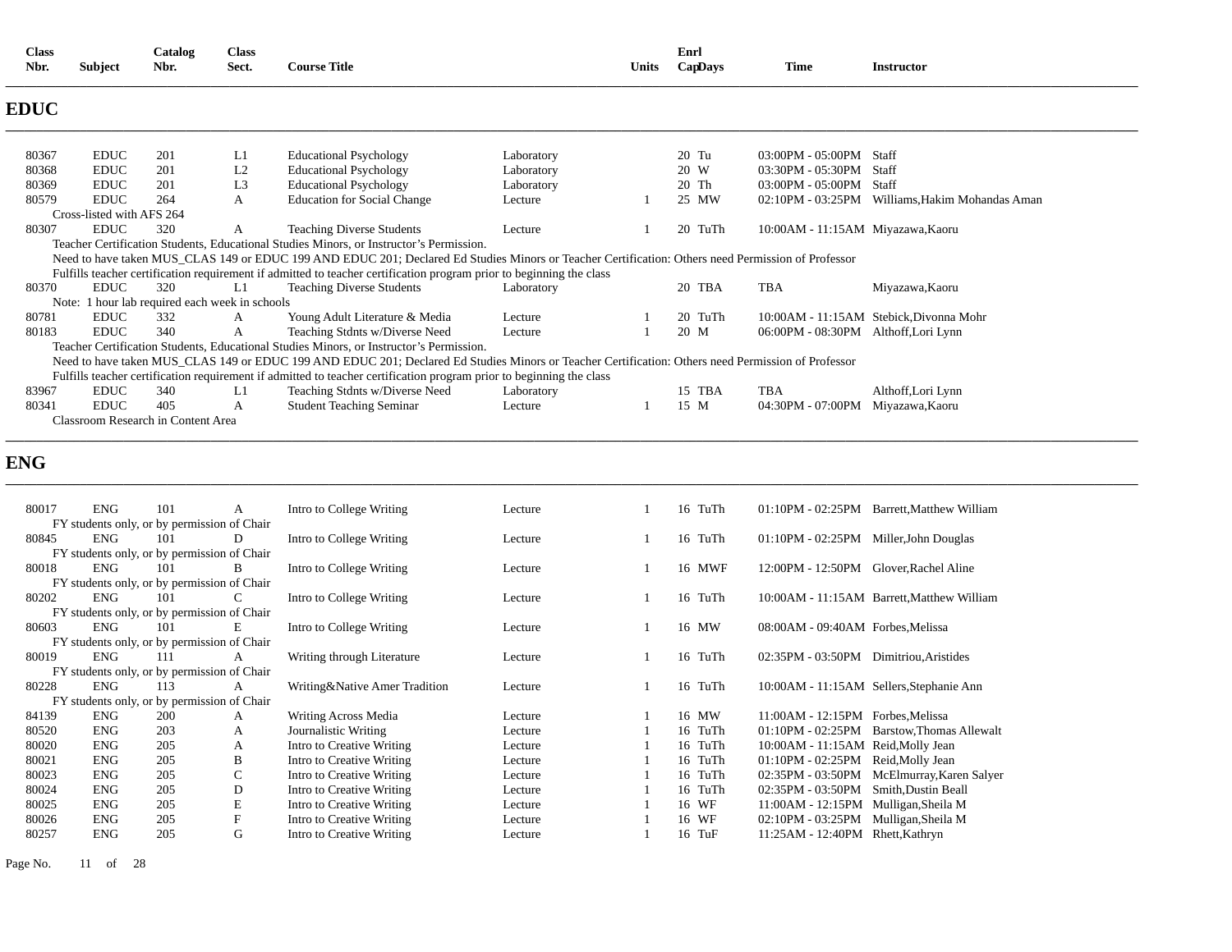| Class Nbr. | Subject | Catalog Nbr. | Class Sect. | Course Title | | Units | Enrl Cap | Days | Time | Instructor |
|---|---|---|---|---|---|---|---|---|---|---|

## EDUC

| Class Nbr. | Subject | Catalog Nbr. | Class Sect. | Course Title | | Units | Enrl Cap | Days | Time | Instructor |
|---|---|---|---|---|---|---|---|---|---|---|
| 80367 | EDUC | 201 | L1 | Educational Psychology | Laboratory | | 20 | Tu | 03:00PM - 05:00PM | Staff |
| 80368 | EDUC | 201 | L2 | Educational Psychology | Laboratory | | 20 | W | 03:30PM - 05:30PM | Staff |
| 80369 | EDUC | 201 | L3 | Educational Psychology | Laboratory | | 20 | Th | 03:00PM - 05:00PM | Staff |
| 80579 | EDUC | 264 | A | Education for Social Change | Lecture | 1 | 25 | MW | 02:10PM - 03:25PM | Williams,Hakim Mohandas Aman |
| Cross-listed with AFS 264 | | | | | | | | | | |
| 80307 | EDUC | 320 | A | Teaching Diverse Students | Lecture | 1 | 20 | TuTh | 10:00AM - 11:15AM | Miyazawa,Kaoru |
| Teacher Certification Students, Educational Studies Minors, or Instructor's Permission. | | | | | | | | | | |
| Need to have taken MUS_CLAS 149 or EDUC 199 AND EDUC 201; Declared Ed Studies Minors or Teacher Certification: Others need Permission of Professor | | | | | | | | | | |
| Fulfills teacher certification requirement if admitted to teacher certification program prior to beginning the class | | | | | | | | | | |
| 80370 | EDUC | 320 | L1 | Teaching Diverse Students | Laboratory | | 20 | TBA | TBA | Miyazawa,Kaoru |
| Note: 1 hour lab required each week in schools | | | | | | | | | | |
| 80781 | EDUC | 332 | A | Young Adult Literature & Media | Lecture | 1 | 20 | TuTh | 10:00AM - 11:15AM | Stebick,Divonna Mohr |
| 80183 | EDUC | 340 | A | Teaching Stdnts w/Diverse Need | Lecture | 1 | 20 | M | 06:00PM - 08:30PM | Althoff,Lori Lynn |
| Teacher Certification Students, Educational Studies Minors, or Instructor's Permission. | | | | | | | | | | |
| Need to have taken MUS_CLAS 149 or EDUC 199 AND EDUC 201; Declared Ed Studies Minors or Teacher Certification: Others need Permission of Professor | | | | | | | | | | |
| Fulfills teacher certification requirement if admitted to teacher certification program prior to beginning the class | | | | | | | | | | |
| 83967 | EDUC | 340 | L1 | Teaching Stdnts w/Diverse Need | Laboratory | | 15 | TBA | TBA | Althoff,Lori Lynn |
| 80341 | EDUC | 405 | A | Student Teaching Seminar | Lecture | 1 | 15 | M | 04:30PM - 07:00PM | Miyazawa,Kaoru |
| Classroom Research in Content Area | | | | | | | | | | |

## ENG

| Class Nbr. | Subject | Catalog Nbr. | Class Sect. | Course Title | | Units | Enrl Cap | Days | Time | Instructor |
|---|---|---|---|---|---|---|---|---|---|---|
| 80017 | ENG | 101 | A | Intro to College Writing | Lecture | 1 | 16 | TuTh | 01:10PM - 02:25PM | Barrett,Matthew William |
| FY students only, or by permission of Chair | | | | | | | | | | |
| 80845 | ENG | 101 | D | Intro to College Writing | Lecture | 1 | 16 | TuTh | 01:10PM - 02:25PM | Miller,John Douglas |
| FY students only, or by permission of Chair | | | | | | | | | | |
| 80018 | ENG | 101 | B | Intro to College Writing | Lecture | 1 | 16 | MWF | 12:00PM - 12:50PM | Glover,Rachel Aline |
| FY students only, or by permission of Chair | | | | | | | | | | |
| 80202 | ENG | 101 | C | Intro to College Writing | Lecture | 1 | 16 | TuTh | 10:00AM - 11:15AM | Barrett,Matthew William |
| FY students only, or by permission of Chair | | | | | | | | | | |
| 80603 | ENG | 101 | E | Intro to College Writing | Lecture | 1 | 16 | MW | 08:00AM - 09:40AM | Forbes,Melissa |
| FY students only, or by permission of Chair | | | | | | | | | | |
| 80019 | ENG | 111 | A | Writing through Literature | Lecture | 1 | 16 | TuTh | 02:35PM - 03:50PM | Dimitriou,Aristides |
| FY students only, or by permission of Chair | | | | | | | | | | |
| 80228 | ENG | 113 | A | Writing&Native Amer Tradition | Lecture | 1 | 16 | TuTh | 10:00AM - 11:15AM | Sellers,Stephanie Ann |
| FY students only, or by permission of Chair | | | | | | | | | | |
| 84139 | ENG | 200 | A | Writing Across Media | Lecture | 1 | 16 | MW | 11:00AM - 12:15PM | Forbes,Melissa |
| 80520 | ENG | 203 | A | Journalistic Writing | Lecture | 1 | 16 | TuTh | 01:10PM - 02:25PM | Barstow,Thomas Allewalt |
| 80020 | ENG | 205 | A | Intro to Creative Writing | Lecture | 1 | 16 | TuTh | 10:00AM - 11:15AM | Reid,Molly Jean |
| 80021 | ENG | 205 | B | Intro to Creative Writing | Lecture | 1 | 16 | TuTh | 01:10PM - 02:25PM | Reid,Molly Jean |
| 80023 | ENG | 205 | C | Intro to Creative Writing | Lecture | 1 | 16 | TuTh | 02:35PM - 03:50PM | McElmurray,Karen Salyer |
| 80024 | ENG | 205 | D | Intro to Creative Writing | Lecture | 1 | 16 | TuTh | 02:35PM - 03:50PM | Smith,Dustin Beall |
| 80025 | ENG | 205 | E | Intro to Creative Writing | Lecture | 1 | 16 | WF | 11:00AM - 12:15PM | Mulligan,Sheila M |
| 80026 | ENG | 205 | F | Intro to Creative Writing | Lecture | 1 | 16 | WF | 02:10PM - 03:25PM | Mulligan,Sheila M |
| 80257 | ENG | 205 | G | Intro to Creative Writing | Lecture | 1 | 16 | TuF | 11:25AM - 12:40PM | Rhett,Kathryn |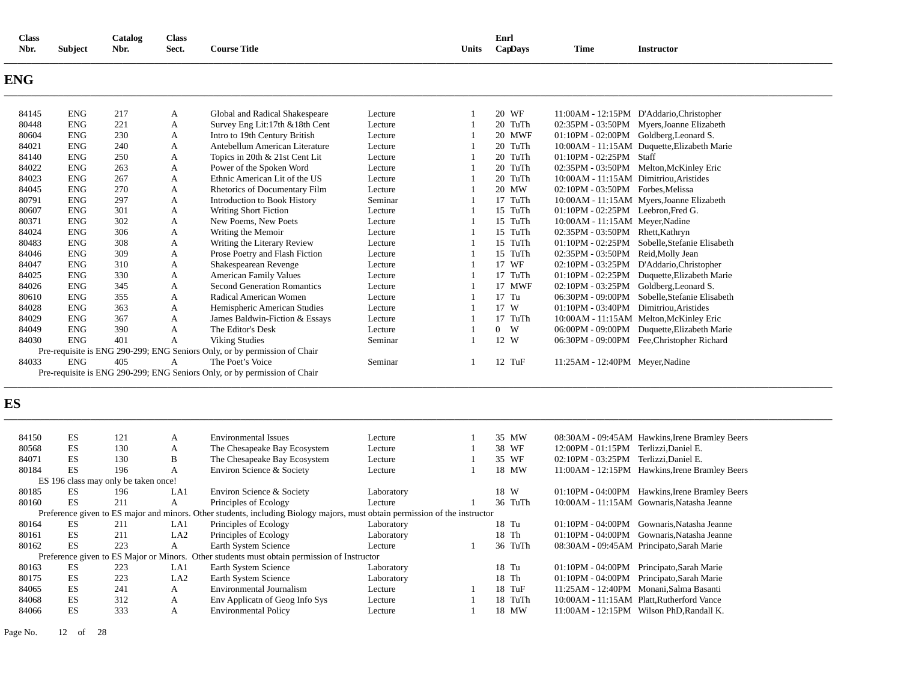| Class Nbr. | Subject | Catalog Nbr. | Class Sect. | Course Title | | Units | Enrl Cap | Days | Time | Instructor |
|---|---|---|---|---|---|---|---|---|---|---|

## ENG

| Class Nbr. | Subject | Catalog Nbr. | Class Sect. | Course Title | | Units | Enrl Cap | Days | Time | Instructor |
|---|---|---|---|---|---|---|---|---|---|---|
| 84145 | ENG | 217 | A | Global and Radical Shakespeare | Lecture | 1 | 20 | WF | 11:00AM - 12:15PM | D'Addario,Christopher |
| 80448 | ENG | 221 | A | Survey Eng Lit:17th &18th Cent | Lecture | 1 | 20 | TuTh | 02:35PM - 03:50PM | Myers,Joanne Elizabeth |
| 80604 | ENG | 230 | A | Intro to 19th Century British | Lecture | 1 | 20 | MWF | 01:10PM - 02:00PM | Goldberg,Leonard S. |
| 84021 | ENG | 240 | A | Antebellum American Literature | Lecture | 1 | 20 | TuTh | 10:00AM - 11:15AM | Duquette,Elizabeth Marie |
| 84140 | ENG | 250 | A | Topics in 20th & 21st Cent Lit | Lecture | 1 | 20 | TuTh | 01:10PM - 02:25PM | Staff |
| 84022 | ENG | 263 | A | Power of the Spoken Word | Lecture | 1 | 20 | TuTh | 02:35PM - 03:50PM | Melton,McKinley Eric |
| 84023 | ENG | 267 | A | Ethnic American Lit of the US | Lecture | 1 | 20 | TuTh | 10:00AM - 11:15AM | Dimitriou,Aristides |
| 84045 | ENG | 270 | A | Rhetorics of Documentary Film | Lecture | 1 | 20 | MW | 02:10PM - 03:50PM | Forbes,Melissa |
| 80791 | ENG | 297 | A | Introduction to Book History | Seminar | 1 | 17 | TuTh | 10:00AM - 11:15AM | Myers,Joanne Elizabeth |
| 80607 | ENG | 301 | A | Writing Short Fiction | Lecture | 1 | 15 | TuTh | 01:10PM - 02:25PM | Leebron,Fred G. |
| 80371 | ENG | 302 | A | New Poems, New Poets | Lecture | 1 | 15 | TuTh | 10:00AM - 11:15AM | Meyer,Nadine |
| 84024 | ENG | 306 | A | Writing the Memoir | Lecture | 1 | 15 | TuTh | 02:35PM - 03:50PM | Rhett,Kathryn |
| 80483 | ENG | 308 | A | Writing the Literary Review | Lecture | 1 | 15 | TuTh | 01:10PM - 02:25PM | Sobelle,Stefanie Elisabeth |
| 84046 | ENG | 309 | A | Prose Poetry and Flash Fiction | Lecture | 1 | 15 | TuTh | 02:35PM - 03:50PM | Reid,Molly Jean |
| 84047 | ENG | 310 | A | Shakespearean Revenge | Lecture | 1 | 17 | WF | 02:10PM - 03:25PM | D'Addario,Christopher |
| 84025 | ENG | 330 | A | American Family Values | Lecture | 1 | 17 | TuTh | 01:10PM - 02:25PM | Duquette,Elizabeth Marie |
| 84026 | ENG | 345 | A | Second Generation Romantics | Lecture | 1 | 17 | MWF | 02:10PM - 03:25PM | Goldberg,Leonard S. |
| 80610 | ENG | 355 | A | Radical American Women | Lecture | 1 | 17 | Tu | 06:30PM - 09:00PM | Sobelle,Stefanie Elisabeth |
| 84028 | ENG | 363 | A | Hemispheric American Studies | Lecture | 1 | 17 | W | 01:10PM - 03:40PM | Dimitriou,Aristides |
| 84029 | ENG | 367 | A | James Baldwin-Fiction & Essays | Lecture | 1 | 17 | TuTh | 10:00AM - 11:15AM | Melton,McKinley Eric |
| 84049 | ENG | 390 | A | The Editor's Desk | Lecture | 1 | 0 | W | 06:00PM - 09:00PM | Duquette,Elizabeth Marie |
| 84030 | ENG | 401 | A | Viking Studies | Seminar | 1 | 12 | W | 06:30PM - 09:00PM | Fee,Christopher Richard |
| | | | | Pre-requisite is ENG 290-299; ENG Seniors Only, or by permission of Chair | | | | | | |
| 84033 | ENG | 405 | A | The Poet's Voice | Seminar | 1 | 12 | TuF | 11:25AM - 12:40PM | Meyer,Nadine |
| | | | | Pre-requisite is ENG 290-299; ENG Seniors Only, or by permission of Chair | | | | | | |

## ES

| Class Nbr. | Subject | Catalog Nbr. | Class Sect. | Course Title | | Units | Enrl Cap | Days | Time | Instructor |
|---|---|---|---|---|---|---|---|---|---|---|
| 84150 | ES | 121 | A | Environmental Issues | Lecture | 1 | 35 | MW | 08:30AM - 09:45AM | Hawkins,Irene Bramley Beers |
| 80568 | ES | 130 | A | The Chesapeake Bay Ecosystem | Lecture | 1 | 38 | WF | 12:00PM - 01:15PM | Terlizzi,Daniel E. |
| 84071 | ES | 130 | B | The Chesapeake Bay Ecosystem | Lecture | 1 | 35 | WF | 02:10PM - 03:25PM | Terlizzi,Daniel E. |
| 80184 | ES | 196 | A | Environ Science & Society | Lecture | 1 | 18 | MW | 11:00AM - 12:15PM | Hawkins,Irene Bramley Beers |
| | | | | ES 196 class may only be taken once! | | | | | | |
| 80185 | ES | 196 | LA1 | Environ Science & Society | Laboratory | | 18 | W | 01:10PM - 04:00PM | Hawkins,Irene Bramley Beers |
| 80160 | ES | 211 | A | Principles of Ecology | Lecture | 1 | 36 | TuTh | 10:00AM - 11:15AM | Gownaris,Natasha Jeanne |
| | | | | Preference given to ES major and minors. Other students, including Biology majors, must obtain permission of the instructor | | | | | | |
| 80164 | ES | 211 | LA1 | Principles of Ecology | Laboratory | | 18 | Tu | 01:10PM - 04:00PM | Gownaris,Natasha Jeanne |
| 80161 | ES | 211 | LA2 | Principles of Ecology | Laboratory | | 18 | Th | 01:10PM - 04:00PM | Gownaris,Natasha Jeanne |
| 80162 | ES | 223 | A | Earth System Science | Lecture | 1 | 36 | TuTh | 08:30AM - 09:45AM | Principato,Sarah Marie |
| | | | | Preference given to ES Major or Minors. Other students must obtain permission of Instructor | | | | | | |
| 80163 | ES | 223 | LA1 | Earth System Science | Laboratory | | 18 | Tu | 01:10PM - 04:00PM | Principato,Sarah Marie |
| 80175 | ES | 223 | LA2 | Earth System Science | Laboratory | | 18 | Th | 01:10PM - 04:00PM | Principato,Sarah Marie |
| 84065 | ES | 241 | A | Environmental Journalism | Lecture | 1 | 18 | TuF | 11:25AM - 12:40PM | Monani,Salma Basanti |
| 84068 | ES | 312 | A | Env Applicatn of Geog Info Sys | Lecture | 1 | 18 | TuTh | 10:00AM - 11:15AM | Platt,Rutherford Vance |
| 84066 | ES | 333 | A | Environmental Policy | Lecture | 1 | 18 | MW | 11:00AM - 12:15PM | Wilson PhD,Randall K. |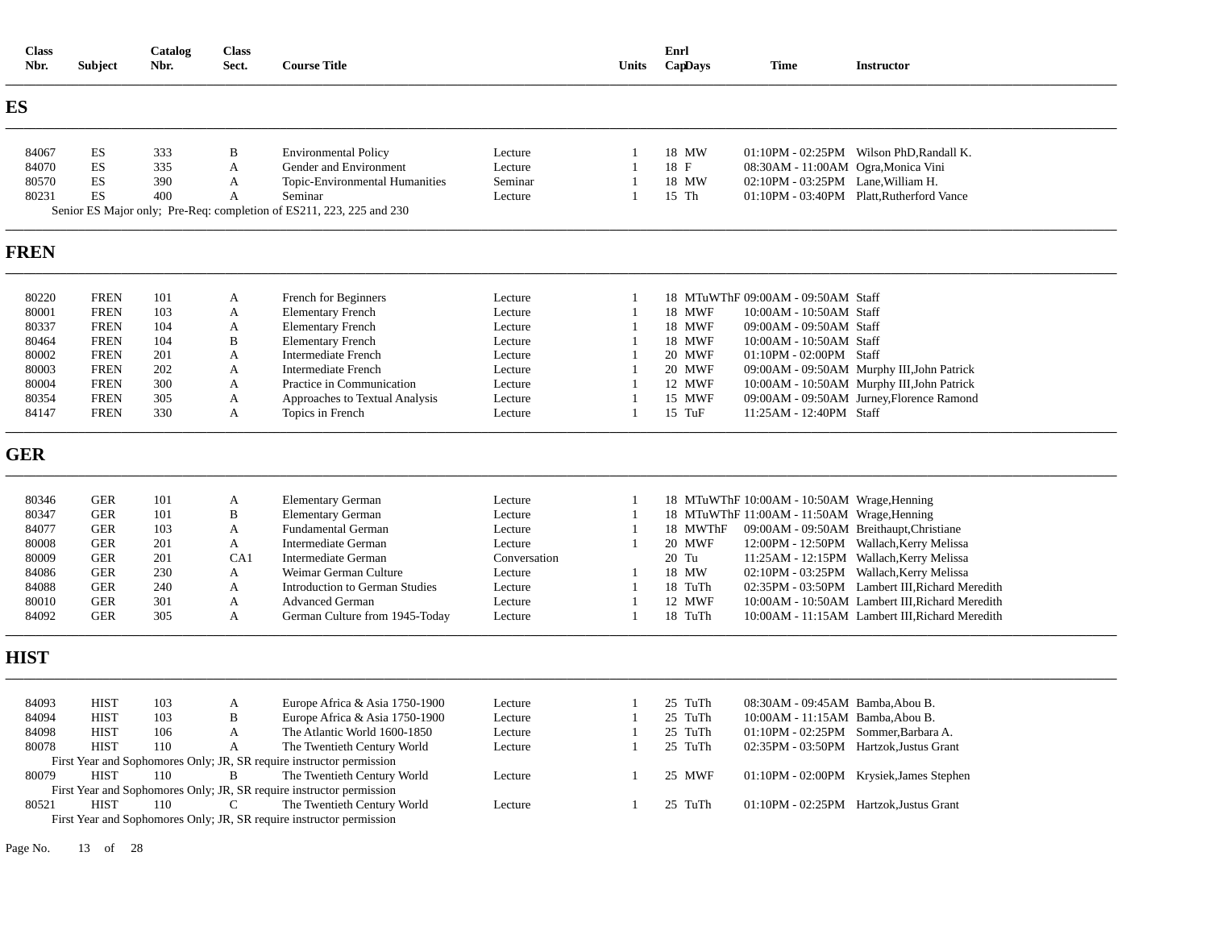| Class Nbr. | Subject | Catalog Nbr. | Class Sect. | Course Title | | Units | Enrl Cap | Days | Time | Instructor |
|---|---|---|---|---|---|---|---|---|---|---|

## ES

| Class Nbr. | Subject | Catalog Nbr. | Class Sect. | Course Title | | Units | Enrl Cap | Days | Time | Instructor |
|---|---|---|---|---|---|---|---|---|---|---|
| 84067 | ES | 333 | B | Environmental Policy | Lecture | 1 | 18 | MW | 01:10PM - 02:25PM | Wilson PhD,Randall K. |
| 84070 | ES | 335 | A | Gender and Environment | Lecture | 1 | 18 | F | 08:30AM - 11:00AM | Ogra,Monica Vini |
| 80570 | ES | 390 | A | Topic-Environmental Humanities | Seminar | 1 | 18 | MW | 02:10PM - 03:25PM | Lane,William H. |
| 80231 | ES | 400 | A | Seminar | Lecture | 1 | 15 | Th | 01:10PM - 03:40PM | Platt,Rutherford Vance |

Senior ES Major only; Pre-Req: completion of ES211, 223, 225 and 230

## FREN

| Class Nbr. | Subject | Catalog Nbr. | Class Sect. | Course Title | | Units | Enrl Cap | Days | Time | Instructor |
|---|---|---|---|---|---|---|---|---|---|---|
| 80220 | FREN | 101 | A | French for Beginners | Lecture | 1 | 18 | MTuWThF | 09:00AM - 09:50AM | Staff |
| 80001 | FREN | 103 | A | Elementary French | Lecture | 1 | 18 | MWF | 10:00AM - 10:50AM | Staff |
| 80337 | FREN | 104 | A | Elementary French | Lecture | 1 | 18 | MWF | 09:00AM - 09:50AM | Staff |
| 80464 | FREN | 104 | B | Elementary French | Lecture | 1 | 18 | MWF | 10:00AM - 10:50AM | Staff |
| 80002 | FREN | 201 | A | Intermediate French | Lecture | 1 | 20 | MWF | 01:10PM - 02:00PM | Staff |
| 80003 | FREN | 202 | A | Intermediate French | Lecture | 1 | 20 | MWF | 09:00AM - 09:50AM | Murphy III,John Patrick |
| 80004 | FREN | 300 | A | Practice in Communication | Lecture | 1 | 12 | MWF | 10:00AM - 10:50AM | Murphy III,John Patrick |
| 80354 | FREN | 305 | A | Approaches to Textual Analysis | Lecture | 1 | 15 | MWF | 09:00AM - 09:50AM | Jurney,Florence Ramond |
| 84147 | FREN | 330 | A | Topics in French | Lecture | 1 | 15 | TuF | 11:25AM - 12:40PM | Staff |

## GER

| Class Nbr. | Subject | Catalog Nbr. | Class Sect. | Course Title | | Units | Enrl Cap | Days | Time | Instructor |
|---|---|---|---|---|---|---|---|---|---|---|
| 80346 | GER | 101 | A | Elementary German | Lecture | 1 | 18 | MTuWThF | 10:00AM - 10:50AM | Wrage,Henning |
| 80347 | GER | 101 | B | Elementary German | Lecture | 1 | 18 | MTuWThF | 11:00AM - 11:50AM | Wrage,Henning |
| 84077 | GER | 103 | A | Fundamental German | Lecture | 1 | 18 | MWThF | 09:00AM - 09:50AM | Breithaupt,Christiane |
| 80008 | GER | 201 | A | Intermediate German | Lecture | 1 | 20 | MWF | 12:00PM - 12:50PM | Wallach,Kerry Melissa |
| 80009 | GER | 201 | CA1 | Intermediate German | Conversation | | 20 | Tu | 11:25AM - 12:15PM | Wallach,Kerry Melissa |
| 84086 | GER | 230 | A | Weimar German Culture | Lecture | 1 | 18 | MW | 02:10PM - 03:25PM | Wallach,Kerry Melissa |
| 84088 | GER | 240 | A | Introduction to German Studies | Lecture | 1 | 18 | TuTh | 02:35PM - 03:50PM | Lambert III,Richard Meredith |
| 80010 | GER | 301 | A | Advanced German | Lecture | 1 | 12 | MWF | 10:00AM - 10:50AM | Lambert III,Richard Meredith |
| 84092 | GER | 305 | A | German Culture from 1945-Today | Lecture | 1 | 18 | TuTh | 10:00AM - 11:15AM | Lambert III,Richard Meredith |

## HIST

| Class Nbr. | Subject | Catalog Nbr. | Class Sect. | Course Title | | Units | Enrl Cap | Days | Time | Instructor |
|---|---|---|---|---|---|---|---|---|---|---|
| 84093 | HIST | 103 | A | Europe Africa & Asia 1750-1900 | Lecture | 1 | 25 | TuTh | 08:30AM - 09:45AM | Bamba,Abou B. |
| 84094 | HIST | 103 | B | Europe Africa & Asia 1750-1900 | Lecture | 1 | 25 | TuTh | 10:00AM - 11:15AM | Bamba,Abou B. |
| 84098 | HIST | 106 | A | The Atlantic World 1600-1850 | Lecture | 1 | 25 | TuTh | 01:10PM - 02:25PM | Sommer,Barbara A. |
| 80078 | HIST | 110 | A | The Twentieth Century World | Lecture | 1 | 25 | TuTh | 02:35PM - 03:50PM | Hartzok,Justus Grant |
| First Year and Sophomores Only; JR, SR require instructor permission | | | | | | | | | | |
| 80079 | HIST | 110 | B | The Twentieth Century World | Lecture | 1 | 25 | MWF | 01:10PM - 02:00PM | Krysiek,James Stephen |
| First Year and Sophomores Only; JR, SR require instructor permission | | | | | | | | | | |
| 80521 | HIST | 110 | C | The Twentieth Century World | Lecture | 1 | 25 | TuTh | 01:10PM - 02:25PM | Hartzok,Justus Grant |
| First Year and Sophomores Only; JR, SR require instructor permission | | | | | | | | | | |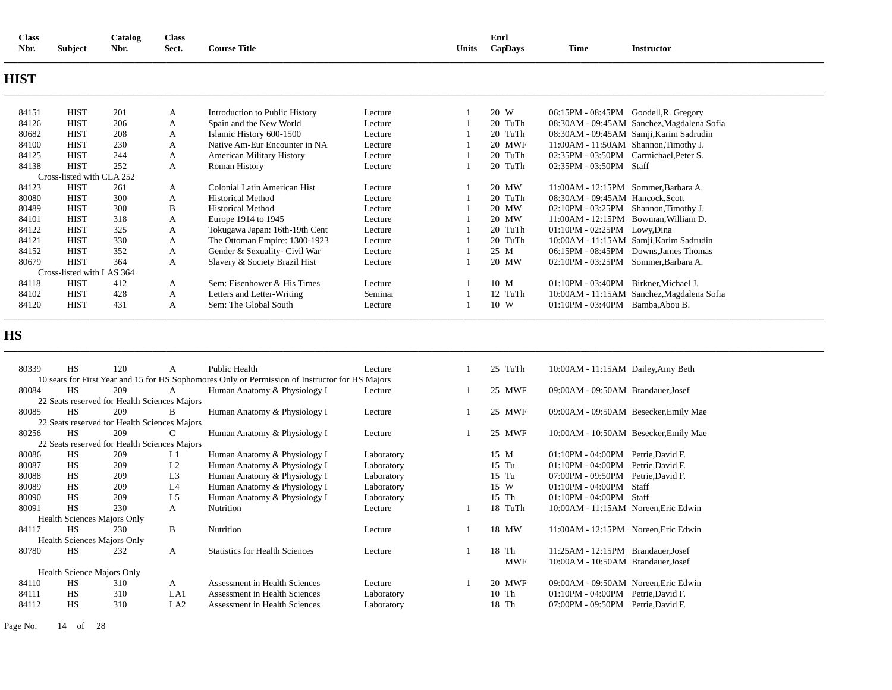| Class Nbr. | Subject | Catalog Nbr. | Class Sect. | Course Title | | Units | Enrl Cap | Days | Time | Instructor |
|---|---|---|---|---|---|---|---|---|---|---|

## HIST

| Class Nbr. | Subject | Catalog Nbr. | Class Sect. | Course Title | | Units | Enrl Cap | Days | Time | Instructor |
|---|---|---|---|---|---|---|---|---|---|---|
| 84151 | HIST | 201 | A | Introduction to Public History | Lecture | 1 | 20 | W | 06:15PM - 08:45PM | Goodell,R. Gregory |
| 84126 | HIST | 206 | A | Spain and the New World | Lecture | 1 | 20 | TuTh | 08:30AM - 09:45AM | Sanchez,Magdalena Sofia |
| 80682 | HIST | 208 | A | Islamic History 600-1500 | Lecture | 1 | 20 | TuTh | 08:30AM - 09:45AM | Samji,Karim Sadrudin |
| 84100 | HIST | 230 | A | Native Am-Eur Encounter in NA | Lecture | 1 | 20 | MWF | 11:00AM - 11:50AM | Shannon,Timothy J. |
| 84125 | HIST | 244 | A | American Military History | Lecture | 1 | 20 | TuTh | 02:35PM - 03:50PM | Carmichael,Peter S. |
| 84138 | HIST | 252 | A | Roman History | Lecture | 1 | 20 | TuTh | 02:35PM - 03:50PM | Staff |
| Cross-listed with CLA 252 | | | | | | | | | | |
| 84123 | HIST | 261 | A | Colonial Latin American Hist | Lecture | 1 | 20 | MW | 11:00AM - 12:15PM | Sommer,Barbara A. |
| 80080 | HIST | 300 | A | Historical Method | Lecture | 1 | 20 | TuTh | 08:30AM - 09:45AM | Hancock,Scott |
| 80489 | HIST | 300 | B | Historical Method | Lecture | 1 | 20 | MW | 02:10PM - 03:25PM | Shannon,Timothy J. |
| 84101 | HIST | 318 | A | Europe 1914 to 1945 | Lecture | 1 | 20 | MW | 11:00AM - 12:15PM | Bowman,William D. |
| 84122 | HIST | 325 | A | Tokugawa Japan: 16th-19th Cent | Lecture | 1 | 20 | TuTh | 01:10PM - 02:25PM | Lowy,Dina |
| 84121 | HIST | 330 | A | The Ottoman Empire: 1300-1923 | Lecture | 1 | 20 | TuTh | 10:00AM - 11:15AM | Samji,Karim Sadrudin |
| 84152 | HIST | 352 | A | Gender & Sexuality- Civil War | Lecture | 1 | 25 | M | 06:15PM - 08:45PM | Downs,James Thomas |
| 80679 | HIST | 364 | A | Slavery & Society Brazil Hist | Lecture | 1 | 20 | MW | 02:10PM - 03:25PM | Sommer,Barbara A. |
| Cross-listed with LAS 364 | | | | | | | | | | |
| 84118 | HIST | 412 | A | Sem: Eisenhower & His Times | Lecture | 1 | 10 | M | 01:10PM - 03:40PM | Birkner,Michael J. |
| 84102 | HIST | 428 | A | Letters and Letter-Writing | Seminar | 1 | 12 | TuTh | 10:00AM - 11:15AM | Sanchez,Magdalena Sofia |
| 84120 | HIST | 431 | A | Sem: The Global South | Lecture | 1 | 10 | W | 01:10PM - 03:40PM | Bamba,Abou B. |

## HS

| Class Nbr. | Subject | Catalog Nbr. | Class Sect. | Course Title | | Units | Enrl Cap | Days | Time | Instructor |
|---|---|---|---|---|---|---|---|---|---|---|
| 80339 | HS | 120 | A | Public Health | Lecture | 1 | 25 | TuTh | 10:00AM - 11:15AM | Dailey,Amy Beth |
| 10 seats for First Year and 15 for HS Sophomores Only or Permission of Instructor for HS Majors | | | | | | | | | | |
| 80084 | HS | 209 | A | Human Anatomy & Physiology I | Lecture | 1 | 25 | MWF | 09:00AM - 09:50AM | Brandauer,Josef |
| 22 Seats reserved for Health Sciences Majors | | | | | | | | | | |
| 80085 | HS | 209 | B | Human Anatomy & Physiology I | Lecture | 1 | 25 | MWF | 09:00AM - 09:50AM | Besecker,Emily Mae |
| 22 Seats reserved for Health Sciences Majors | | | | | | | | | | |
| 80256 | HS | 209 | C | Human Anatomy & Physiology I | Lecture | 1 | 25 | MWF | 10:00AM - 10:50AM | Besecker,Emily Mae |
| 22 Seats reserved for Health Sciences Majors | | | | | | | | | | |
| 80086 | HS | 209 | L1 | Human Anatomy & Physiology I | Laboratory | | 15 | M | 01:10PM - 04:00PM | Petrie,David F. |
| 80087 | HS | 209 | L2 | Human Anatomy & Physiology I | Laboratory | | 15 | Tu | 01:10PM - 04:00PM | Petrie,David F. |
| 80088 | HS | 209 | L3 | Human Anatomy & Physiology I | Laboratory | | 15 | Tu | 07:00PM - 09:50PM | Petrie,David F. |
| 80089 | HS | 209 | L4 | Human Anatomy & Physiology I | Laboratory | | 15 | W | 01:10PM - 04:00PM | Staff |
| 80090 | HS | 209 | L5 | Human Anatomy & Physiology I | Laboratory | | 15 | Th | 01:10PM - 04:00PM | Staff |
| 80091 | HS | 230 | A | Nutrition | Lecture | 1 | 18 | TuTh | 10:00AM - 11:15AM | Noreen,Eric Edwin |
| Health Sciences Majors Only | | | | | | | | | | |
| 84117 | HS | 230 | B | Nutrition | Lecture | 1 | 18 | MW | 11:00AM - 12:15PM | Noreen,Eric Edwin |
| Health Sciences Majors Only | | | | | | | | | | |
| 80780 | HS | 232 | A | Statistics for Health Sciences | Lecture | 1 | 18 | Th | 11:25AM - 12:15PM | Brandauer,Josef |
| | | | | | | | | MWF | 10:00AM - 10:50AM | Brandauer,Josef |
| Health Science Majors Only | | | | | | | | | | |
| 84110 | HS | 310 | A | Assessment in Health Sciences | Lecture | 1 | 20 | MWF | 09:00AM - 09:50AM | Noreen,Eric Edwin |
| 84111 | HS | 310 | LA1 | Assessment in Health Sciences | Laboratory | | 10 | Th | 01:10PM - 04:00PM | Petrie,David F. |
| 84112 | HS | 310 | LA2 | Assessment in Health Sciences | Laboratory | | 18 | Th | 07:00PM - 09:50PM | Petrie,David F. |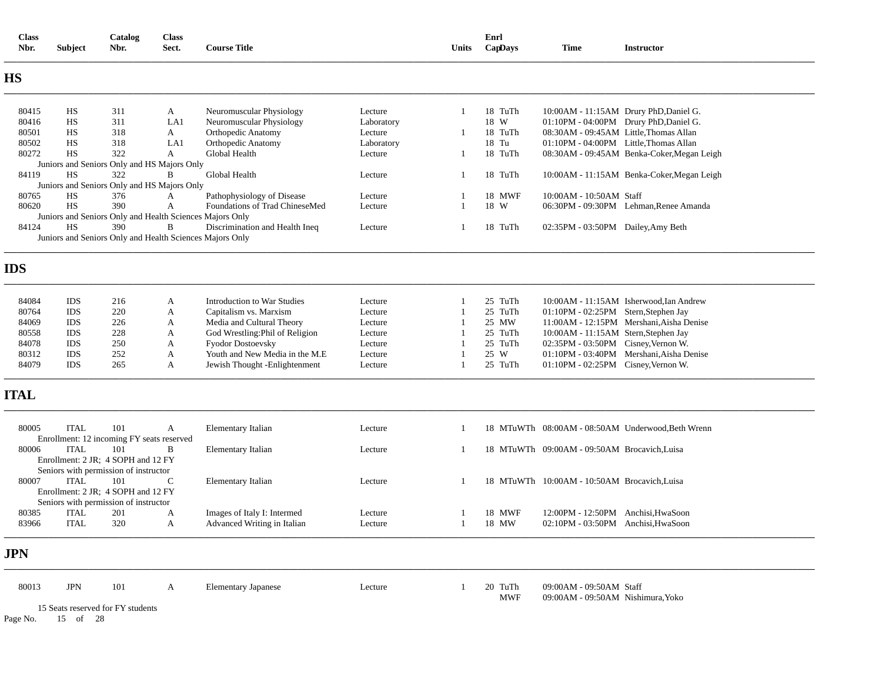| Class Nbr. | Subject | Catalog Nbr. | Class Sect. | Course Title | | Units | Enrl Cap | Days | Time | Instructor |
|---|---|---|---|---|---|---|---|---|---|---|

## HS

| Class Nbr. | Subject | Catalog Nbr. | Class Sect. | Course Title | | Units | Enrl Cap | Days | Time | Instructor |
|---|---|---|---|---|---|---|---|---|---|---|
| 80415 | HS | 311 | A | Neuromuscular Physiology | Lecture | 1 | 18 | TuTh | 10:00AM - 11:15AM | Drury PhD,Daniel G. |
| 80416 | HS | 311 | LA1 | Neuromuscular Physiology | Laboratory | | 18 | W | 01:10PM - 04:00PM | Drury PhD,Daniel G. |
| 80501 | HS | 318 | A | Orthopedic Anatomy | Lecture | 1 | 18 | TuTh | 08:30AM - 09:45AM | Little,Thomas Allan |
| 80502 | HS | 318 | LA1 | Orthopedic Anatomy | Laboratory | | 18 | Tu | 01:10PM - 04:00PM | Little,Thomas Allan |
| 80272 | HS | 322 | A | Global Health | Lecture | 1 | 18 | TuTh | 08:30AM - 09:45AM | Benka-Coker,Megan Leigh |
| | Juniors and Seniors Only and HS Majors Only | | | | | | | | | |
| 84119 | HS | 322 | B | Global Health | Lecture | 1 | 18 | TuTh | 10:00AM - 11:15AM | Benka-Coker,Megan Leigh |
| | Juniors and Seniors Only and HS Majors Only | | | | | | | | | |
| 80765 | HS | 376 | A | Pathophysiology of Disease | Lecture | 1 | 18 | MWF | 10:00AM - 10:50AM | Staff |
| 80620 | HS | 390 | A | Foundations of Trad ChineseMed | Lecture | 1 | 18 | W | 06:30PM - 09:30PM | Lehman,Renee Amanda |
| | Juniors and Seniors Only and Health Sciences Majors Only | | | | | | | | | |
| 84124 | HS | 390 | B | Discrimination and Health Ineq | Lecture | 1 | 18 | TuTh | 02:35PM - 03:50PM | Dailey,Amy Beth |
| | Juniors and Seniors Only and Health Sciences Majors Only | | | | | | | | | |

## IDS

| Class Nbr. | Subject | Catalog Nbr. | Class Sect. | Course Title | | Units | Enrl Cap | Days | Time | Instructor |
|---|---|---|---|---|---|---|---|---|---|---|
| 84084 | IDS | 216 | A | Introduction to War Studies | Lecture | 1 | 25 | TuTh | 10:00AM - 11:15AM | Isherwood,Ian Andrew |
| 80764 | IDS | 220 | A | Capitalism vs. Marxism | Lecture | 1 | 25 | TuTh | 01:10PM - 02:25PM | Stern,Stephen Jay |
| 84069 | IDS | 226 | A | Media and Cultural Theory | Lecture | 1 | 25 | MW | 11:00AM - 12:15PM | Mershani,Aisha Denise |
| 80558 | IDS | 228 | A | God Wrestling:Phil of Religion | Lecture | 1 | 25 | TuTh | 10:00AM - 11:15AM | Stern,Stephen Jay |
| 84078 | IDS | 250 | A | Fyodor Dostoevsky | Lecture | 1 | 25 | TuTh | 02:35PM - 03:50PM | Cisney,Vernon W. |
| 80312 | IDS | 252 | A | Youth and New Media in the M.E | Lecture | 1 | 25 | W | 01:10PM - 03:40PM | Mershani,Aisha Denise |
| 84079 | IDS | 265 | A | Jewish Thought -Enlightenment | Lecture | 1 | 25 | TuTh | 01:10PM - 02:25PM | Cisney,Vernon W. |

## ITAL

| Class Nbr. | Subject | Catalog Nbr. | Class Sect. | Course Title | | Units | Enrl Cap | Days | Time | Instructor |
|---|---|---|---|---|---|---|---|---|---|---|
| 80005 | ITAL | 101 | A | Elementary Italian | Lecture | 1 | 18 | MTuWTh | 08:00AM - 08:50AM | Underwood,Beth Wrenn |
| | Enrollment: 12 incoming FY seats reserved | | | | | | | | | |
| 80006 | ITAL | 101 | B | Elementary Italian | Lecture | 1 | 18 | MTuWTh | 09:00AM - 09:50AM | Brocavich,Luisa |
| | Enrollment: 2 JR; 4 SOPH and 12 FY<br>Seniors with permission of instructor | | | | | | | | | |
| 80007 | ITAL | 101 | C | Elementary Italian | Lecture | 1 | 18 | MTuWTh | 10:00AM - 10:50AM | Brocavich,Luisa |
| | Enrollment: 2 JR; 4 SOPH and 12 FY<br>Seniors with permission of instructor | | | | | | | | | |
| 80385 | ITAL | 201 | A | Images of Italy I: Intermed | Lecture | 1 | 18 | MWF | 12:00PM - 12:50PM | Anchisi,HwaSoon |
| 83966 | ITAL | 320 | A | Advanced Writing in Italian | Lecture | 1 | 18 | MW | 02:10PM - 03:50PM | Anchisi,HwaSoon |

## JPN

| Class Nbr. | Subject | Catalog Nbr. | Class Sect. | Course Title | | Units | Enrl Cap | Days | Time | Instructor |
|---|---|---|---|---|---|---|---|---|---|---|
| 80013 | JPN | 101 | A | Elementary Japanese | Lecture | 1 | 20 | TuTh | 09:00AM - 09:50AM | Staff |
| | | | | | | | | MWF | 09:00AM - 09:50AM | Nishimura,Yoko |
| | 15 Seats reserved for FY students | | | | | | | | | |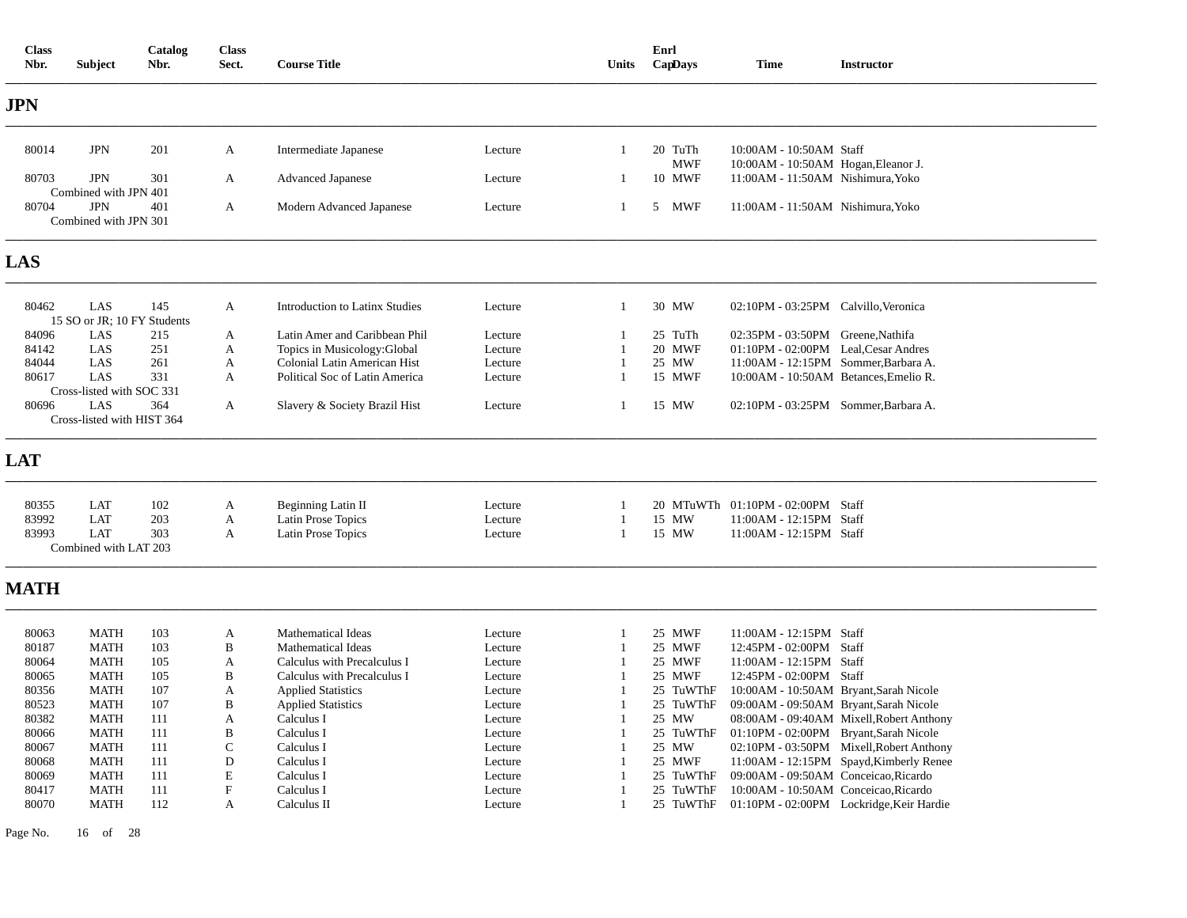| Class Nbr. | Subject | Catalog Nbr. | Class Sect. | Course Title | | Units | Enrl Cap | Days | Time | Instructor |
|---|---|---|---|---|---|---|---|---|---|---|

## JPN

| Class Nbr. | Subject | Catalog Nbr. | Class Sect. | Course Title | | Units | Enrl Cap | Days | Time | Instructor |
|---|---|---|---|---|---|---|---|---|---|---|
| 80014 | JPN | 201 | A | Intermediate Japanese | Lecture | 1 | 20 | TuTh | 10:00AM - 10:50AM | Staff |
| | | | | | | | | MWF | 10:00AM - 10:50AM | Hogan,Eleanor J. |
| 80703 | JPN | 301 | A | Advanced Japanese | Lecture | 1 | 10 | MWF | 11:00AM - 11:50AM | Nishimura,Yoko |
| Combined with JPN 401 | | | | | | | | | | |
| 80704 | JPN | 401 | A | Modern Advanced Japanese | Lecture | 1 | 5 | MWF | 11:00AM - 11:50AM | Nishimura,Yoko |
| Combined with JPN 301 | | | | | | | | | | |

## LAS

| Class Nbr. | Subject | Catalog Nbr. | Class Sect. | Course Title | | Units | Enrl Cap | Days | Time | Instructor |
|---|---|---|---|---|---|---|---|---|---|---|
| 80462 | LAS | 145 | A | Introduction to Latinx Studies | Lecture | 1 | 30 | MW | 02:10PM - 03:25PM | Calvillo,Veronica |
| 15 SO or JR; 10 FY Students | | | | | | | | | | |
| 84096 | LAS | 215 | A | Latin Amer and Caribbean Phil | Lecture | 1 | 25 | TuTh | 02:35PM - 03:50PM | Greene,Nathifa |
| 84142 | LAS | 251 | A | Topics in Musicology:Global | Lecture | 1 | 20 | MWF | 01:10PM - 02:00PM | Leal,Cesar Andres |
| 84044 | LAS | 261 | A | Colonial Latin American Hist | Lecture | 1 | 25 | MW | 11:00AM - 12:15PM | Sommer,Barbara A. |
| 80617 | LAS | 331 | A | Political Soc of Latin America | Lecture | 1 | 15 | MWF | 10:00AM - 10:50AM | Betances,Emelio R. |
| Cross-listed with SOC 331 | | | | | | | | | | |
| 80696 | LAS | 364 | A | Slavery & Society Brazil Hist | Lecture | 1 | 15 | MW | 02:10PM - 03:25PM | Sommer,Barbara A. |
| Cross-listed with HIST 364 | | | | | | | | | | |

## LAT

| Class Nbr. | Subject | Catalog Nbr. | Class Sect. | Course Title | | Units | Enrl Cap | Days | Time | Instructor |
|---|---|---|---|---|---|---|---|---|---|---|
| 80355 | LAT | 102 | A | Beginning Latin II | Lecture | 1 | 20 | MTuWTh | 01:10PM - 02:00PM | Staff |
| 83992 | LAT | 203 | A | Latin Prose Topics | Lecture | 1 | 15 | MW | 11:00AM - 12:15PM | Staff |
| 83993 | LAT | 303 | A | Latin Prose Topics | Lecture | 1 | 15 | MW | 11:00AM - 12:15PM | Staff |
| Combined with LAT 203 | | | | | | | | | | |

## MATH

| Class Nbr. | Subject | Catalog Nbr. | Class Sect. | Course Title | | Units | Enrl Cap | Days | Time | Instructor |
|---|---|---|---|---|---|---|---|---|---|---|
| 80063 | MATH | 103 | A | Mathematical Ideas | Lecture | 1 | 25 | MWF | 11:00AM - 12:15PM | Staff |
| 80187 | MATH | 103 | B | Mathematical Ideas | Lecture | 1 | 25 | MWF | 12:45PM - 02:00PM | Staff |
| 80064 | MATH | 105 | A | Calculus with Precalculus I | Lecture | 1 | 25 | MWF | 11:00AM - 12:15PM | Staff |
| 80065 | MATH | 105 | B | Calculus with Precalculus I | Lecture | 1 | 25 | MWF | 12:45PM - 02:00PM | Staff |
| 80356 | MATH | 107 | A | Applied Statistics | Lecture | 1 | 25 | TuWThF | 10:00AM - 10:50AM | Bryant,Sarah Nicole |
| 80523 | MATH | 107 | B | Applied Statistics | Lecture | 1 | 25 | TuWThF | 09:00AM - 09:50AM | Bryant,Sarah Nicole |
| 80382 | MATH | 111 | A | Calculus I | Lecture | 1 | 25 | MW | 08:00AM - 09:40AM | Mixell,Robert Anthony |
| 80066 | MATH | 111 | B | Calculus I | Lecture | 1 | 25 | TuWThF | 01:10PM - 02:00PM | Bryant,Sarah Nicole |
| 80067 | MATH | 111 | C | Calculus I | Lecture | 1 | 25 | MW | 02:10PM - 03:50PM | Mixell,Robert Anthony |
| 80068 | MATH | 111 | D | Calculus I | Lecture | 1 | 25 | MWF | 11:00AM - 12:15PM | Spayd,Kimberly Renee |
| 80069 | MATH | 111 | E | Calculus I | Lecture | 1 | 25 | TuWThF | 09:00AM - 09:50AM | Conceicao,Ricardo |
| 80417 | MATH | 111 | F | Calculus I | Lecture | 1 | 25 | TuWThF | 10:00AM - 10:50AM | Conceicao,Ricardo |
| 80070 | MATH | 112 | A | Calculus II | Lecture | 1 | 25 | TuWThF | 01:10PM - 02:00PM | Lockridge,Keir Hardie |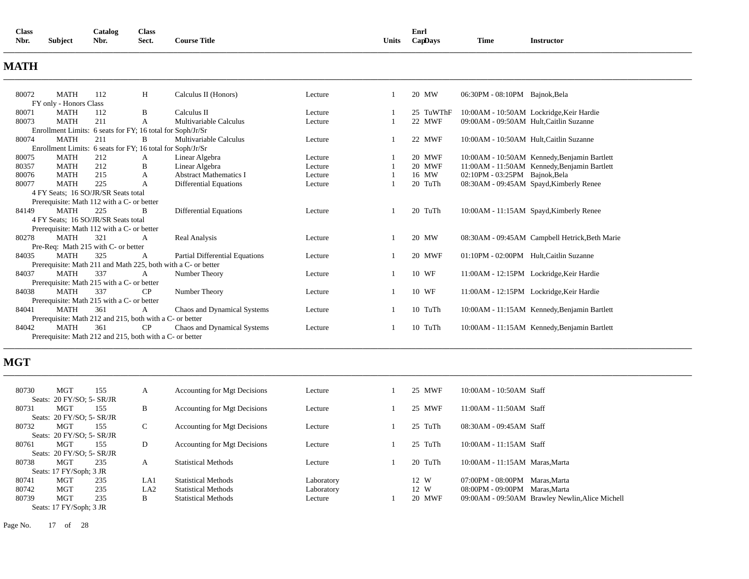| Class Nbr. | Subject | Catalog Nbr. | Class Sect. | Course Title | | Units | Enrl Cap | Days | Time | Instructor |
|---|---|---|---|---|---|---|---|---|---|---|

## MATH

| Class Nbr. | Subject | Catalog Nbr. | Class Sect. | Course Title | | Units | Enrl Cap | Days | Time | Instructor |
|---|---|---|---|---|---|---|---|---|---|---|
| 80072 | MATH | 112 | H | Calculus II (Honors) | Lecture | 1 | 20 | MW | 06:30PM - 08:10PM | Bajnok,Bela |
| FY only - Honors Class | | | | | | | | | | |
| 80071 | MATH | 112 | B | Calculus II | Lecture | 1 | 25 | TuWThF | 10:00AM - 10:50AM | Lockridge,Keir Hardie |
| 80073 | MATH | 211 | A | Multivariable Calculus | Lecture | 1 | 22 | MWF | 09:00AM - 09:50AM | Hult,Caitlin Suzanne |
| Enrollment Limits: 6 seats for FY; 16 total for Soph/Jr/Sr | | | | | | | | | | |
| 80074 | MATH | 211 | B | Multivariable Calculus | Lecture | 1 | 22 | MWF | 10:00AM - 10:50AM | Hult,Caitlin Suzanne |
| Enrollment Limits: 6 seats for FY; 16 total for Soph/Jr/Sr | | | | | | | | | | |
| 80075 | MATH | 212 | A | Linear Algebra | Lecture | 1 | 20 | MWF | 10:00AM - 10:50AM | Kennedy,Benjamin Bartlett |
| 80357 | MATH | 212 | B | Linear Algebra | Lecture | 1 | 20 | MWF | 11:00AM - 11:50AM | Kennedy,Benjamin Bartlett |
| 80076 | MATH | 215 | A | Abstract Mathematics I | Lecture | 1 | 16 | MW | 02:10PM - 03:25PM | Bajnok,Bela |
| 80077 | MATH | 225 | A | Differential Equations | Lecture | 1 | 20 | TuTh | 08:30AM - 09:45AM | Spayd,Kimberly Renee |
| 4 FY Seats; 16 SO/JR/SR Seats total | | | | | | | | | | |
| Prerequisite: Math 112 with a C- or better | | | | | | | | | | |
| 84149 | MATH | 225 | B | Differential Equations | Lecture | 1 | 20 | TuTh | 10:00AM - 11:15AM | Spayd,Kimberly Renee |
| 4 FY Seats; 16 SO/JR/SR Seats total | | | | | | | | | | |
| Prerequisite: Math 112 with a C- or better | | | | | | | | | | |
| 80278 | MATH | 321 | A | Real Analysis | Lecture | 1 | 20 | MW | 08:30AM - 09:45AM | Campbell Hetrick,Beth Marie |
| Pre-Req: Math 215 with C- or better | | | | | | | | | | |
| 84035 | MATH | 325 | A | Partial Differential Equations | Lecture | 1 | 20 | MWF | 01:10PM - 02:00PM | Hult,Caitlin Suzanne |
| Prerequisite: Math 211 and Math 225, both with a C- or better | | | | | | | | | | |
| 84037 | MATH | 337 | A | Number Theory | Lecture | 1 | 10 | WF | 11:00AM - 12:15PM | Lockridge,Keir Hardie |
| Prerequisite: Math 215 with a C- or better | | | | | | | | | | |
| 84038 | MATH | 337 | CP | Number Theory | Lecture | 1 | 10 | WF | 11:00AM - 12:15PM | Lockridge,Keir Hardie |
| Prerequisite: Math 215 with a C- or better | | | | | | | | | | |
| 84041 | MATH | 361 | A | Chaos and Dynamical Systems | Lecture | 1 | 10 | TuTh | 10:00AM - 11:15AM | Kennedy,Benjamin Bartlett |
| Prerequisite: Math 212 and 215, both with a C- or better | | | | | | | | | | |
| 84042 | MATH | 361 | CP | Chaos and Dynamical Systems | Lecture | 1 | 10 | TuTh | 10:00AM - 11:15AM | Kennedy,Benjamin Bartlett |
| Prerequisite: Math 212 and 215, both with a C- or better | | | | | | | | | | |

## MGT

| Class Nbr. | Subject | Catalog Nbr. | Class Sect. | Course Title | | Units | Enrl Cap | Days | Time | Instructor |
|---|---|---|---|---|---|---|---|---|---|---|
| 80730 | MGT | 155 | A | Accounting for Mgt Decisions | Lecture | 1 | 25 | MWF | 10:00AM - 10:50AM | Staff |
| Seats: 20 FY/SO; 5- SR/JR | | | | | | | | | | |
| 80731 | MGT | 155 | B | Accounting for Mgt Decisions | Lecture | 1 | 25 | MWF | 11:00AM - 11:50AM | Staff |
| Seats: 20 FY/SO; 5- SR/JR | | | | | | | | | | |
| 80732 | MGT | 155 | C | Accounting for Mgt Decisions | Lecture | 1 | 25 | TuTh | 08:30AM - 09:45AM | Staff |
| Seats: 20 FY/SO; 5- SR/JR | | | | | | | | | | |
| 80761 | MGT | 155 | D | Accounting for Mgt Decisions | Lecture | 1 | 25 | TuTh | 10:00AM - 11:15AM | Staff |
| Seats: 20 FY/SO; 5- SR/JR | | | | | | | | | | |
| 80738 | MGT | 235 | A | Statistical Methods | Lecture | 1 | 20 | TuTh | 10:00AM - 11:15AM | Maras,Marta |
| Seats: 17 FY/Soph; 3 JR | | | | | | | | | | |
| 80741 | MGT | 235 | LA1 | Statistical Methods | Laboratory | | 12 | W | 07:00PM - 08:00PM | Maras,Marta |
| 80742 | MGT | 235 | LA2 | Statistical Methods | Laboratory | | 12 | W | 08:00PM - 09:00PM | Maras,Marta |
| 80739 | MGT | 235 | B | Statistical Methods | Lecture | 1 | 20 | MWF | 09:00AM - 09:50AM | Brawley Newlin,Alice Michell |
| Seats: 17 FY/Soph; 3 JR | | | | | | | | | | |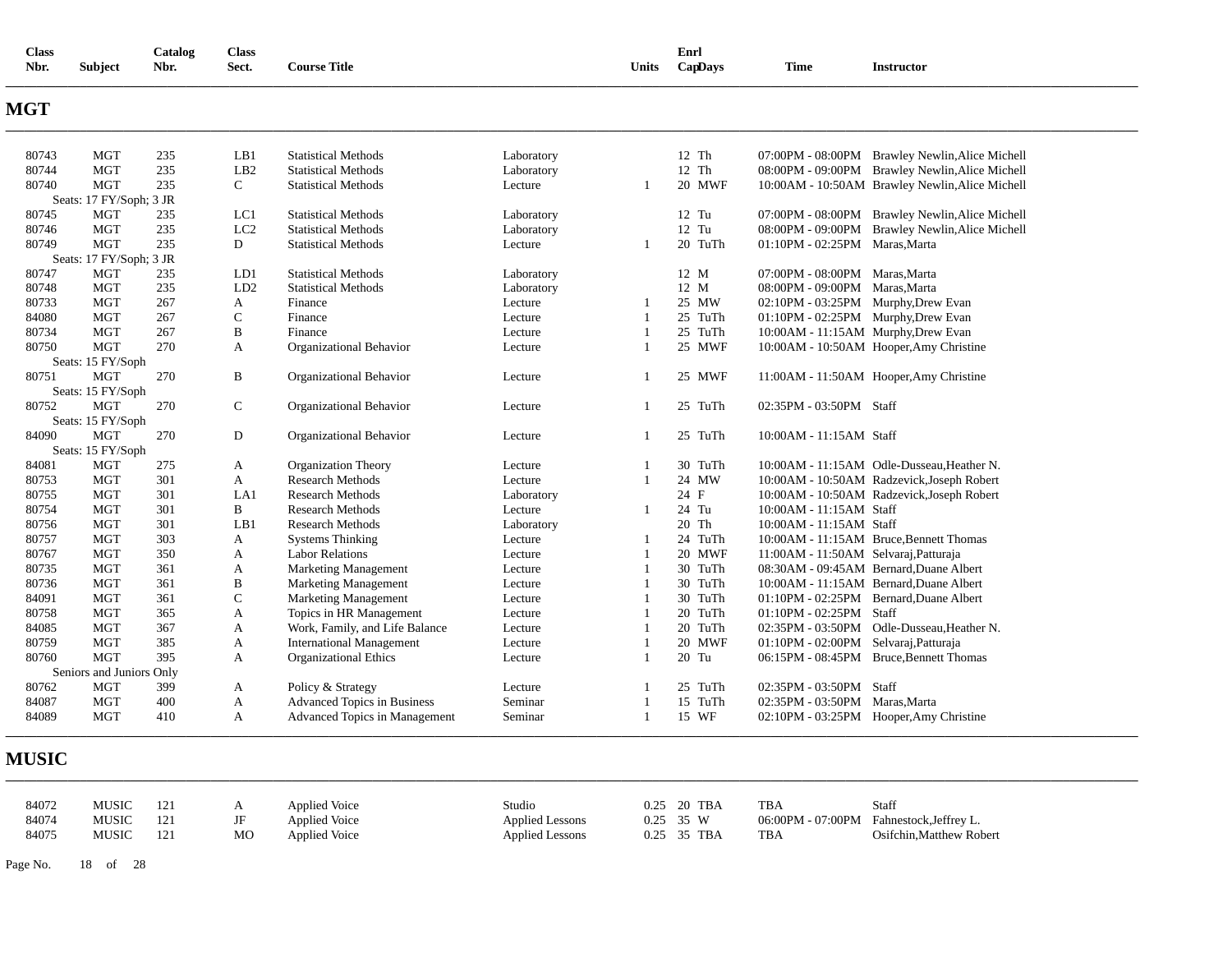| Class Nbr. | Subject | Catalog Nbr. | Class Sect. | Course Title | | Units | Enrl Cap | Days | Time | Instructor |
|---|---|---|---|---|---|---|---|---|---|---|

## MGT

| Class Nbr. | Subject | Catalog Nbr. | Class Sect. | Course Title | | Units | Enrl Cap | Days | Time | Instructor |
|---|---|---|---|---|---|---|---|---|---|---|
| 80743 | MGT | 235 | LB1 | Statistical Methods | Laboratory | | 12 | Th | 07:00PM - 08:00PM | Brawley Newlin,Alice Michell |
| 80744 | MGT | 235 | LB2 | Statistical Methods | Laboratory | | 12 | Th | 08:00PM - 09:00PM | Brawley Newlin,Alice Michell |
| 80740 | MGT | 235 | C | Statistical Methods | Lecture | 1 | 20 | MWF | 10:00AM - 10:50AM | Brawley Newlin,Alice Michell |
| Seats: 17 FY/Soph; 3 JR | | | | | | | | | | |
| 80745 | MGT | 235 | LC1 | Statistical Methods | Laboratory | | 12 | Tu | 07:00PM - 08:00PM | Brawley Newlin,Alice Michell |
| 80746 | MGT | 235 | LC2 | Statistical Methods | Laboratory | | 12 | Tu | 08:00PM - 09:00PM | Brawley Newlin,Alice Michell |
| 80749 | MGT | 235 | D | Statistical Methods | Lecture | 1 | 20 | TuTh | 01:10PM - 02:25PM | Maras,Marta |
| Seats: 17 FY/Soph; 3 JR | | | | | | | | | | |
| 80747 | MGT | 235 | LD1 | Statistical Methods | Laboratory | | 12 | M | 07:00PM - 08:00PM | Maras,Marta |
| 80748 | MGT | 235 | LD2 | Statistical Methods | Laboratory | | 12 | M | 08:00PM - 09:00PM | Maras,Marta |
| 80733 | MGT | 267 | A | Finance | Lecture | 1 | 25 | MW | 02:10PM - 03:25PM | Murphy,Drew Evan |
| 84080 | MGT | 267 | C | Finance | Lecture | 1 | 25 | TuTh | 01:10PM - 02:25PM | Murphy,Drew Evan |
| 80734 | MGT | 267 | B | Finance | Lecture | 1 | 25 | TuTh | 10:00AM - 11:15AM | Murphy,Drew Evan |
| 80750 | MGT | 270 | A | Organizational Behavior | Lecture | 1 | 25 | MWF | 10:00AM - 10:50AM | Hooper,Amy Christine |
| Seats: 15 FY/Soph | | | | | | | | | | |
| 80751 | MGT | 270 | B | Organizational Behavior | Lecture | 1 | 25 | MWF | 11:00AM - 11:50AM | Hooper,Amy Christine |
| Seats: 15 FY/Soph | | | | | | | | | | |
| 80752 | MGT | 270 | C | Organizational Behavior | Lecture | 1 | 25 | TuTh | 02:35PM - 03:50PM | Staff |
| Seats: 15 FY/Soph | | | | | | | | | | |
| 84090 | MGT | 270 | D | Organizational Behavior | Lecture | 1 | 25 | TuTh | 10:00AM - 11:15AM | Staff |
| Seats: 15 FY/Soph | | | | | | | | | | |
| 84081 | MGT | 275 | A | Organization Theory | Lecture | 1 | 30 | TuTh | 10:00AM - 11:15AM | Odle-Dusseau,Heather N. |
| 80753 | MGT | 301 | A | Research Methods | Lecture | 1 | 24 | MW | 10:00AM - 10:50AM | Radzevick,Joseph Robert |
| 80755 | MGT | 301 | LA1 | Research Methods | Laboratory | | 24 | F | 10:00AM - 10:50AM | Radzevick,Joseph Robert |
| 80754 | MGT | 301 | B | Research Methods | Lecture | 1 | 24 | Tu | 10:00AM - 11:15AM | Staff |
| 80756 | MGT | 301 | LB1 | Research Methods | Laboratory | | 20 | Th | 10:00AM - 11:15AM | Staff |
| 80757 | MGT | 303 | A | Systems Thinking | Lecture | 1 | 24 | TuTh | 10:00AM - 11:15AM | Bruce,Bennett Thomas |
| 80767 | MGT | 350 | A | Labor Relations | Lecture | 1 | 20 | MWF | 11:00AM - 11:50AM | Selvaraj,Patturaja |
| 80735 | MGT | 361 | A | Marketing Management | Lecture | 1 | 30 | TuTh | 08:30AM - 09:45AM | Bernard,Duane Albert |
| 80736 | MGT | 361 | B | Marketing Management | Lecture | 1 | 30 | TuTh | 10:00AM - 11:15AM | Bernard,Duane Albert |
| 84091 | MGT | 361 | C | Marketing Management | Lecture | 1 | 30 | TuTh | 01:10PM - 02:25PM | Bernard,Duane Albert |
| 80758 | MGT | 365 | A | Topics in HR Management | Lecture | 1 | 20 | TuTh | 01:10PM - 02:25PM | Staff |
| 84085 | MGT | 367 | A | Work, Family, and Life Balance | Lecture | 1 | 20 | TuTh | 02:35PM - 03:50PM | Odle-Dusseau,Heather N. |
| 80759 | MGT | 385 | A | International Management | Lecture | 1 | 20 | MWF | 01:10PM - 02:00PM | Selvaraj,Patturaja |
| 80760 | MGT | 395 | A | Organizational Ethics | Lecture | 1 | 20 | Tu | 06:15PM - 08:45PM | Bruce,Bennett Thomas |
| Seniors and Juniors Only | | | | | | | | | | |
| 80762 | MGT | 399 | A | Policy & Strategy | Lecture | 1 | 25 | TuTh | 02:35PM - 03:50PM | Staff |
| 84087 | MGT | 400 | A | Advanced Topics in Business | Seminar | 1 | 15 | TuTh | 02:35PM - 03:50PM | Maras,Marta |
| 84089 | MGT | 410 | A | Advanced Topics in Management | Seminar | 1 | 15 | WF | 02:10PM - 03:25PM | Hooper,Amy Christine |

## MUSIC

| Class Nbr. | Subject | Catalog Nbr. | Class Sect. | Course Title | | Units | Enrl Cap | Days | Time | Instructor |
|---|---|---|---|---|---|---|---|---|---|---|
| 84072 | MUSIC | 121 | A | Applied Voice | Studio | 0.25 | 20 | TBA | TBA | Staff |
| 84074 | MUSIC | 121 | JF | Applied Voice | Applied Lessons | 0.25 | 35 | W | 06:00PM - 07:00PM | Fahnestock,Jeffrey L. |
| 84075 | MUSIC | 121 | MO | Applied Voice | Applied Lessons | 0.25 | 35 | TBA | TBA | Osifchin,Matthew Robert |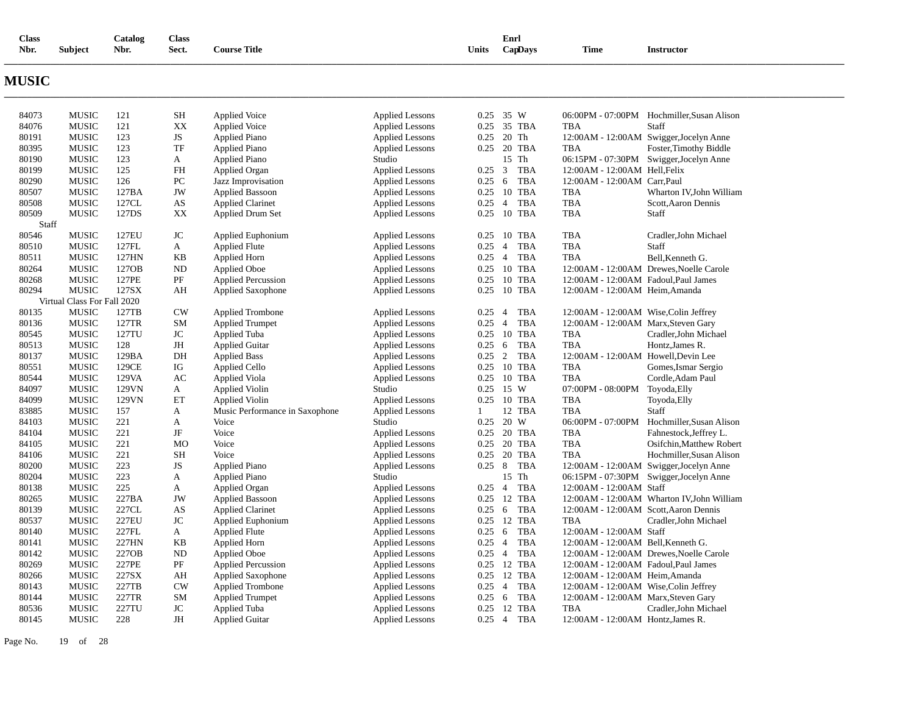# MUSIC

| Class Nbr. | Subject | Catalog Nbr. | Class Sect. | Course Title | | Units | Enrl Cap | Days | Time | Instructor |
|---|---|---|---|---|---|---|---|---|---|---|
| 84073 | MUSIC | 121 | SH | Applied Voice | Applied Lessons | 0.25 | 35 | W | 06:00PM - 07:00PM | Hochmiller,Susan Alison |
| 84076 | MUSIC | 121 | XX | Applied Voice | Applied Lessons | 0.25 | 35 | TBA | TBA | Staff |
| 80191 | MUSIC | 123 | JS | Applied Piano | Applied Lessons | 0.25 | 20 | Th | 12:00AM - 12:00AM | Swigger,Jocelyn Anne |
| 80395 | MUSIC | 123 | TF | Applied Piano | Applied Lessons | 0.25 | 20 | TBA | TBA | Foster,Timothy Biddle |
| 80190 | MUSIC | 123 | A | Applied Piano | Studio | | 15 | Th | 06:15PM - 07:30PM | Swigger,Jocelyn Anne |
| 80199 | MUSIC | 125 | FH | Applied Organ | Applied Lessons | 0.25 | 3 | TBA | 12:00AM - 12:00AM | Hell,Felix |
| 80290 | MUSIC | 126 | PC | Jazz Improvisation | Applied Lessons | 0.25 | 6 | TBA | 12:00AM - 12:00AM | Carr,Paul |
| 80507 | MUSIC | 127BA | JW | Applied Bassoon | Applied Lessons | 0.25 | 10 | TBA | TBA | Wharton IV,John William |
| 80508 | MUSIC | 127CL | AS | Applied Clarinet | Applied Lessons | 0.25 | 4 | TBA | TBA | Scott,Aaron Dennis |
| 80509 | MUSIC | 127DS | XX | Applied Drum Set | Applied Lessons | 0.25 | 10 | TBA | TBA | Staff |
| Staff | | | | | | | | | | |
| 80546 | MUSIC | 127EU | JC | Applied Euphonium | Applied Lessons | 0.25 | 10 | TBA | TBA | Cradler,John Michael |
| 80510 | MUSIC | 127FL | A | Applied Flute | Applied Lessons | 0.25 | 4 | TBA | TBA | Staff |
| 80511 | MUSIC | 127HN | KB | Applied Horn | Applied Lessons | 0.25 | 4 | TBA | TBA | Bell,Kenneth G. |
| 80264 | MUSIC | 127OB | ND | Applied Oboe | Applied Lessons | 0.25 | 10 | TBA | 12:00AM - 12:00AM | Drewes,Noelle Carole |
| 80268 | MUSIC | 127PE | PF | Applied Percussion | Applied Lessons | 0.25 | 10 | TBA | 12:00AM - 12:00AM | Fadoul,Paul James |
| 80294 | MUSIC | 127SX | AH | Applied Saxophone | Applied Lessons | 0.25 | 10 | TBA | 12:00AM - 12:00AM | Heim,Amanda |
| Virtual Class For Fall 2020 | | | | | | | | | | |
| 80135 | MUSIC | 127TB | CW | Applied Trombone | Applied Lessons | 0.25 | 4 | TBA | 12:00AM - 12:00AM | Wise,Colin Jeffrey |
| 80136 | MUSIC | 127TR | SM | Applied Trumpet | Applied Lessons | 0.25 | 4 | TBA | 12:00AM - 12:00AM | Marx,Steven Gary |
| 80545 | MUSIC | 127TU | JC | Applied Tuba | Applied Lessons | 0.25 | 10 | TBA | TBA | Cradler,John Michael |
| 80513 | MUSIC | 128 | JH | Applied Guitar | Applied Lessons | 0.25 | 6 | TBA | TBA | Hontz,James R. |
| 80137 | MUSIC | 129BA | DH | Applied Bass | Applied Lessons | 0.25 | 2 | TBA | 12:00AM - 12:00AM | Howell,Devin Lee |
| 80551 | MUSIC | 129CE | IG | Applied Cello | Applied Lessons | 0.25 | 10 | TBA | TBA | Gomes,Ismar Sergio |
| 80544 | MUSIC | 129VA | AC | Applied Viola | Applied Lessons | 0.25 | 10 | TBA | TBA | Cordle,Adam Paul |
| 84097 | MUSIC | 129VN | A | Applied Violin | Studio | 0.25 | 15 | W | 07:00PM - 08:00PM | Toyoda,Elly |
| 84099 | MUSIC | 129VN | ET | Applied Violin | Applied Lessons | 0.25 | 10 | TBA | TBA | Toyoda,Elly |
| 83885 | MUSIC | 157 | A | Music Performance in Saxophone | Applied Lessons | 1 | 12 | TBA | TBA | Staff |
| 84103 | MUSIC | 221 | A | Voice | Studio | 0.25 | 20 | W | 06:00PM - 07:00PM | Hochmiller,Susan Alison |
| 84104 | MUSIC | 221 | JF | Voice | Applied Lessons | 0.25 | 20 | TBA | TBA | Fahnestock,Jeffrey L. |
| 84105 | MUSIC | 221 | MO | Voice | Applied Lessons | 0.25 | 20 | TBA | TBA | Osifchin,Matthew Robert |
| 84106 | MUSIC | 221 | SH | Voice | Applied Lessons | 0.25 | 20 | TBA | TBA | Hochmiller,Susan Alison |
| 80200 | MUSIC | 223 | JS | Applied Piano | Applied Lessons | 0.25 | 8 | TBA | 12:00AM - 12:00AM | Swigger,Jocelyn Anne |
| 80204 | MUSIC | 223 | A | Applied Piano | Studio | | 15 | Th | 06:15PM - 07:30PM | Swigger,Jocelyn Anne |
| 80138 | MUSIC | 225 | A | Applied Organ | Applied Lessons | 0.25 | 4 | TBA | 12:00AM - 12:00AM | Staff |
| 80265 | MUSIC | 227BA | JW | Applied Bassoon | Applied Lessons | 0.25 | 12 | TBA | 12:00AM - 12:00AM | Wharton IV,John William |
| 80139 | MUSIC | 227CL | AS | Applied Clarinet | Applied Lessons | 0.25 | 6 | TBA | 12:00AM - 12:00AM | Scott,Aaron Dennis |
| 80537 | MUSIC | 227EU | JC | Applied Euphonium | Applied Lessons | 0.25 | 12 | TBA | TBA | Cradler,John Michael |
| 80140 | MUSIC | 227FL | A | Applied Flute | Applied Lessons | 0.25 | 6 | TBA | 12:00AM - 12:00AM | Staff |
| 80141 | MUSIC | 227HN | KB | Applied Horn | Applied Lessons | 0.25 | 4 | TBA | 12:00AM - 12:00AM | Bell,Kenneth G. |
| 80142 | MUSIC | 227OB | ND | Applied Oboe | Applied Lessons | 0.25 | 4 | TBA | 12:00AM - 12:00AM | Drewes,Noelle Carole |
| 80269 | MUSIC | 227PE | PF | Applied Percussion | Applied Lessons | 0.25 | 12 | TBA | 12:00AM - 12:00AM | Fadoul,Paul James |
| 80266 | MUSIC | 227SX | AH | Applied Saxophone | Applied Lessons | 0.25 | 12 | TBA | 12:00AM - 12:00AM | Heim,Amanda |
| 80143 | MUSIC | 227TB | CW | Applied Trombone | Applied Lessons | 0.25 | 4 | TBA | 12:00AM - 12:00AM | Wise,Colin Jeffrey |
| 80144 | MUSIC | 227TR | SM | Applied Trumpet | Applied Lessons | 0.25 | 6 | TBA | 12:00AM - 12:00AM | Marx,Steven Gary |
| 80536 | MUSIC | 227TU | JC | Applied Tuba | Applied Lessons | 0.25 | 12 | TBA | TBA | Cradler,John Michael |
| 80145 | MUSIC | 228 | JH | Applied Guitar | Applied Lessons | 0.25 | 4 | TBA | 12:00AM - 12:00AM | Hontz,James R. |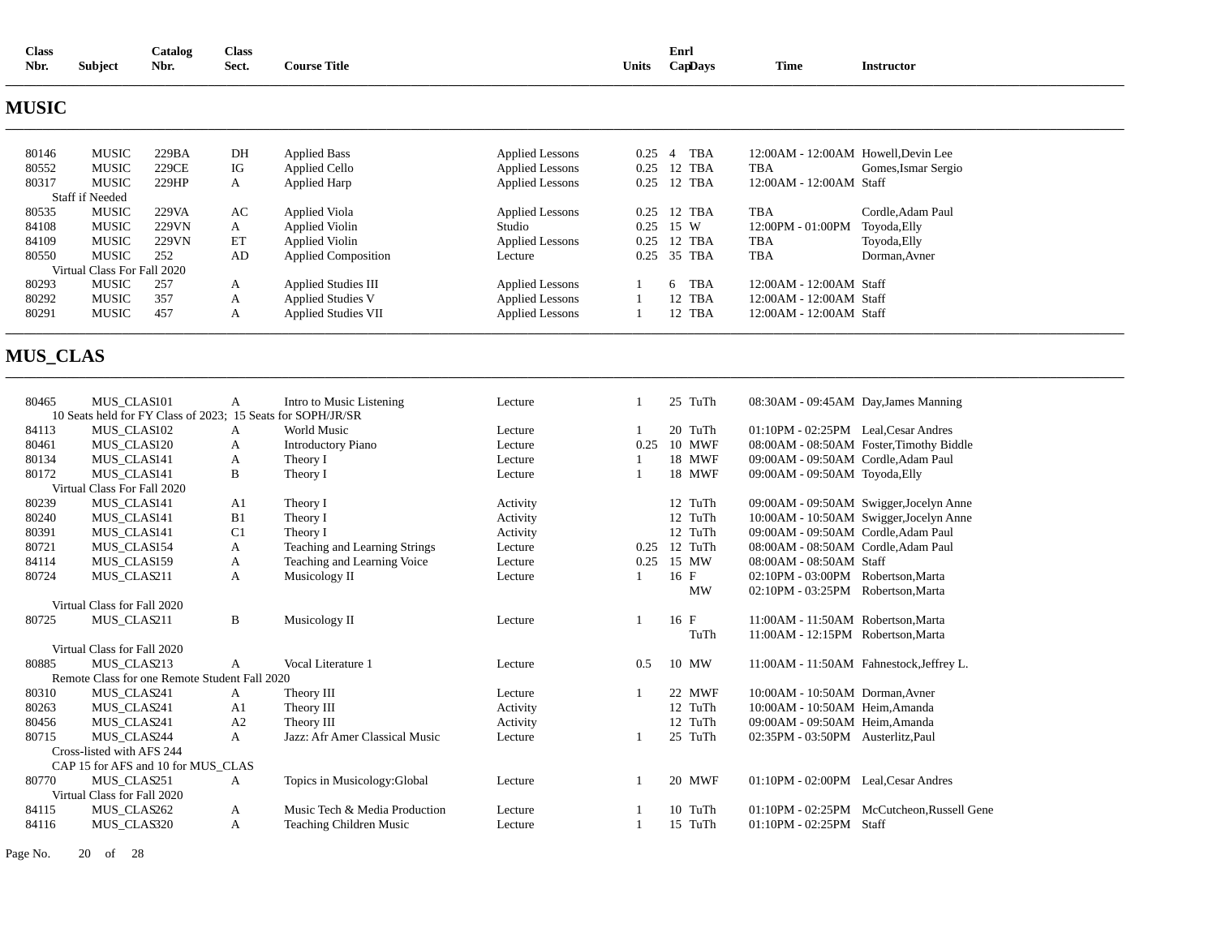| Class Nbr. | Subject | Catalog Nbr. | Class Sect. | Course Title | | Units | Enrl Cap | Days | Time | Instructor |
|---|---|---|---|---|---|---|---|---|---|---|

## MUSIC

| Class Nbr. | Subject | Catalog Nbr. | Class Sect. | Course Title | | Units | Enrl Cap | Days | Time | Instructor |
|---|---|---|---|---|---|---|---|---|---|---|
| 80146 | MUSIC | 229BA | DH | Applied Bass | Applied Lessons | 0.25 | 4 | TBA | 12:00AM - 12:00AM | Howell,Devin Lee |
| 80552 | MUSIC | 229CE | IG | Applied Cello | Applied Lessons | 0.25 | 12 | TBA | TBA | Gomes,Ismar Sergio |
| 80317 | MUSIC | 229HP | A | Applied Harp | Applied Lessons | 0.25 | 12 | TBA | 12:00AM - 12:00AM | Staff |
| Staff if Needed | | | | | | | | | | |
| 80535 | MUSIC | 229VA | AC | Applied Viola | Applied Lessons | 0.25 | 12 | TBA | TBA | Cordle,Adam Paul |
| 84108 | MUSIC | 229VN | A | Applied Violin | Studio | 0.25 | 15 | W | 12:00PM - 01:00PM | Toyoda,Elly |
| 84109 | MUSIC | 229VN | ET | Applied Violin | Applied Lessons | 0.25 | 12 | TBA | TBA | Toyoda,Elly |
| 80550 | MUSIC | 252 | AD | Applied Composition | Lecture | 0.25 | 35 | TBA | TBA | Dorman,Avner |
| Virtual Class For Fall 2020 | | | | | | | | | | |
| 80293 | MUSIC | 257 | A | Applied Studies III | Applied Lessons | 1 | 6 | TBA | 12:00AM - 12:00AM | Staff |
| 80292 | MUSIC | 357 | A | Applied Studies V | Applied Lessons | 1 | 12 | TBA | 12:00AM - 12:00AM | Staff |
| 80291 | MUSIC | 457 | A | Applied Studies VII | Applied Lessons | 1 | 12 | TBA | 12:00AM - 12:00AM | Staff |

## MUS_CLAS

| Class Nbr. | Subject | Catalog Nbr. | Class Sect. | Course Title | | Units | Enrl Cap | Days | Time | Instructor |
|---|---|---|---|---|---|---|---|---|---|---|
| 80465 | MUS_CLAS | 101 | A | Intro to Music Listening | Lecture | 1 | 25 | TuTh | 08:30AM - 09:45AM | Day,James Manning |
| 10 Seats held for FY Class of 2023; 15 Seats for SOPH/JR/SR | | | | | | | | | | |
| 84113 | MUS_CLAS | 102 | A | World Music | Lecture | 1 | 20 | TuTh | 01:10PM - 02:25PM | Leal,Cesar Andres |
| 80461 | MUS_CLAS | 120 | A | Introductory Piano | Lecture | 0.25 | 10 | MWF | 08:00AM - 08:50AM | Foster,Timothy Biddle |
| 80134 | MUS_CLAS | 141 | A | Theory I | Lecture | 1 | 18 | MWF | 09:00AM - 09:50AM | Cordle,Adam Paul |
| 80172 | MUS_CLAS | 141 | B | Theory I | Lecture | 1 | 18 | MWF | 09:00AM - 09:50AM | Toyoda,Elly |
| Virtual Class For Fall 2020 | | | | | | | | | | |
| 80239 | MUS_CLAS | 141 | A1 | Theory I | Activity | | 12 | TuTh | 09:00AM - 09:50AM | Swigger,Jocelyn Anne |
| 80240 | MUS_CLAS | 141 | B1 | Theory I | Activity | | 12 | TuTh | 10:00AM - 10:50AM | Swigger,Jocelyn Anne |
| 80391 | MUS_CLAS | 141 | C1 | Theory I | Activity | | 12 | TuTh | 09:00AM - 09:50AM | Cordle,Adam Paul |
| 80721 | MUS_CLAS | 154 | A | Teaching and Learning Strings | Lecture | 0.25 | 12 | TuTh | 08:00AM - 08:50AM | Cordle,Adam Paul |
| 84114 | MUS_CLAS | 159 | A | Teaching and Learning Voice | Lecture | 0.25 | 15 | MW | 08:00AM - 08:50AM | Staff |
| 80724 | MUS_CLAS | 211 | A | Musicology II | Lecture | 1 | 16 | F | 02:10PM - 03:00PM | Robertson,Marta |
| | | | | | | | | MW | 02:10PM - 03:25PM | Robertson,Marta |
| Virtual Class for Fall 2020 | | | | | | | | | | |
| 80725 | MUS_CLAS | 211 | B | Musicology II | Lecture | 1 | 16 | F | 11:00AM - 11:50AM | Robertson,Marta |
| | | | | | | | | TuTh | 11:00AM - 12:15PM | Robertson,Marta |
| Virtual Class for Fall 2020 | | | | | | | | | | |
| 80885 | MUS_CLAS | 213 | A | Vocal Literature 1 | Lecture | 0.5 | 10 | MW | 11:00AM - 11:50AM | Fahnestock,Jeffrey L. |
| Remote Class for one Remote Student Fall 2020 | | | | | | | | | | |
| 80310 | MUS_CLAS | 241 | A | Theory III | Lecture | 1 | 22 | MWF | 10:00AM - 10:50AM | Dorman,Avner |
| 80263 | MUS_CLAS | 241 | A1 | Theory III | Activity | | 12 | TuTh | 10:00AM - 10:50AM | Heim,Amanda |
| 80456 | MUS_CLAS | 241 | A2 | Theory III | Activity | | 12 | TuTh | 09:00AM - 09:50AM | Heim,Amanda |
| 80715 | MUS_CLAS | 244 | A | Jazz: Afr Amer Classical Music | Lecture | 1 | 25 | TuTh | 02:35PM - 03:50PM | Austerlitz,Paul |
| Cross-listed with AFS 244 | | | | | | | | | | |
| CAP 15 for AFS and 10 for MUS_CLAS | | | | | | | | | | |
| 80770 | MUS_CLAS | 251 | A | Topics in Musicology:Global | Lecture | 1 | 20 | MWF | 01:10PM - 02:00PM | Leal,Cesar Andres |
| Virtual Class for Fall 2020 | | | | | | | | | | |
| 84115 | MUS_CLAS | 262 | A | Music Tech & Media Production | Lecture | 1 | 10 | TuTh | 01:10PM - 02:25PM | McCutcheon,Russell Gene |
| 84116 | MUS_CLAS | 320 | A | Teaching Children Music | Lecture | 1 | 15 | TuTh | 01:10PM - 02:25PM | Staff |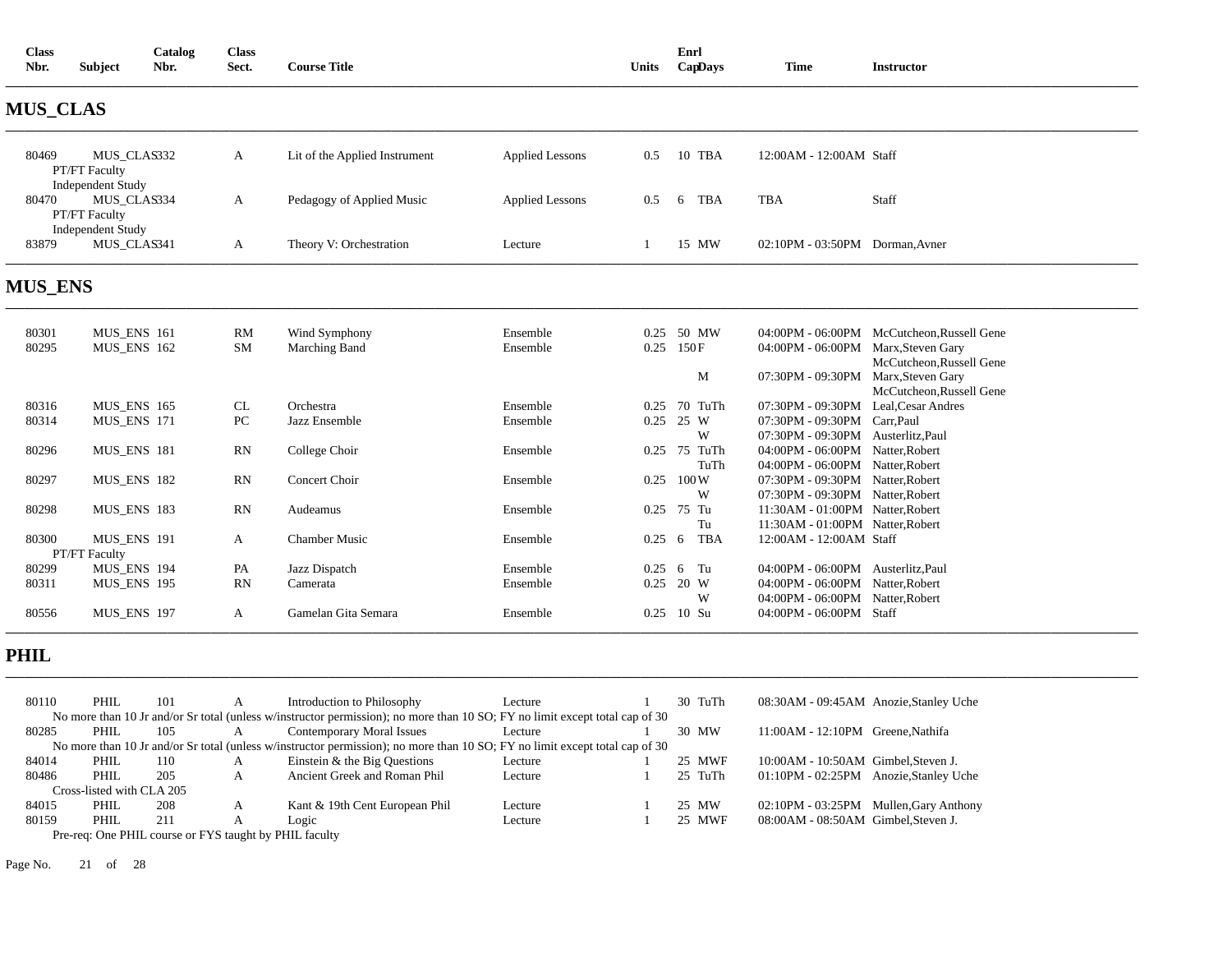| Class Nbr. | Subject | Catalog Nbr. | Class Sect. | Course Title | | Units | Enrl Cap | Days | Time | Instructor |
|---|---|---|---|---|---|---|---|---|---|---|

## MUS_CLAS

| Class Nbr. | Subject | Catalog Nbr. | Class Sect. | Course Title | | Units | Enrl Cap | Days | Time | Instructor |
|---|---|---|---|---|---|---|---|---|---|---|
| 80469 | MUS_CLAS | 332 | A | Lit of the Applied Instrument | Applied Lessons | 0.5 | 10 | TBA | 12:00AM - 12:00AM | Staff |
| | PT/FT Faculty | | | | | | | | | |
| | Independent Study | | | | | | | | | |
| 80470 | MUS_CLAS | 334 | A | Pedagogy of Applied Music | Applied Lessons | 0.5 | 6 | TBA | TBA | Staff |
| | PT/FT Faculty | | | | | | | | | |
| | Independent Study | | | | | | | | | |
| 83879 | MUS_CLAS | 341 | A | Theory V: Orchestration | Lecture | 1 | 15 | MW | 02:10PM - 03:50PM | Dorman,Avner |

## MUS_ENS

| Class Nbr. | Subject | Catalog Nbr. | Class Sect. | Course Title | | Units | Enrl Cap | Days | Time | Instructor |
|---|---|---|---|---|---|---|---|---|---|---|
| 80301 | MUS_ENS | 161 | RM | Wind Symphony | Ensemble | 0.25 | 50 | MW | 04:00PM - 06:00PM | McCutcheon,Russell Gene |
| 80295 | MUS_ENS | 162 | SM | Marching Band | Ensemble | 0.25 | 150 | F | 04:00PM - 06:00PM | Marx,Steven Gary |
| | | | | | | | | | | McCutcheon,Russell Gene |
| | | | | | | | | M | 07:30PM - 09:30PM | Marx,Steven Gary |
| | | | | | | | | | | McCutcheon,Russell Gene |
| 80316 | MUS_ENS | 165 | CL | Orchestra | Ensemble | 0.25 | 70 | TuTh | 07:30PM - 09:30PM | Leal,Cesar Andres |
| 80314 | MUS_ENS | 171 | PC | Jazz Ensemble | Ensemble | 0.25 | 25 | W | 07:30PM - 09:30PM | Carr,Paul |
| | | | | | | | | W | 07:30PM - 09:30PM | Austerlitz,Paul |
| 80296 | MUS_ENS | 181 | RN | College Choir | Ensemble | 0.25 | 75 | TuTh | 04:00PM - 06:00PM | Natter,Robert |
| | | | | | | | | TuTh | 04:00PM - 06:00PM | Natter,Robert |
| 80297 | MUS_ENS | 182 | RN | Concert Choir | Ensemble | 0.25 | 100 | W | 07:30PM - 09:30PM | Natter,Robert |
| | | | | | | | | W | 07:30PM - 09:30PM | Natter,Robert |
| 80298 | MUS_ENS | 183 | RN | Audeamus | Ensemble | 0.25 | 75 | Tu | 11:30AM - 01:00PM | Natter,Robert |
| | | | | | | | | Tu | 11:30AM - 01:00PM | Natter,Robert |
| 80300 | MUS_ENS | 191 | A | Chamber Music | Ensemble | 0.25 | 6 | TBA | 12:00AM - 12:00AM | Staff |
| | PT/FT Faculty | | | | | | | | | |
| 80299 | MUS_ENS | 194 | PA | Jazz Dispatch | Ensemble | 0.25 | 6 | Tu | 04:00PM - 06:00PM | Austerlitz,Paul |
| 80311 | MUS_ENS | 195 | RN | Camerata | Ensemble | 0.25 | 20 | W | 04:00PM - 06:00PM | Natter,Robert |
| | | | | | | | | W | 04:00PM - 06:00PM | Natter,Robert |
| 80556 | MUS_ENS | 197 | A | Gamelan Gita Semara | Ensemble | 0.25 | 10 | Su | 04:00PM - 06:00PM | Staff |

## PHIL

| Class Nbr. | Subject | Catalog Nbr. | Class Sect. | Course Title | | Units | Enrl Cap | Days | Time | Instructor |
|---|---|---|---|---|---|---|---|---|---|---|
| 80110 | PHIL | 101 | A | Introduction to Philosophy | Lecture | 1 | 30 | TuTh | 08:30AM - 09:45AM | Anozie,Stanley Uche |
| | No more than 10 Jr and/or Sr total (unless w/instructor permission); no more than 10 SO; FY no limit except total cap of 30 | | | | | | | | | |
| 80285 | PHIL | 105 | A | Contemporary Moral Issues | Lecture | 1 | 30 | MW | 11:00AM - 12:10PM | Greene,Nathifa |
| | No more than 10 Jr and/or Sr total (unless w/instructor permission); no more than 10 SO; FY no limit except total cap of 30 | | | | | | | | | |
| 84014 | PHIL | 110 | A | Einstein & the Big Questions | Lecture | 1 | 25 | MWF | 10:00AM - 10:50AM | Gimbel,Steven J. |
| 80486 | PHIL | 205 | A | Ancient Greek and Roman Phil | Lecture | 1 | 25 | TuTh | 01:10PM - 02:25PM | Anozie,Stanley Uche |
| | Cross-listed with CLA 205 | | | | | | | | | |
| 84015 | PHIL | 208 | A | Kant & 19th Cent European Phil | Lecture | 1 | 25 | MW | 02:10PM - 03:25PM | Mullen,Gary Anthony |
| 80159 | PHIL | 211 | A | Logic | Lecture | 1 | 25 | MWF | 08:00AM - 08:50AM | Gimbel,Steven J. |
| | Pre-req: One PHIL course or FYS taught by PHIL faculty | | | | | | | | | |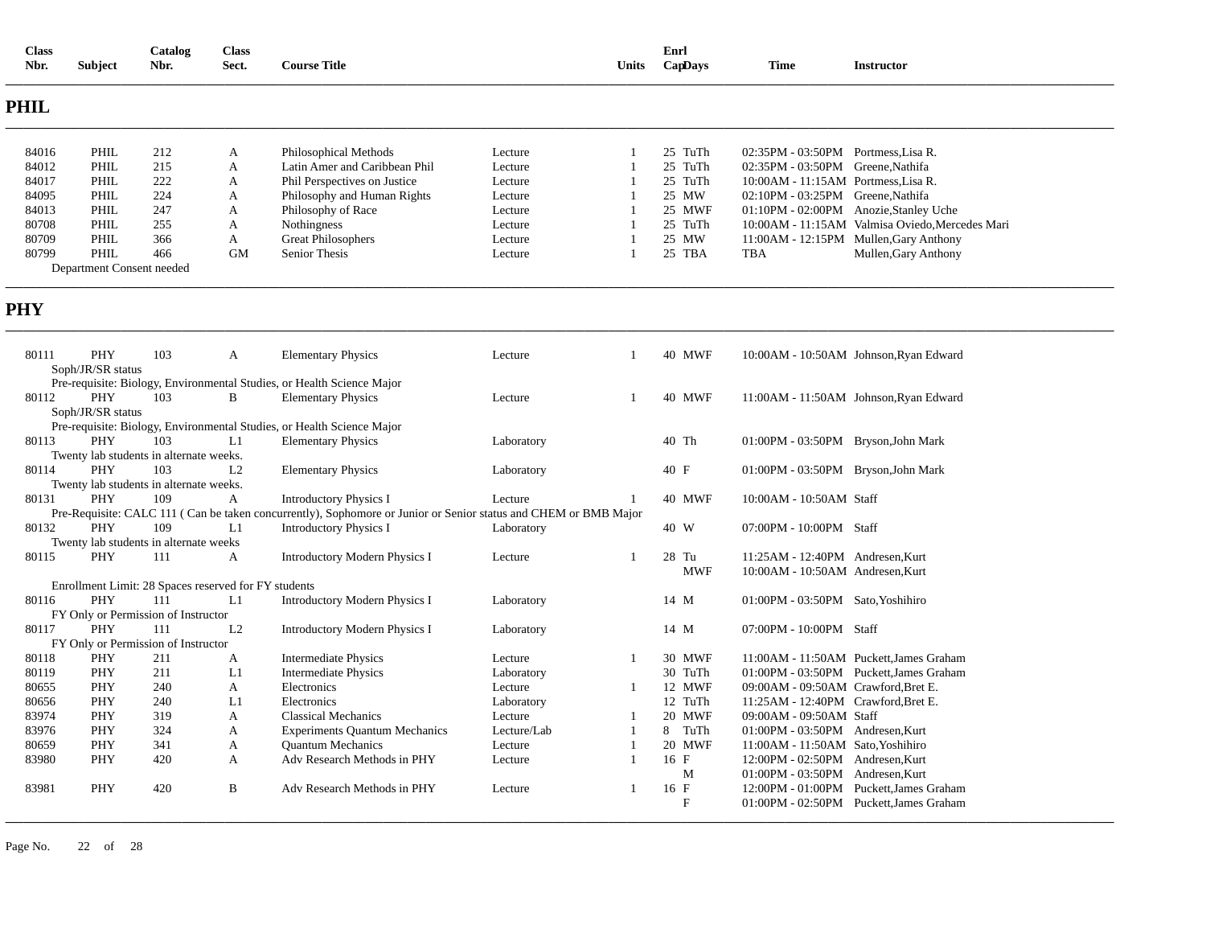| Class Nbr. | Subject | Catalog Nbr. | Class Sect. | Course Title | | Units | Enrl Cap | Days | Time | Instructor |
|---|---|---|---|---|---|---|---|---|---|---|

## PHIL

| Class Nbr. | Subject | Catalog Nbr. | Class Sect. | Course Title | | Units | Enrl Cap | Days | Time | Instructor |
|---|---|---|---|---|---|---|---|---|---|---|
| 84016 | PHIL | 212 | A | Philosophical Methods | Lecture | 1 | 25 | TuTh | 02:35PM - 03:50PM | Portmess,Lisa R. |
| 84012 | PHIL | 215 | A | Latin Amer and Caribbean Phil | Lecture | 1 | 25 | TuTh | 02:35PM - 03:50PM | Greene,Nathifa |
| 84017 | PHIL | 222 | A | Phil Perspectives on Justice | Lecture | 1 | 25 | TuTh | 10:00AM - 11:15AM | Portmess,Lisa R. |
| 84095 | PHIL | 224 | A | Philosophy and Human Rights | Lecture | 1 | 25 | MW | 02:10PM - 03:25PM | Greene,Nathifa |
| 84013 | PHIL | 247 | A | Philosophy of Race | Lecture | 1 | 25 | MWF | 01:10PM - 02:00PM | Anozie,Stanley Uche |
| 80708 | PHIL | 255 | A | Nothingness | Lecture | 1 | 25 | TuTh | 10:00AM - 11:15AM | Valmisa Oviedo,Mercedes Mari |
| 80709 | PHIL | 366 | A | Great Philosophers | Lecture | 1 | 25 | MW | 11:00AM - 12:15PM | Mullen,Gary Anthony |
| 80799 | PHIL | 466 | GM | Senior Thesis | Lecture | 1 | 25 | TBA | TBA | Mullen,Gary Anthony |
| | Department Consent needed | | | | | | | | | |

## PHY

| Class Nbr. | Subject | Catalog Nbr. | Class Sect. | Course Title | | Units | Enrl Cap | Days | Time | Instructor |
|---|---|---|---|---|---|---|---|---|---|---|
| 80111 | PHY | 103 | A | Elementary Physics | Lecture | 1 | 40 | MWF | 10:00AM - 10:50AM | Johnson,Ryan Edward |
| | Soph/JR/SR status | | | | | | | | | |
| | Pre-requisite: Biology, Environmental Studies, or Health Science Major | | | | | | | | | |
| 80112 | PHY | 103 | B | Elementary Physics | Lecture | 1 | 40 | MWF | 11:00AM - 11:50AM | Johnson,Ryan Edward |
| | Soph/JR/SR status | | | | | | | | | |
| | Pre-requisite: Biology, Environmental Studies, or Health Science Major | | | | | | | | | |
| 80113 | PHY | 103 | L1 | Elementary Physics | Laboratory | | 40 | Th | 01:00PM - 03:50PM | Bryson,John Mark |
| | Twenty lab students in alternate weeks. | | | | | | | | | |
| 80114 | PHY | 103 | L2 | Elementary Physics | Laboratory | | 40 | F | 01:00PM - 03:50PM | Bryson,John Mark |
| | Twenty lab students in alternate weeks. | | | | | | | | | |
| 80131 | PHY | 109 | A | Introductory Physics I | Lecture | 1 | 40 | MWF | 10:00AM - 10:50AM | Staff |
| | Pre-Requisite: CALC 111 ( Can be taken concurrently), Sophomore or Junior or Senior status and CHEM or BMB Major | | | | | | | | | |
| 80132 | PHY | 109 | L1 | Introductory Physics I | Laboratory | | 40 | W | 07:00PM - 10:00PM | Staff |
| | Twenty lab students in alternate weeks | | | | | | | | | |
| 80115 | PHY | 111 | A | Introductory Modern Physics I | Lecture | 1 | 28 | Tu | 11:25AM - 12:40PM | Andresen,Kurt |
| | | | | | | | | MWF | 10:00AM - 10:50AM | Andresen,Kurt |
| | Enrollment Limit: 28 Spaces reserved for FY students | | | | | | | | | |
| 80116 | PHY | 111 | L1 | Introductory Modern Physics I | Laboratory | | 14 | M | 01:00PM - 03:50PM | Sato,Yoshihiro |
| | FY Only or Permission of Instructor | | | | | | | | | |
| 80117 | PHY | 111 | L2 | Introductory Modern Physics I | Laboratory | | 14 | M | 07:00PM - 10:00PM | Staff |
| | FY Only or Permission of Instructor | | | | | | | | | |
| 80118 | PHY | 211 | A | Intermediate Physics | Lecture | 1 | 30 | MWF | 11:00AM - 11:50AM | Puckett,James Graham |
| 80119 | PHY | 211 | L1 | Intermediate Physics | Laboratory | | 30 | TuTh | 01:00PM - 03:50PM | Puckett,James Graham |
| 80655 | PHY | 240 | A | Electronics | Lecture | 1 | 12 | MWF | 09:00AM - 09:50AM | Crawford,Bret E. |
| 80656 | PHY | 240 | L1 | Electronics | Laboratory | | 12 | TuTh | 11:25AM - 12:40PM | Crawford,Bret E. |
| 83974 | PHY | 319 | A | Classical Mechanics | Lecture | 1 | 20 | MWF | 09:00AM - 09:50AM | Staff |
| 83976 | PHY | 324 | A | Experiments Quantum Mechanics | Lecture/Lab | 1 | 8 | TuTh | 01:00PM - 03:50PM | Andresen,Kurt |
| 80659 | PHY | 341 | A | Quantum Mechanics | Lecture | 1 | 20 | MWF | 11:00AM - 11:50AM | Sato,Yoshihiro |
| 83980 | PHY | 420 | A | Adv Research Methods in PHY | Lecture | 1 | 16 | F | 12:00PM - 02:50PM | Andresen,Kurt |
| | | | | | | | | M | 01:00PM - 03:50PM | Andresen,Kurt |
| 83981 | PHY | 420 | B | Adv Research Methods in PHY | Lecture | 1 | 16 | F | 12:00PM - 01:00PM | Puckett,James Graham |
| | | | | | | | | F | 01:00PM - 02:50PM | Puckett,James Graham |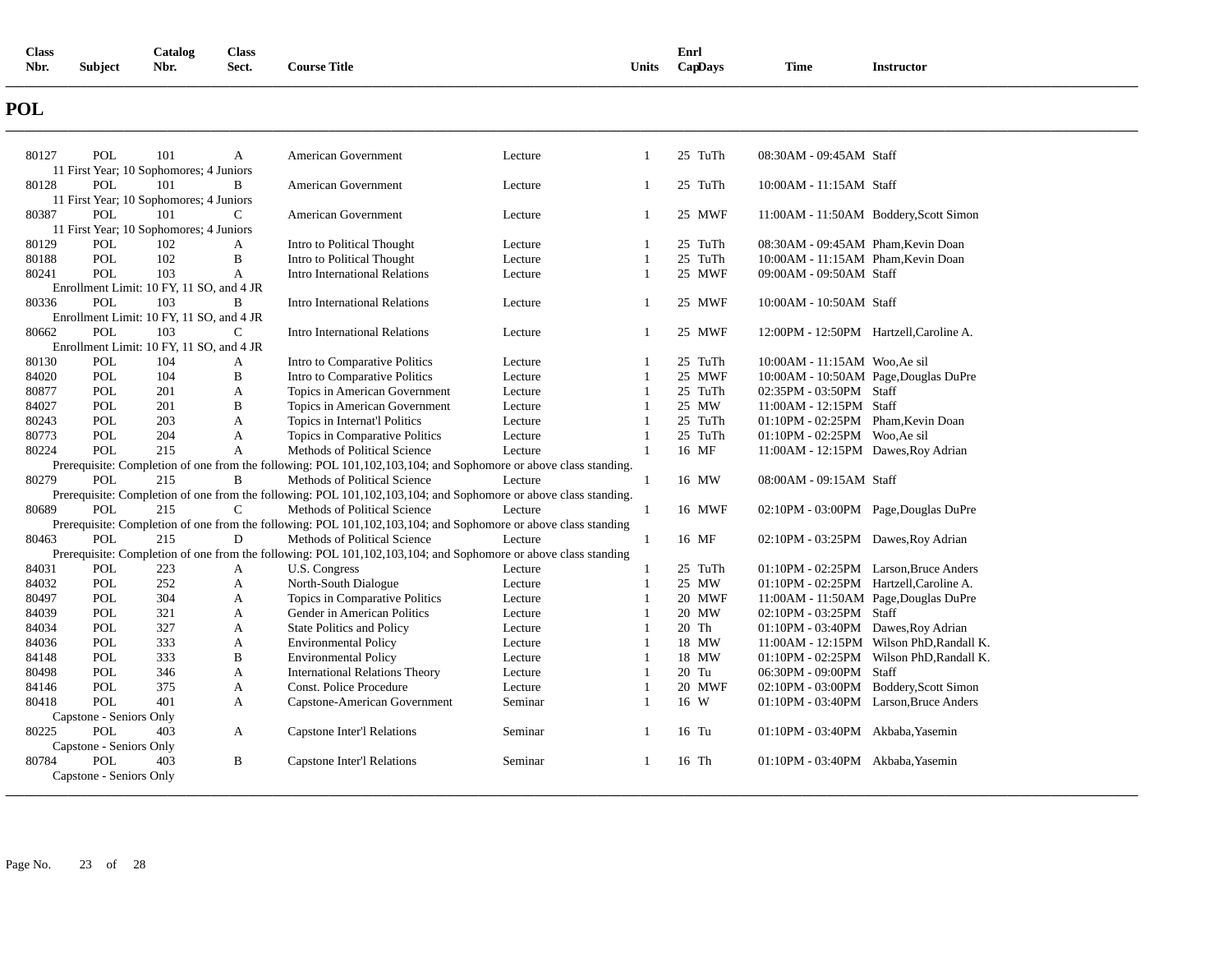# POL

| Class Nbr. | Subject | Catalog Nbr. | Class Sect. | Course Title | | Units | Enrl Cap | Days | Time | Instructor |
|---|---|---|---|---|---|---|---|---|---|---|
| 80127 | POL | 101 | A | American Government | Lecture | 1 | 25 | TuTh | 08:30AM - 09:45AM | Staff |
| | 11 First Year; 10 Sophomores; 4 Juniors | | | | | | | | | |
| 80128 | POL | 101 | B | American Government | Lecture | 1 | 25 | TuTh | 10:00AM - 11:15AM | Staff |
| | 11 First Year; 10 Sophomores; 4 Juniors | | | | | | | | | |
| 80387 | POL | 101 | C | American Government | Lecture | 1 | 25 | MWF | 11:00AM - 11:50AM | Boddery,Scott Simon |
| | 11 First Year; 10 Sophomores; 4 Juniors | | | | | | | | | |
| 80129 | POL | 102 | A | Intro to Political Thought | Lecture | 1 | 25 | TuTh | 08:30AM - 09:45AM | Pham,Kevin Doan |
| 80188 | POL | 102 | B | Intro to Political Thought | Lecture | 1 | 25 | TuTh | 10:00AM - 11:15AM | Pham,Kevin Doan |
| 80241 | POL | 103 | A | Intro International Relations | Lecture | 1 | 25 | MWF | 09:00AM - 09:50AM | Staff |
| | Enrollment Limit: 10 FY, 11 SO, and 4 JR | | | | | | | | | |
| 80336 | POL | 103 | B | Intro International Relations | Lecture | 1 | 25 | MWF | 10:00AM - 10:50AM | Staff |
| | Enrollment Limit: 10 FY, 11 SO, and 4 JR | | | | | | | | | |
| 80662 | POL | 103 | C | Intro International Relations | Lecture | 1 | 25 | MWF | 12:00PM - 12:50PM | Hartzell,Caroline A. |
| | Enrollment Limit: 10 FY, 11 SO, and 4 JR | | | | | | | | | |
| 80130 | POL | 104 | A | Intro to Comparative Politics | Lecture | 1 | 25 | TuTh | 10:00AM - 11:15AM | Woo,Ae sil |
| 84020 | POL | 104 | B | Intro to Comparative Politics | Lecture | 1 | 25 | MWF | 10:00AM - 10:50AM | Page,Douglas DuPre |
| 80877 | POL | 201 | A | Topics in American Government | Lecture | 1 | 25 | TuTh | 02:35PM - 03:50PM | Staff |
| 84027 | POL | 201 | B | Topics in American Government | Lecture | 1 | 25 | MW | 11:00AM - 12:15PM | Staff |
| 80243 | POL | 203 | A | Topics in Internat'l Politics | Lecture | 1 | 25 | TuTh | 01:10PM - 02:25PM | Pham,Kevin Doan |
| 80773 | POL | 204 | A | Topics in Comparative Politics | Lecture | 1 | 25 | TuTh | 01:10PM - 02:25PM | Woo,Ae sil |
| 80224 | POL | 215 | A | Methods of Political Science | Lecture | 1 | 16 | MF | 11:00AM - 12:15PM | Dawes,Roy Adrian |
| | Prerequisite: Completion of one from the following: POL 101,102,103,104; and Sophomore or above class standing. | | | | | | | | | |
| 80279 | POL | 215 | B | Methods of Political Science | Lecture | 1 | 16 | MW | 08:00AM - 09:15AM | Staff |
| | Prerequisite: Completion of one from the following: POL 101,102,103,104; and Sophomore or above class standing. | | | | | | | | | |
| 80689 | POL | 215 | C | Methods of Political Science | Lecture | 1 | 16 | MWF | 02:10PM - 03:00PM | Page,Douglas DuPre |
| | Prerequisite: Completion of one from the following: POL 101,102,103,104; and Sophomore or above class standing | | | | | | | | | |
| 80463 | POL | 215 | D | Methods of Political Science | Lecture | 1 | 16 | MF | 02:10PM - 03:25PM | Dawes,Roy Adrian |
| | Prerequisite: Completion of one from the following: POL 101,102,103,104; and Sophomore or above class standing | | | | | | | | | |
| 84031 | POL | 223 | A | U.S. Congress | Lecture | 1 | 25 | TuTh | 01:10PM - 02:25PM | Larson,Bruce Anders |
| 84032 | POL | 252 | A | North-South Dialogue | Lecture | 1 | 25 | MW | 01:10PM - 02:25PM | Hartzell,Caroline A. |
| 80497 | POL | 304 | A | Topics in Comparative Politics | Lecture | 1 | 20 | MWF | 11:00AM - 11:50AM | Page,Douglas DuPre |
| 84039 | POL | 321 | A | Gender in American Politics | Lecture | 1 | 20 | MW | 02:10PM - 03:25PM | Staff |
| 84034 | POL | 327 | A | State Politics and Policy | Lecture | 1 | 20 | Th | 01:10PM - 03:40PM | Dawes,Roy Adrian |
| 84036 | POL | 333 | A | Environmental Policy | Lecture | 1 | 18 | MW | 11:00AM - 12:15PM | Wilson PhD,Randall K. |
| 84148 | POL | 333 | B | Environmental Policy | Lecture | 1 | 18 | MW | 01:10PM - 02:25PM | Wilson PhD,Randall K. |
| 80498 | POL | 346 | A | International Relations Theory | Lecture | 1 | 20 | Tu | 06:30PM - 09:00PM | Staff |
| 84146 | POL | 375 | A | Const. Police Procedure | Lecture | 1 | 20 | MWF | 02:10PM - 03:00PM | Boddery,Scott Simon |
| 80418 | POL | 401 | A | Capstone-American Government | Seminar | 1 | 16 | W | 01:10PM - 03:40PM | Larson,Bruce Anders |
| | Capstone - Seniors Only | | | | | | | | | |
| 80225 | POL | 403 | A | Capstone Inter'l Relations | Seminar | 1 | 16 | Tu | 01:10PM - 03:40PM | Akbaba,Yasemin |
| | Capstone - Seniors Only | | | | | | | | | |
| 80784 | POL | 403 | B | Capstone Inter'l Relations | Seminar | 1 | 16 | Th | 01:10PM - 03:40PM | Akbaba,Yasemin |
| | Capstone - Seniors Only | | | | | | | | | |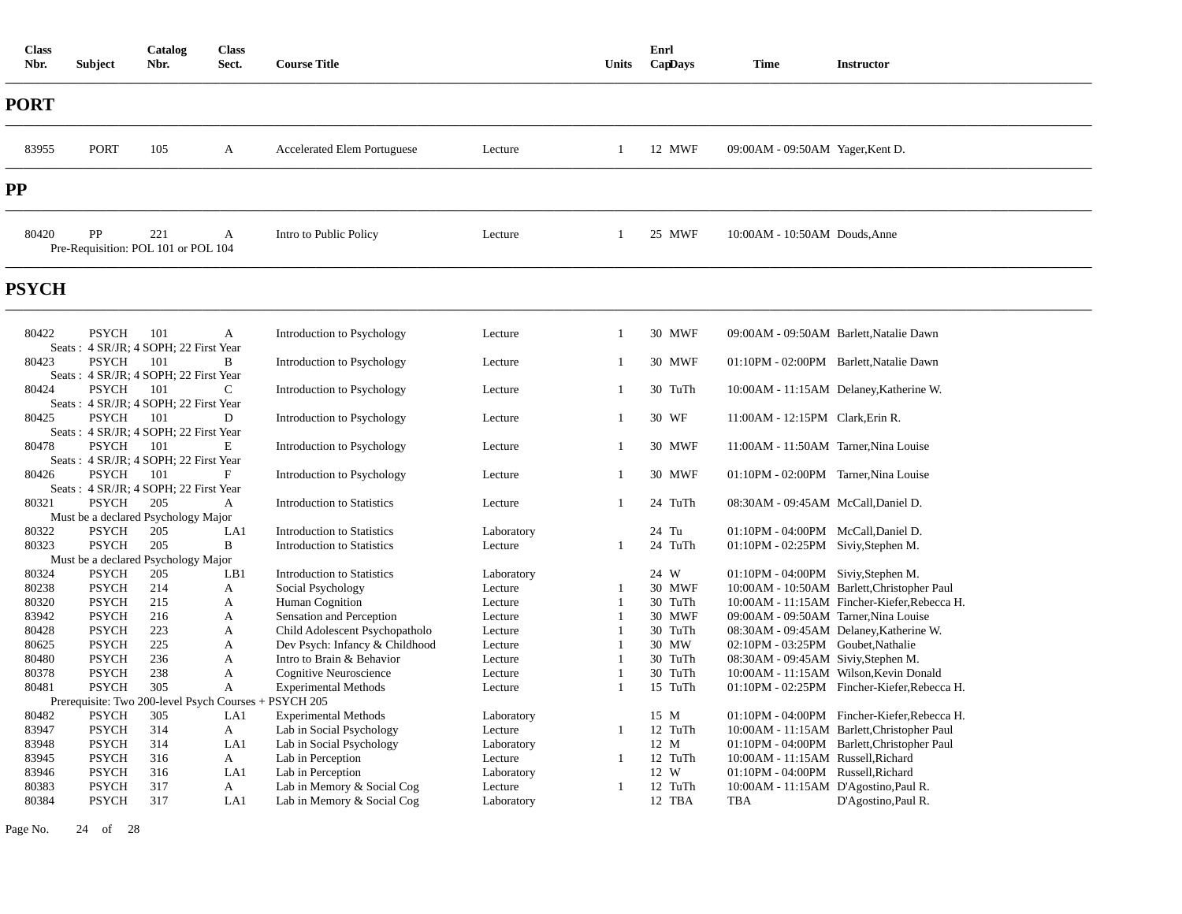| Class Nbr. | Subject | Catalog Nbr. | Class Sect. | Course Title | | Units | Enrl Cap | Days | Time | Instructor |
|---|---|---|---|---|---|---|---|---|---|---|

## PORT

| Class Nbr. | Subject | Catalog Nbr. | Class Sect. | Course Title | | Units | Enrl Cap | Days | Time | Instructor |
|---|---|---|---|---|---|---|---|---|---|---|
| 83955 | PORT | 105 | A | Accelerated Elem Portuguese | Lecture | 1 | 12 | MWF | 09:00AM - 09:50AM | Yager,Kent D. |

## PP

| Class Nbr. | Subject | Catalog Nbr. | Class Sect. | Course Title | | Units | Enrl Cap | Days | Time | Instructor |
|---|---|---|---|---|---|---|---|---|---|---|
| 80420 | PP | 221 | A | Intro to Public Policy | Lecture | 1 | 25 | MWF | 10:00AM - 10:50AM | Douds,Anne |
| Pre-Requisition: POL 101 or POL 104 | | | | | | | | | | |

## PSYCH

| Class Nbr. | Subject | Catalog Nbr. | Class Sect. | Course Title | | Units | Enrl Cap | Days | Time | Instructor |
|---|---|---|---|---|---|---|---|---|---|---|
| 80422 | PSYCH | 101 | A | Introduction to Psychology | Lecture | 1 | 30 | MWF | 09:00AM - 09:50AM | Barlett,Natalie Dawn |
| Seats : 4 SR/JR; 4 SOPH; 22 First Year | | | | | | | | | | |
| 80423 | PSYCH | 101 | B | Introduction to Psychology | Lecture | 1 | 30 | MWF | 01:10PM - 02:00PM | Barlett,Natalie Dawn |
| Seats : 4 SR/JR; 4 SOPH; 22 First Year | | | | | | | | | | |
| 80424 | PSYCH | 101 | C | Introduction to Psychology | Lecture | 1 | 30 | TuTh | 10:00AM - 11:15AM | Delaney,Katherine W. |
| Seats : 4 SR/JR; 4 SOPH; 22 First Year | | | | | | | | | | |
| 80425 | PSYCH | 101 | D | Introduction to Psychology | Lecture | 1 | 30 | WF | 11:00AM - 12:15PM | Clark,Erin R. |
| Seats : 4 SR/JR; 4 SOPH; 22 First Year | | | | | | | | | | |
| 80478 | PSYCH | 101 | E | Introduction to Psychology | Lecture | 1 | 30 | MWF | 11:00AM - 11:50AM | Tarner,Nina Louise |
| Seats : 4 SR/JR; 4 SOPH; 22 First Year | | | | | | | | | | |
| 80426 | PSYCH | 101 | F | Introduction to Psychology | Lecture | 1 | 30 | MWF | 01:10PM - 02:00PM | Tarner,Nina Louise |
| Seats : 4 SR/JR; 4 SOPH; 22 First Year | | | | | | | | | | |
| 80321 | PSYCH | 205 | A | Introduction to Statistics | Lecture | 1 | 24 | TuTh | 08:30AM - 09:45AM | McCall,Daniel D. |
| Must be a declared Psychology Major | | | | | | | | | | |
| 80322 | PSYCH | 205 | LA1 | Introduction to Statistics | Laboratory | | 24 | Tu | 01:10PM - 04:00PM | McCall,Daniel D. |
| 80323 | PSYCH | 205 | B | Introduction to Statistics | Lecture | 1 | 24 | TuTh | 01:10PM - 02:25PM | Siviy,Stephen M. |
| Must be a declared Psychology Major | | | | | | | | | | |
| 80324 | PSYCH | 205 | LB1 | Introduction to Statistics | Laboratory | | 24 | W | 01:10PM - 04:00PM | Siviy,Stephen M. |
| 80238 | PSYCH | 214 | A | Social Psychology | Lecture | 1 | 30 | MWF | 10:00AM - 10:50AM | Barlett,Christopher Paul |
| 80320 | PSYCH | 215 | A | Human Cognition | Lecture | 1 | 30 | TuTh | 10:00AM - 11:15AM | Fincher-Kiefer,Rebecca H. |
| 83942 | PSYCH | 216 | A | Sensation and Perception | Lecture | 1 | 30 | MWF | 09:00AM - 09:50AM | Tarner,Nina Louise |
| 80428 | PSYCH | 223 | A | Child Adolescent Psychopatholo | Lecture | 1 | 30 | TuTh | 08:30AM - 09:45AM | Delaney,Katherine W. |
| 80625 | PSYCH | 225 | A | Dev Psych: Infancy & Childhood | Lecture | 1 | 30 | MW | 02:10PM - 03:25PM | Goubet,Nathalie |
| 80480 | PSYCH | 236 | A | Intro to Brain & Behavior | Lecture | 1 | 30 | TuTh | 08:30AM - 09:45AM | Siviy,Stephen M. |
| 80378 | PSYCH | 238 | A | Cognitive Neuroscience | Lecture | 1 | 30 | TuTh | 10:00AM - 11:15AM | Wilson,Kevin Donald |
| 80481 | PSYCH | 305 | A | Experimental Methods | Lecture | 1 | 15 | TuTh | 01:10PM - 02:25PM | Fincher-Kiefer,Rebecca H. |
| Prerequisite: Two 200-level Psych Courses + PSYCH 205 | | | | | | | | | | |
| 80482 | PSYCH | 305 | LA1 | Experimental Methods | Laboratory | | 15 | M | 01:10PM - 04:00PM | Fincher-Kiefer,Rebecca H. |
| 83947 | PSYCH | 314 | A | Lab in Social Psychology | Lecture | 1 | 12 | TuTh | 10:00AM - 11:15AM | Barlett,Christopher Paul |
| 83948 | PSYCH | 314 | LA1 | Lab in Social Psychology | Laboratory | | 12 | M | 01:10PM - 04:00PM | Barlett,Christopher Paul |
| 83945 | PSYCH | 316 | A | Lab in Perception | Lecture | 1 | 12 | TuTh | 10:00AM - 11:15AM | Russell,Richard |
| 83946 | PSYCH | 316 | LA1 | Lab in Perception | Laboratory | | 12 | W | 01:10PM - 04:00PM | Russell,Richard |
| 80383 | PSYCH | 317 | A | Lab in Memory & Social Cog | Lecture | 1 | 12 | TuTh | 10:00AM - 11:15AM | D'Agostino,Paul R. |
| 80384 | PSYCH | 317 | LA1 | Lab in Memory & Social Cog | Laboratory | | 12 | TBA | TBA | D'Agostino,Paul R. |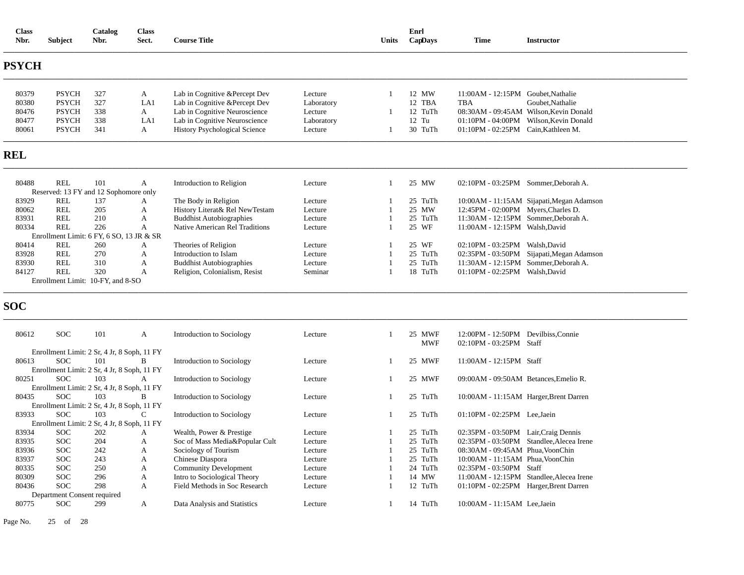| Class Nbr. | Subject | Catalog Nbr. | Class Sect. | Course Title | | Units | Enrl Cap | Days | Time | Instructor |
|---|---|---|---|---|---|---|---|---|---|---|

## PSYCH

| Class Nbr. | Subject | Catalog Nbr. | Class Sect. | Course Title | | Units | Enrl Cap | Days | Time | Instructor |
|---|---|---|---|---|---|---|---|---|---|---|
| 80379 | PSYCH | 327 | A | Lab in Cognitive &Percept Dev | Lecture | 1 | 12 | MW | 11:00AM - 12:15PM | Goubet,Nathalie |
| 80380 | PSYCH | 327 | LA1 | Lab in Cognitive &Percept Dev | Laboratory | | 12 | TBA | TBA | Goubet,Nathalie |
| 80476 | PSYCH | 338 | A | Lab in Cognitive Neuroscience | Lecture | 1 | 12 | TuTh | 08:30AM - 09:45AM | Wilson,Kevin Donald |
| 80477 | PSYCH | 338 | LA1 | Lab in Cognitive Neuroscience | Laboratory | | 12 | Tu | 01:10PM - 04:00PM | Wilson,Kevin Donald |
| 80061 | PSYCH | 341 | A | History Psychological Science | Lecture | 1 | 30 | TuTh | 01:10PM - 02:25PM | Cain,Kathleen M. |

## REL

| Class Nbr. | Subject | Catalog Nbr. | Class Sect. | Course Title | | Units | Enrl Cap | Days | Time | Instructor |
|---|---|---|---|---|---|---|---|---|---|---|
| 80488 | REL | 101 | A | Introduction to Religion | Lecture | 1 | 25 | MW | 02:10PM - 03:25PM | Sommer,Deborah A. |
| Reserved: 13 FY and 12 Sophomore only | | | | | | | | | | |
| 83929 | REL | 137 | A | The Body in Religion | Lecture | 1 | 25 | TuTh | 10:00AM - 11:15AM | Sijapati,Megan Adamson |
| 80062 | REL | 205 | A | History Literat& Rel NewTestam | Lecture | 1 | 25 | MW | 12:45PM - 02:00PM | Myers,Charles D. |
| 83931 | REL | 210 | A | Buddhist Autobiographies | Lecture | 1 | 25 | TuTh | 11:30AM - 12:15PM | Sommer,Deborah A. |
| 80334 | REL | 226 | A | Native American Rel Traditions | Lecture | 1 | 25 | WF | 11:00AM - 12:15PM | Walsh,David |
| Enrollment Limit: 6 FY, 6 SO, 13 JR & SR | | | | | | | | | | |
| 80414 | REL | 260 | A | Theories of Religion | Lecture | 1 | 25 | WF | 02:10PM - 03:25PM | Walsh,David |
| 83928 | REL | 270 | A | Introduction to Islam | Lecture | 1 | 25 | TuTh | 02:35PM - 03:50PM | Sijapati,Megan Adamson |
| 83930 | REL | 310 | A | Buddhist Autobiographies | Lecture | 1 | 25 | TuTh | 11:30AM - 12:15PM | Sommer,Deborah A. |
| 84127 | REL | 320 | A | Religion, Colonialism, Resist | Seminar | 1 | 18 | TuTh | 01:10PM - 02:25PM | Walsh,David |
| Enrollment Limit: 10-FY, and 8-SO | | | | | | | | | | |

## SOC

| Class Nbr. | Subject | Catalog Nbr. | Class Sect. | Course Title | | Units | Enrl Cap | Days | Time | Instructor |
|---|---|---|---|---|---|---|---|---|---|---|
| 80612 | SOC | 101 | A | Introduction to Sociology | Lecture | 1 | 25 | MWF | 12:00PM - 12:50PM | Devilbiss,Connie |
| | | | | | | | | MWF | 02:10PM - 03:25PM | Staff |
| Enrollment Limit: 2 Sr, 4 Jr, 8 Soph, 11 FY | | | | | | | | | | |
| 80613 | SOC | 101 | B | Introduction to Sociology | Lecture | 1 | 25 | MWF | 11:00AM - 12:15PM | Staff |
| Enrollment Limit: 2 Sr, 4 Jr, 8 Soph, 11 FY | | | | | | | | | | |
| 80251 | SOC | 103 | A | Introduction to Sociology | Lecture | 1 | 25 | MWF | 09:00AM - 09:50AM | Betances,Emelio R. |
| Enrollment Limit: 2 Sr, 4 Jr, 8 Soph, 11 FY | | | | | | | | | | |
| 80435 | SOC | 103 | B | Introduction to Sociology | Lecture | 1 | 25 | TuTh | 10:00AM - 11:15AM | Harger,Brent Darren |
| Enrollment Limit: 2 Sr, 4 Jr, 8 Soph, 11 FY | | | | | | | | | | |
| 83933 | SOC | 103 | C | Introduction to Sociology | Lecture | 1 | 25 | TuTh | 01:10PM - 02:25PM | Lee,Jaein |
| Enrollment Limit: 2 Sr, 4 Jr, 8 Soph, 11 FY | | | | | | | | | | |
| 83934 | SOC | 202 | A | Wealth, Power & Prestige | Lecture | 1 | 25 | TuTh | 02:35PM - 03:50PM | Lair,Craig Dennis |
| 83935 | SOC | 204 | A | Soc of Mass Media&Popular Cult | Lecture | 1 | 25 | TuTh | 02:35PM - 03:50PM | Standlee,Alecea Irene |
| 83936 | SOC | 242 | A | Sociology of Tourism | Lecture | 1 | 25 | TuTh | 08:30AM - 09:45AM | Phua,VoonChin |
| 83937 | SOC | 243 | A | Chinese Diaspora | Lecture | 1 | 25 | TuTh | 10:00AM - 11:15AM | Phua,VoonChin |
| 80335 | SOC | 250 | A | Community Development | Lecture | 1 | 24 | TuTh | 02:35PM - 03:50PM | Staff |
| 80309 | SOC | 296 | A | Intro to Sociological Theory | Lecture | 1 | 14 | MW | 11:00AM - 12:15PM | Standlee,Alecea Irene |
| 80436 | SOC | 298 | A | Field Methods in Soc Research | Lecture | 1 | 12 | TuTh | 01:10PM - 02:25PM | Harger,Brent Darren |
| Department Consent required | | | | | | | | | | |
| 80775 | SOC | 299 | A | Data Analysis and Statistics | Lecture | 1 | 14 | TuTh | 10:00AM - 11:15AM | Lee,Jaein |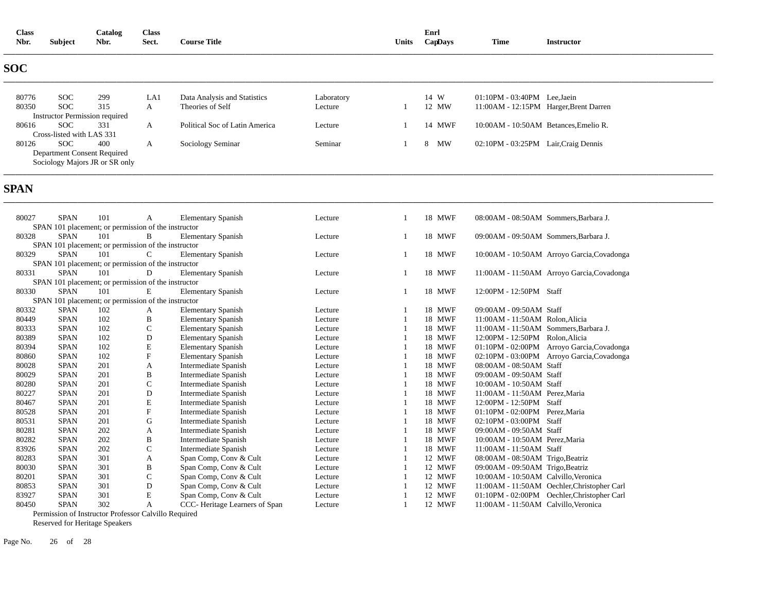| Class Nbr. | Subject | Catalog Nbr. | Class Sect. | Course Title | | Units | Enrl Cap | Days | Time | Instructor |
|---|---|---|---|---|---|---|---|---|---|---|

## SOC

| Class Nbr. | Subject | Catalog Nbr. | Class Sect. | Course Title | | Units | Enrl Cap | Days | Time | Instructor |
|---|---|---|---|---|---|---|---|---|---|---|
| 80776 | SOC | 299 | LA1 | Data Analysis and Statistics | Laboratory | | 14 | W | 01:10PM - 03:40PM | Lee,Jaein |
| 80350 | SOC | 315 | A | Theories of Self | Lecture | 1 | 12 | MW | 11:00AM - 12:15PM | Harger,Brent Darren |
| Instructor Permission required | | | | | | | | | | |
| 80616 | SOC | 331 | A | Political Soc of Latin America | Lecture | 1 | 14 | MWF | 10:00AM - 10:50AM | Betances,Emelio R. |
| Cross-listed with LAS 331 | | | | | | | | | | |
| 80126 | SOC | 400 | A | Sociology Seminar | Seminar | 1 | 8 | MW | 02:10PM - 03:25PM | Lair,Craig Dennis |
| Department Consent Required | | | | | | | | | | |
| Sociology Majors JR or SR only | | | | | | | | | | |

## SPAN

| Class Nbr. | Subject | Catalog Nbr. | Class Sect. | Course Title | | Units | Enrl Cap | Days | Time | Instructor |
|---|---|---|---|---|---|---|---|---|---|---|
| 80027 | SPAN | 101 | A | Elementary Spanish | Lecture | 1 | 18 | MWF | 08:00AM - 08:50AM | Sommers,Barbara J. |
| SPAN 101 placement; or permission of the instructor | | | | | | | | | | |
| 80328 | SPAN | 101 | B | Elementary Spanish | Lecture | 1 | 18 | MWF | 09:00AM - 09:50AM | Sommers,Barbara J. |
| SPAN 101 placement; or permission of the instructor | | | | | | | | | | |
| 80329 | SPAN | 101 | C | Elementary Spanish | Lecture | 1 | 18 | MWF | 10:00AM - 10:50AM | Arroyo Garcia,Covadonga |
| SPAN 101 placement; or permission of the instructor | | | | | | | | | | |
| 80331 | SPAN | 101 | D | Elementary Spanish | Lecture | 1 | 18 | MWF | 11:00AM - 11:50AM | Arroyo Garcia,Covadonga |
| SPAN 101 placement; or permission of the instructor | | | | | | | | | | |
| 80330 | SPAN | 101 | E | Elementary Spanish | Lecture | 1 | 18 | MWF | 12:00PM - 12:50PM | Staff |
| SPAN 101 placement; or permission of the instructor | | | | | | | | | | |
| 80332 | SPAN | 102 | A | Elementary Spanish | Lecture | 1 | 18 | MWF | 09:00AM - 09:50AM | Staff |
| 80449 | SPAN | 102 | B | Elementary Spanish | Lecture | 1 | 18 | MWF | 11:00AM - 11:50AM | Rolon,Alicia |
| 80333 | SPAN | 102 | C | Elementary Spanish | Lecture | 1 | 18 | MWF | 11:00AM - 11:50AM | Sommers,Barbara J. |
| 80389 | SPAN | 102 | D | Elementary Spanish | Lecture | 1 | 18 | MWF | 12:00PM - 12:50PM | Rolon,Alicia |
| 80394 | SPAN | 102 | E | Elementary Spanish | Lecture | 1 | 18 | MWF | 01:10PM - 02:00PM | Arroyo Garcia,Covadonga |
| 80860 | SPAN | 102 | F | Elementary Spanish | Lecture | 1 | 18 | MWF | 02:10PM - 03:00PM | Arroyo Garcia,Covadonga |
| 80028 | SPAN | 201 | A | Intermediate Spanish | Lecture | 1 | 18 | MWF | 08:00AM - 08:50AM | Staff |
| 80029 | SPAN | 201 | B | Intermediate Spanish | Lecture | 1 | 18 | MWF | 09:00AM - 09:50AM | Staff |
| 80280 | SPAN | 201 | C | Intermediate Spanish | Lecture | 1 | 18 | MWF | 10:00AM - 10:50AM | Staff |
| 80227 | SPAN | 201 | D | Intermediate Spanish | Lecture | 1 | 18 | MWF | 11:00AM - 11:50AM | Perez,Maria |
| 80467 | SPAN | 201 | E | Intermediate Spanish | Lecture | 1 | 18 | MWF | 12:00PM - 12:50PM | Staff |
| 80528 | SPAN | 201 | F | Intermediate Spanish | Lecture | 1 | 18 | MWF | 01:10PM - 02:00PM | Perez,Maria |
| 80531 | SPAN | 201 | G | Intermediate Spanish | Lecture | 1 | 18 | MWF | 02:10PM - 03:00PM | Staff |
| 80281 | SPAN | 202 | A | Intermediate Spanish | Lecture | 1 | 18 | MWF | 09:00AM - 09:50AM | Staff |
| 80282 | SPAN | 202 | B | Intermediate Spanish | Lecture | 1 | 18 | MWF | 10:00AM - 10:50AM | Perez,Maria |
| 83926 | SPAN | 202 | C | Intermediate Spanish | Lecture | 1 | 18 | MWF | 11:00AM - 11:50AM | Staff |
| 80283 | SPAN | 301 | A | Span Comp, Conv & Cult | Lecture | 1 | 12 | MWF | 08:00AM - 08:50AM | Trigo,Beatriz |
| 80030 | SPAN | 301 | B | Span Comp, Conv & Cult | Lecture | 1 | 12 | MWF | 09:00AM - 09:50AM | Trigo,Beatriz |
| 80201 | SPAN | 301 | C | Span Comp, Conv & Cult | Lecture | 1 | 12 | MWF | 10:00AM - 10:50AM | Calvillo,Veronica |
| 80853 | SPAN | 301 | D | Span Comp, Conv & Cult | Lecture | 1 | 12 | MWF | 11:00AM - 11:50AM | Oechler,Christopher Carl |
| 83927 | SPAN | 301 | E | Span Comp, Conv & Cult | Lecture | 1 | 12 | MWF | 01:10PM - 02:00PM | Oechler,Christopher Carl |
| 80450 | SPAN | 302 | A | CCC- Heritage Learners of Span | Lecture | 1 | 12 | MWF | 11:00AM - 11:50AM | Calvillo,Veronica |
| Permission of Instructor Professor Calvillo Required | | | | | | | | | | |
| Reserved for Heritage Speakers | | | | | | | | | | |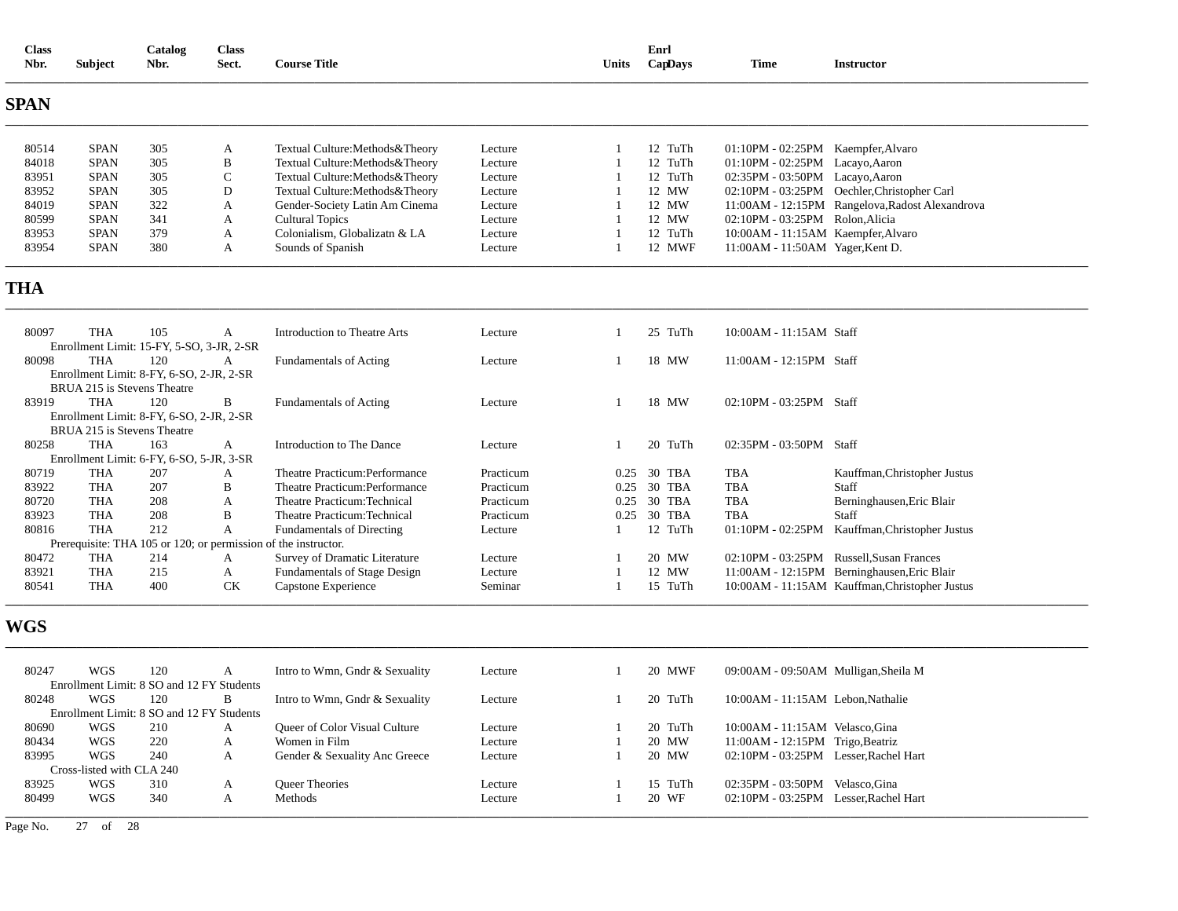| Class Nbr. | Subject | Catalog Nbr. | Class Sect. | Course Title | | Units | Enrl Cap | Days | Time | Instructor |
|---|---|---|---|---|---|---|---|---|---|---|

## SPAN

| Class Nbr. | Subject | Catalog Nbr. | Class Sect. | Course Title | | Units | Enrl Cap | Days | Time | Instructor |
|---|---|---|---|---|---|---|---|---|---|---|
| 80514 | SPAN | 305 | A | Textual Culture:Methods&Theory | Lecture | 1 | 12 | TuTh | 01:10PM - 02:25PM | Kaempfer,Alvaro |
| 84018 | SPAN | 305 | B | Textual Culture:Methods&Theory | Lecture | 1 | 12 | TuTh | 01:10PM - 02:25PM | Lacayo,Aaron |
| 83951 | SPAN | 305 | C | Textual Culture:Methods&Theory | Lecture | 1 | 12 | TuTh | 02:35PM - 03:50PM | Lacayo,Aaron |
| 83952 | SPAN | 305 | D | Textual Culture:Methods&Theory | Lecture | 1 | 12 | MW | 02:10PM - 03:25PM | Oechler,Christopher Carl |
| 84019 | SPAN | 322 | A | Gender-Society Latin Am Cinema | Lecture | 1 | 12 | MW | 11:00AM - 12:15PM | Rangelova,Radost Alexandrova |
| 80599 | SPAN | 341 | A | Cultural Topics | Lecture | 1 | 12 | MW | 02:10PM - 03:25PM | Rolon,Alicia |
| 83953 | SPAN | 379 | A | Colonialism, Globalizatn & LA | Lecture | 1 | 12 | TuTh | 10:00AM - 11:15AM | Kaempfer,Alvaro |
| 83954 | SPAN | 380 | A | Sounds of Spanish | Lecture | 1 | 12 | MWF | 11:00AM - 11:50AM | Yager,Kent D. |

## THA

| Class Nbr. | Subject | Catalog Nbr. | Class Sect. | Course Title | | Units | Enrl Cap | Days | Time | Instructor |
|---|---|---|---|---|---|---|---|---|---|---|
| 80097 | THA | 105 | A | Introduction to Theatre Arts | Lecture | 1 | 25 | TuTh | 10:00AM - 11:15AM | Staff |
| Enrollment Limit: 15-FY, 5-SO, 3-JR, 2-SR | | | | | | | | | | |
| 80098 | THA | 120 | A | Fundamentals of Acting | Lecture | 1 | 18 | MW | 11:00AM - 12:15PM | Staff |
| Enrollment Limit: 8-FY, 6-SO, 2-JR, 2-SR | | | | | | | | | | |
| BRUA 215 is Stevens Theatre | | | | | | | | | | |
| 83919 | THA | 120 | B | Fundamentals of Acting | Lecture | 1 | 18 | MW | 02:10PM - 03:25PM | Staff |
| Enrollment Limit: 8-FY, 6-SO, 2-JR, 2-SR | | | | | | | | | | |
| BRUA 215 is Stevens Theatre | | | | | | | | | | |
| 80258 | THA | 163 | A | Introduction to The Dance | Lecture | 1 | 20 | TuTh | 02:35PM - 03:50PM | Staff |
| Enrollment Limit: 6-FY, 6-SO, 5-JR, 3-SR | | | | | | | | | | |
| 80719 | THA | 207 | A | Theatre Practicum:Performance | Practicum | 0.25 | 30 | TBA | TBA | Kauffman,Christopher Justus |
| 83922 | THA | 207 | B | Theatre Practicum:Performance | Practicum | 0.25 | 30 | TBA | TBA | Staff |
| 80720 | THA | 208 | A | Theatre Practicum:Technical | Practicum | 0.25 | 30 | TBA | TBA | Berninghausen,Eric Blair |
| 83923 | THA | 208 | B | Theatre Practicum:Technical | Practicum | 0.25 | 30 | TBA | TBA | Staff |
| 80816 | THA | 212 | A | Fundamentals of Directing | Lecture | 1 | 12 | TuTh | 01:10PM - 02:25PM | Kauffman,Christopher Justus |
| Prerequisite: THA 105 or 120; or permission of the instructor. | | | | | | | | | | |
| 80472 | THA | 214 | A | Survey of Dramatic Literature | Lecture | 1 | 20 | MW | 02:10PM - 03:25PM | Russell,Susan Frances |
| 83921 | THA | 215 | A | Fundamentals of Stage Design | Lecture | 1 | 12 | MW | 11:00AM - 12:15PM | Berninghausen,Eric Blair |
| 80541 | THA | 400 | CK | Capstone Experience | Seminar | 1 | 15 | TuTh | 10:00AM - 11:15AM | Kauffman,Christopher Justus |

## WGS

| Class Nbr. | Subject | Catalog Nbr. | Class Sect. | Course Title | | Units | Enrl Cap | Days | Time | Instructor |
|---|---|---|---|---|---|---|---|---|---|---|
| 80247 | WGS | 120 | A | Intro to Wmn, Gndr & Sexuality | Lecture | 1 | 20 | MWF | 09:00AM - 09:50AM | Mulligan,Sheila M |
| Enrollment Limit: 8 SO and 12 FY Students | | | | | | | | | | |
| 80248 | WGS | 120 | B | Intro to Wmn, Gndr & Sexuality | Lecture | 1 | 20 | TuTh | 10:00AM - 11:15AM | Lebon,Nathalie |
| Enrollment Limit: 8 SO and 12 FY Students | | | | | | | | | | |
| 80690 | WGS | 210 | A | Queer of Color Visual Culture | Lecture | 1 | 20 | TuTh | 10:00AM - 11:15AM | Velasco,Gina |
| 80434 | WGS | 220 | A | Women in Film | Lecture | 1 | 20 | MW | 11:00AM - 12:15PM | Trigo,Beatriz |
| 83995 | WGS | 240 | A | Gender & Sexuality Anc Greece | Lecture | 1 | 20 | MW | 02:10PM - 03:25PM | Lesser,Rachel Hart |
| Cross-listed with CLA 240 | | | | | | | | | | |
| 83925 | WGS | 310 | A | Queer Theories | Lecture | 1 | 15 | TuTh | 02:35PM - 03:50PM | Velasco,Gina |
| 80499 | WGS | 340 | A | Methods | Lecture | 1 | 20 | WF | 02:10PM - 03:25PM | Lesser,Rachel Hart |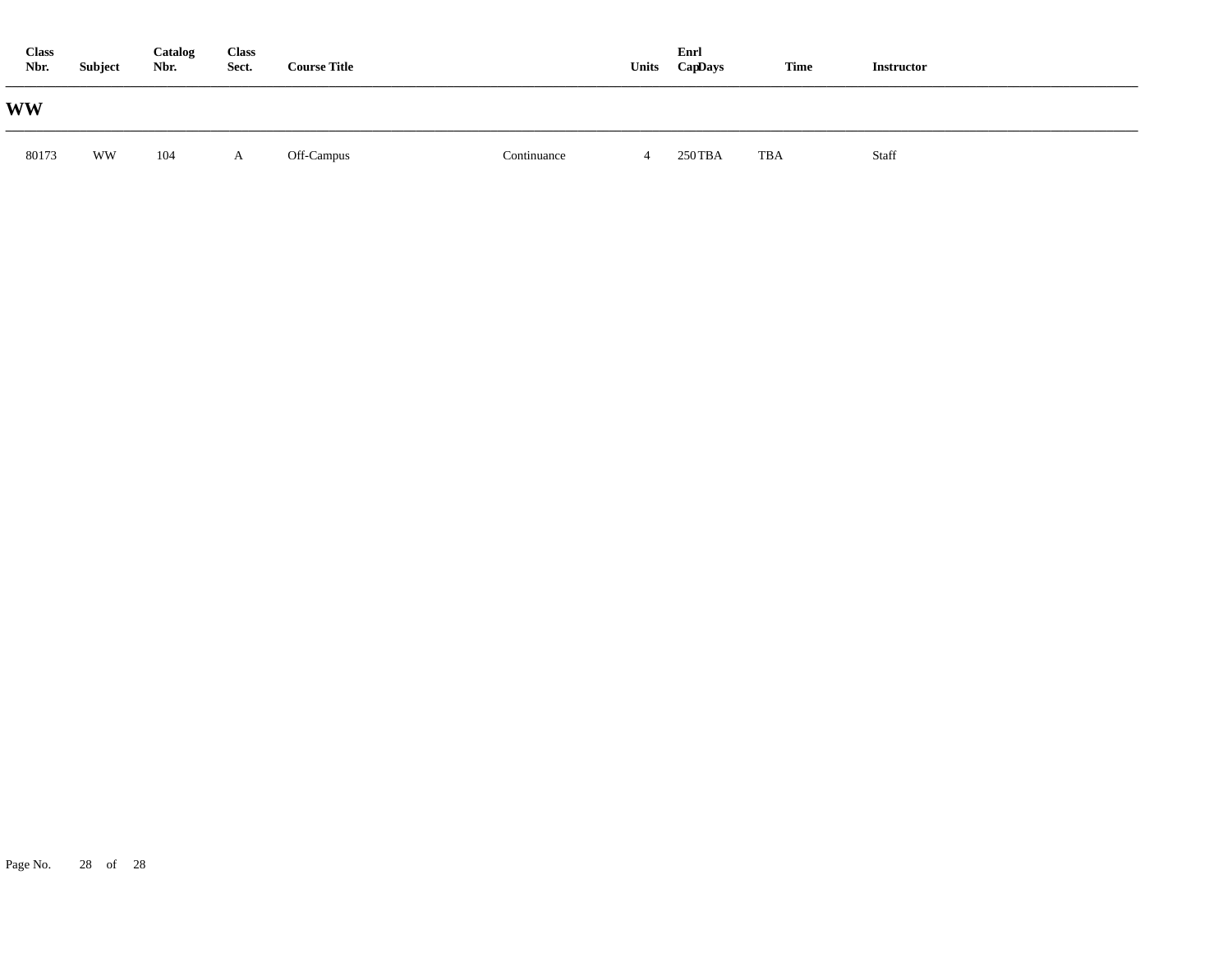| Class Nbr. | Subject | Catalog Nbr. | Class Sect. | Course Title | | Units | Enrl Cap | Days | Time | Instructor |
|---|---|---|---|---|---|---|---|---|---|---|
| **WW** | | | | | | | | | | |
| 80173 | WW | 104 | A | Off-Campus | Continuance | 4 | 250 | TBA | TBA | Staff |